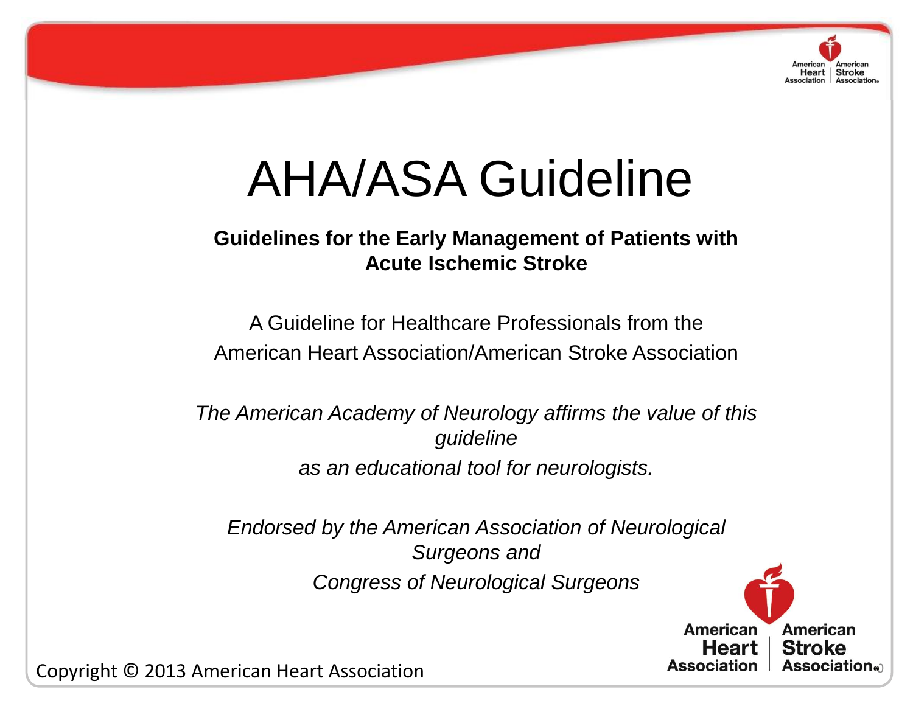# AHA/ASA Guideline

**Guidelines for the Early Management of Patients with Acute Ischemic Stroke**

A Guideline for Healthcare Professionals from the American Heart Association/American Stroke Association

*The American Academy of Neurology affirms the value of this guideline as an educational tool for neurologists.*

*Endorsed by the American Association of Neurological Surgeons and Congress of Neurological Surgeons*

Copyright © 2013 American Heart Association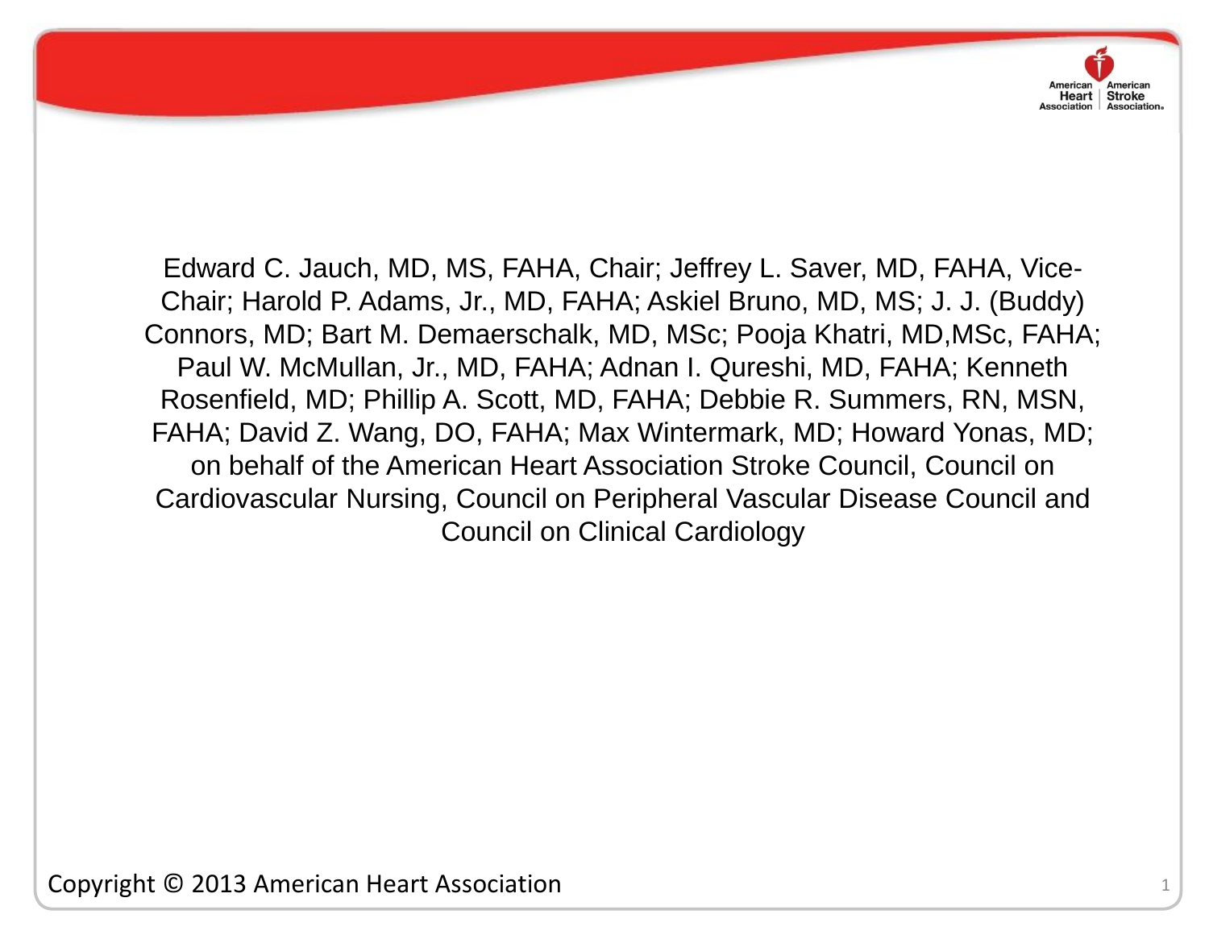Edward C. Jauch, MD, MS, FAHA, Chair; Jeffrey L. Saver, MD, FAHA, Vice-Chair; Harold P. Adams, Jr., MD, FAHA; Askiel Bruno, MD, MS; J. J. (Buddy) Connors, MD; Bart M. Demaerschalk, MD, MSc; Pooja Khatri, MD,MSc, FAHA; Paul W. McMullan, Jr., MD, FAHA; Adnan I. Qureshi, MD, FAHA; Kenneth Rosenfield, MD; Phillip A. Scott, MD, FAHA; Debbie R. Summers, RN, MSN, FAHA; David Z. Wang, DO, FAHA; Max Wintermark, MD; Howard Yonas, MD; on behalf of the American Heart Association Stroke Council, Council on Cardiovascular Nursing, Council on Peripheral Vascular Disease Council and Council on Clinical Cardiology

Copyright © 2013 American Heart Association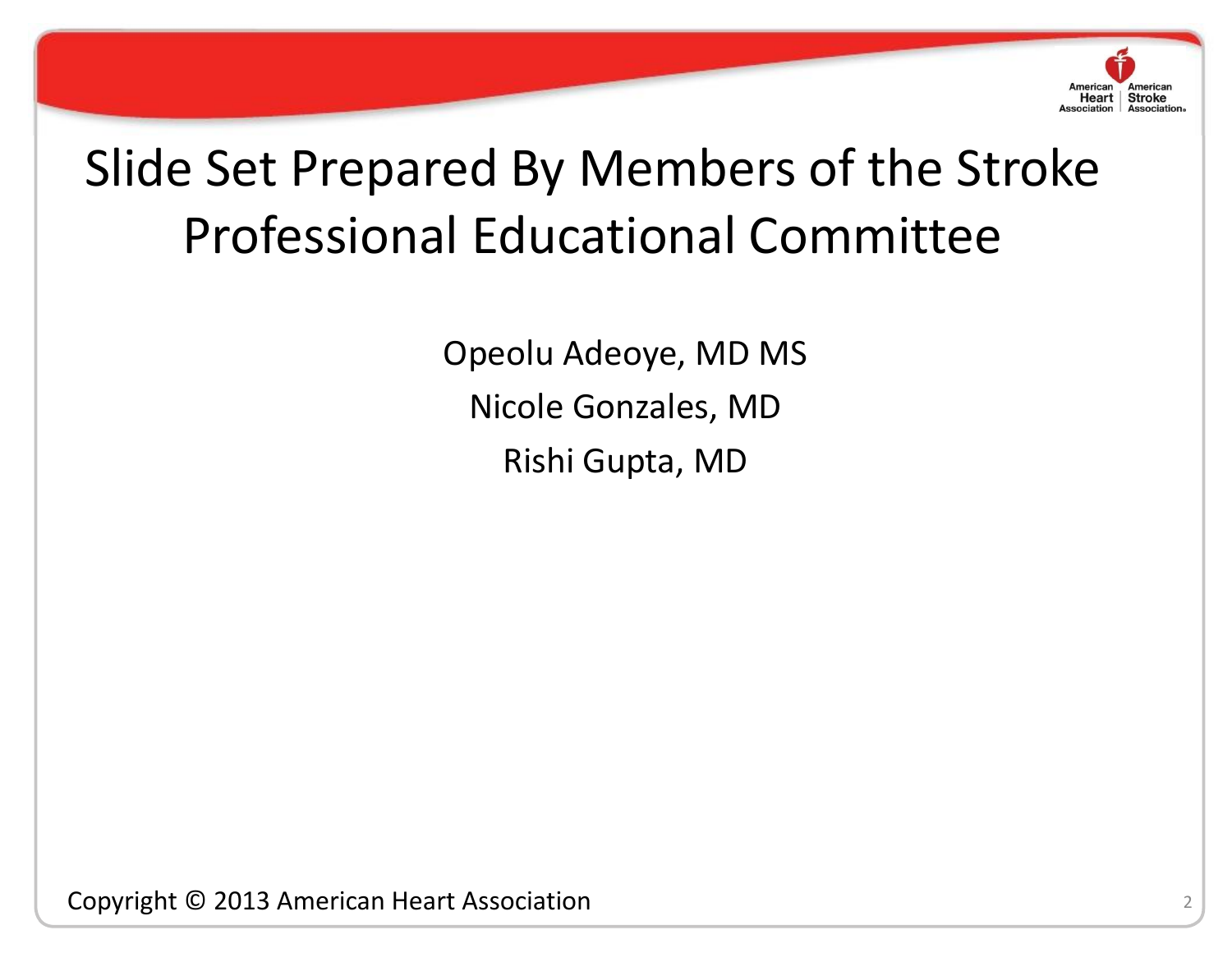# Slide Set Prepared By Members of the Stroke Professional Educational Committee

Opeolu Adeoye, MD MS

Nicole Gonzales, MD

Rishi Gupta, MD

Copyright © 2013 American Heart Association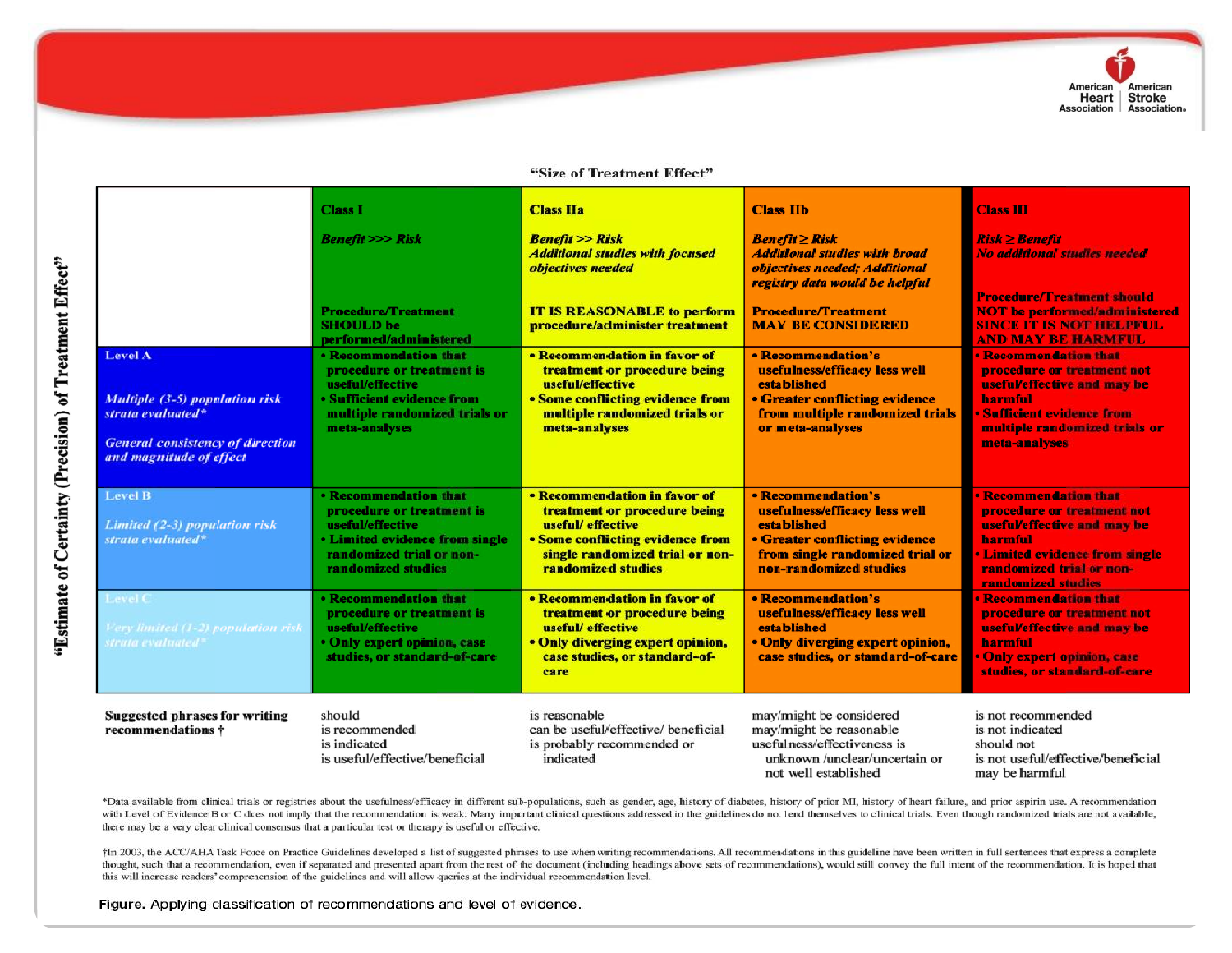"Size of Treatment Effect"

"Estimate of Certainty (Precision) of Treatment Effect"

| | **Class I**<br><br>***Benefit >>> Risk***<br><br>**Procedure/Treatment SHOULD be performed/administered** | **Class IIa**<br><br>***Benefit >> Risk***<br>***Additional studies with focused objectives needed***<br><br>**IT IS REASONABLE to perform procedure/administer treatment** | **Class IIb**<br><br>***Benefit ≥ Risk***<br>***Additional studies with broad objectives needed; Additional registry data would be helpful***<br><br>**Procedure/Treatment MAY BE CONSIDERED** | **Class III**<br><br>***Risk ≥ Benefit***<br>***No additional studies needed***<br><br>**Procedure/Treatment should NOT be performed/administered SINCE IT IS NOT HELPFUL AND MAY BE HARMFUL** |
|---|---|---|---|---|
| **Level A**<br><br>*Multiple (3-5) population risk strata evaluated**<br><br>*General consistency of direction and magnitude of effect* | • Recommendation that procedure or treatment is useful/effective<br>• Sufficient evidence from multiple randomized trials or meta-analyses | • Recommendation in favor of treatment or procedure being useful/effective<br>• Some conflicting evidence from multiple randomized trials or meta-analyses | • Recommendation's usefulness/efficacy less well established<br>• Greater conflicting evidence from multiple randomized trials or meta-analyses | • Recommendation that procedure or treatment not useful/effective and may be harmful<br>• Sufficient evidence from multiple randomized trials or meta-analyses |
| **Level B**<br><br>*Limited (2-3) population risk strata evaluated** | • Recommendation that procedure or treatment is useful/effective<br>• Limited evidence from single randomized trial or non-randomized studies | • Recommendation in favor of treatment or procedure being useful/ effective<br>• Some conflicting evidence from single randomized trial or non-randomized studies | • Recommendation's usefulness/efficacy less well established<br>• Greater conflicting evidence from single randomized trial or non-randomized studies | • Recommendation that procedure or treatment not useful/effective and may be harmful<br>• Limited evidence from single randomized trial or non-randomized studies |
| **Level C**<br><br>*Very limited (1-2) population risk strata evaluated** | • Recommendation that procedure or treatment is useful/effective<br>• Only expert opinion, case studies, or standard-of-care | • Recommendation in favor of treatment or procedure being useful/ effective<br>• Only diverging expert opinion, case studies, or standard-of-care | • Recommendation's usefulness/efficacy less well established<br>• Only diverging expert opinion, case studies, or standard-of-care | • Recommendation that procedure or treatment not useful/effective and may be harmful<br>• Only expert opinion, case studies, or standard-of-care |
| **Suggested phrases for writing recommendations †** | should<br>is recommended<br>is indicated<br>is useful/effective/beneficial | is reasonable<br>can be useful/effective/ beneficial<br>is probably recommended or indicated | may/might be considered<br>may/might be reasonable<br>usefulness/effectiveness is unknown /unclear/uncertain or not well established | is not recommended<br>is not indicated<br>should not<br>is not useful/effective/beneficial<br>may be harmful |

*Data available from clinical trials or registries about the usefulness/efficacy in different sub-populations, such as gender, age, history of diabetes, history of prior MI, history of heart failure, and prior aspirin use. A recommendation with Level of Evidence B or C does not imply that the recommendation is weak. Many important clinical questions addressed in the guidelines do not lend themselves to clinical trials. Even though randomized trials are not available, there may be a very clear clinical consensus that a particular test or therapy is useful or effective.

†In 2003, the ACC/AHA Task Force on Practice Guidelines developed a list of suggested phrases to use when writing recommendations. All recommendations in this guideline have been written in full sentences that express a complete thought, such that a recommendation, even if separated and presented apart from the rest of the document (including headings above sets of recommendations), would still convey the full intent of the recommendation. It is hoped that this will increase readers' comprehension of the guidelines and will allow queries at the individual recommendation level.

**Figure.** Applying classification of recommendations and level of evidence.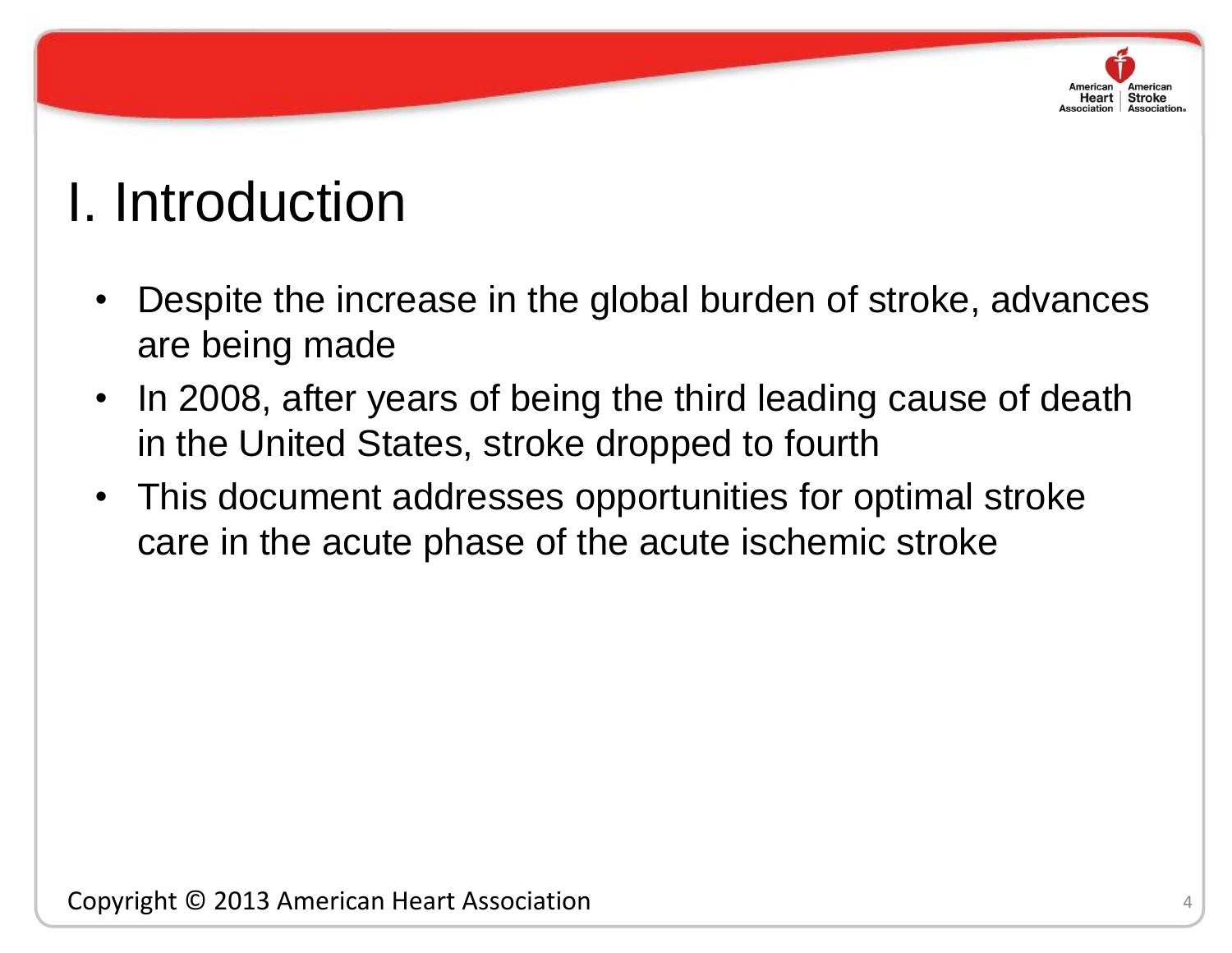# I. Introduction

- Despite the increase in the global burden of stroke, advances are being made
- In 2008, after years of being the third leading cause of death in the United States, stroke dropped to fourth
- This document addresses opportunities for optimal stroke care in the acute phase of the acute ischemic stroke

Copyright © 2013 American Heart Association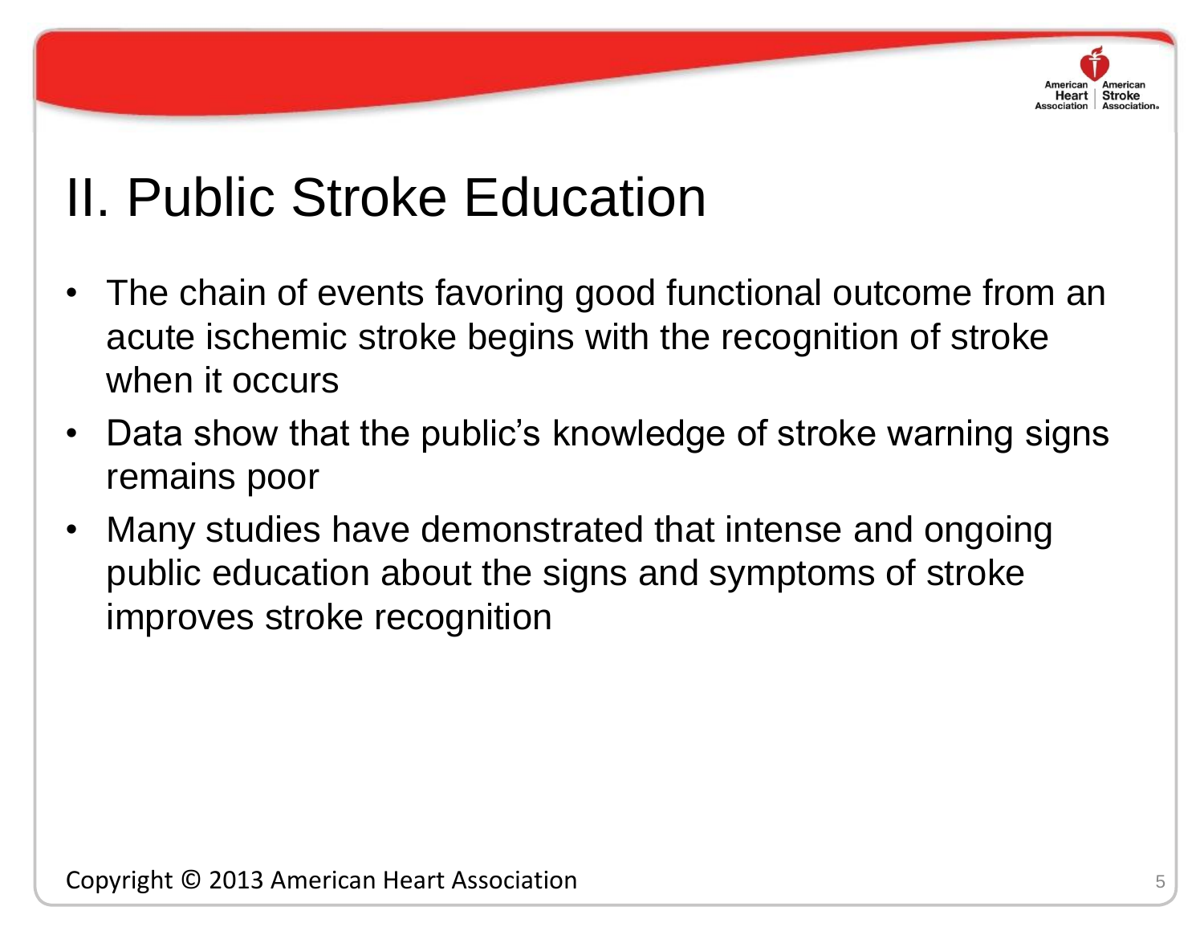# II. Public Stroke Education

- The chain of events favoring good functional outcome from an acute ischemic stroke begins with the recognition of stroke when it occurs
- Data show that the public's knowledge of stroke warning signs remains poor
- Many studies have demonstrated that intense and ongoing public education about the signs and symptoms of stroke improves stroke recognition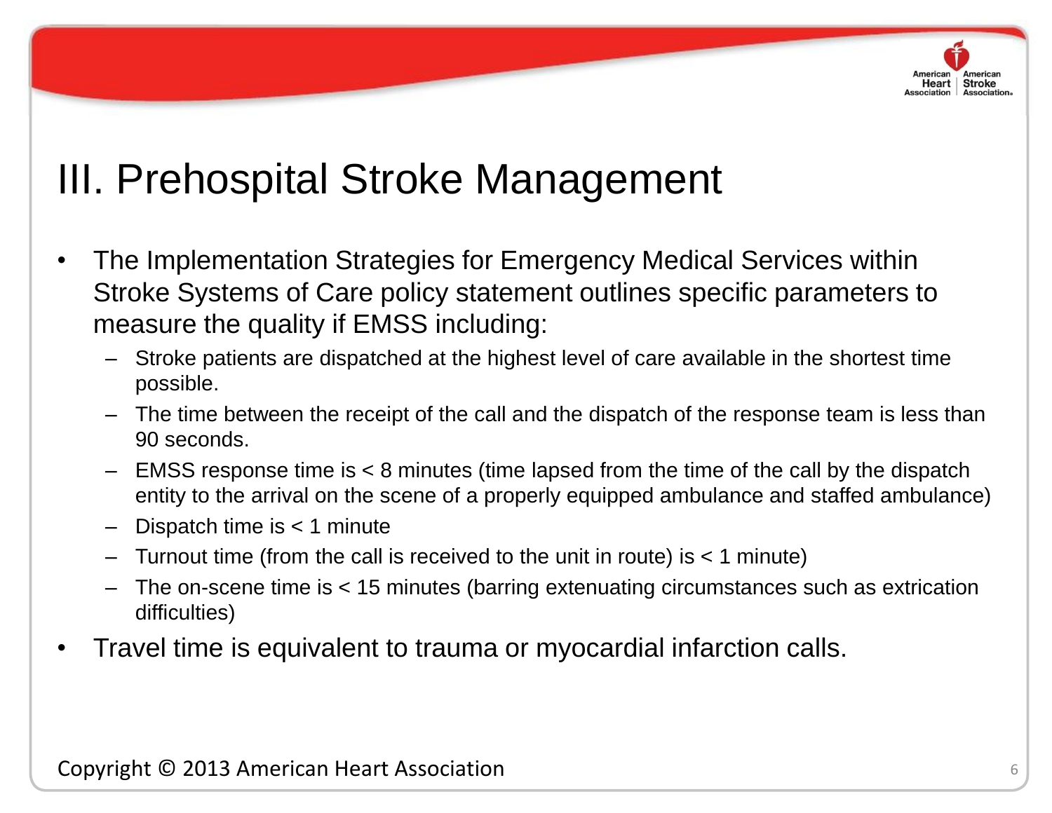# III. Prehospital Stroke Management

- The Implementation Strategies for Emergency Medical Services within Stroke Systems of Care policy statement outlines specific parameters to measure the quality if EMSS including:
  - Stroke patients are dispatched at the highest level of care available in the shortest time possible.
  - The time between the receipt of the call and the dispatch of the response team is less than 90 seconds.
  - EMSS response time is < 8 minutes (time lapsed from the time of the call by the dispatch entity to the arrival on the scene of a properly equipped ambulance and staffed ambulance)
  - Dispatch time is < 1 minute
  - Turnout time (from the call is received to the unit in route) is < 1 minute)
  - The on-scene time is < 15 minutes (barring extenuating circumstances such as extrication difficulties)
- Travel time is equivalent to trauma or myocardial infarction calls.

Copyright © 2013 American Heart Association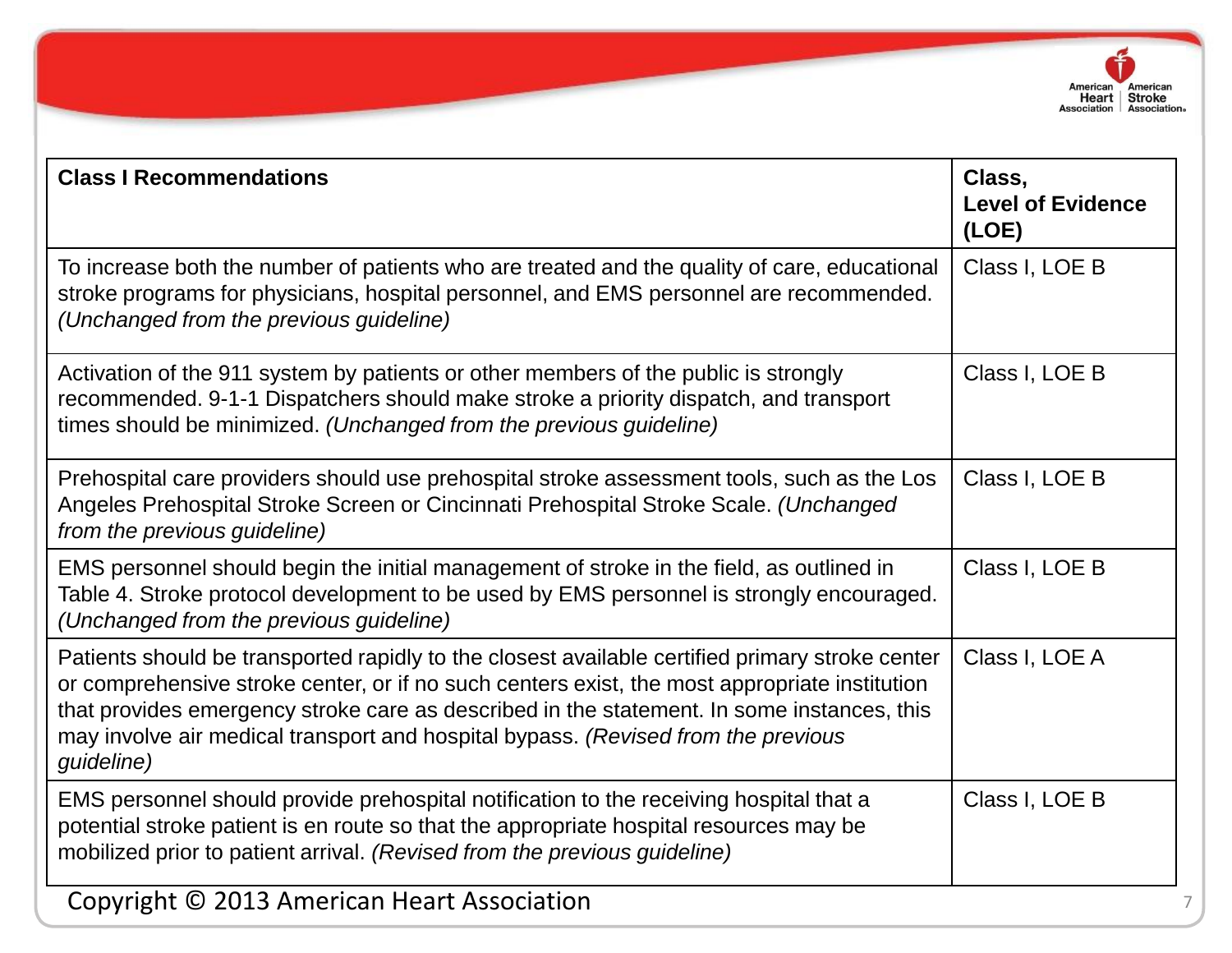| Class I Recommendations | Class, Level of Evidence (LOE) |
|---|---|
| To increase both the number of patients who are treated and the quality of care, educational stroke programs for physicians, hospital personnel, and EMS personnel are recommended. *(Unchanged from the previous guideline)* | Class I, LOE B |
| Activation of the 911 system by patients or other members of the public is strongly recommended. 9-1-1 Dispatchers should make stroke a priority dispatch, and transport times should be minimized. *(Unchanged from the previous guideline)* | Class I, LOE B |
| Prehospital care providers should use prehospital stroke assessment tools, such as the Los Angeles Prehospital Stroke Screen or Cincinnati Prehospital Stroke Scale. *(Unchanged from the previous guideline)* | Class I, LOE B |
| EMS personnel should begin the initial management of stroke in the field, as outlined in Table 4. Stroke protocol development to be used by EMS personnel is strongly encouraged. *(Unchanged from the previous guideline)* | Class I, LOE B |
| Patients should be transported rapidly to the closest available certified primary stroke center or comprehensive stroke center, or if no such centers exist, the most appropriate institution that provides emergency stroke care as described in the statement. In some instances, this may involve air medical transport and hospital bypass. *(Revised from the previous guideline)* | Class I, LOE A |
| EMS personnel should provide prehospital notification to the receiving hospital that a potential stroke patient is en route so that the appropriate hospital resources may be mobilized prior to patient arrival. *(Revised from the previous guideline)* | Class I, LOE B |

Copyright © 2013 American Heart Association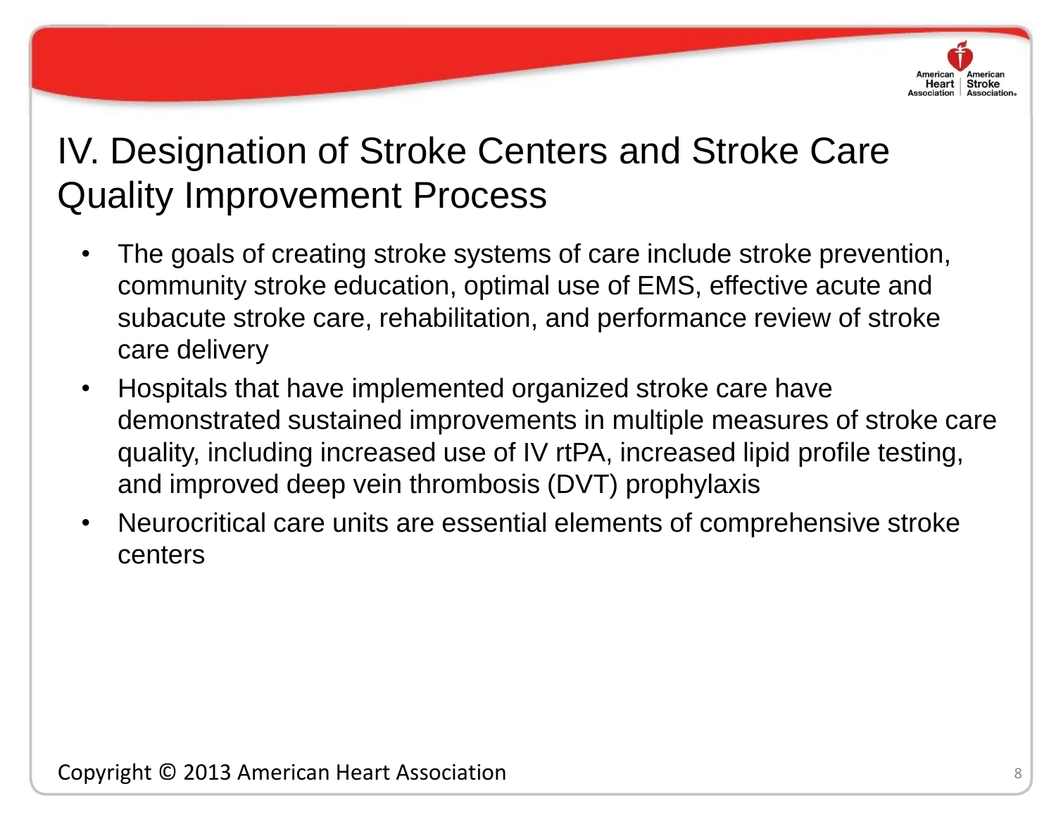# IV. Designation of Stroke Centers and Stroke Care Quality Improvement Process

- The goals of creating stroke systems of care include stroke prevention, community stroke education, optimal use of EMS, effective acute and subacute stroke care, rehabilitation, and performance review of stroke care delivery
- Hospitals that have implemented organized stroke care have demonstrated sustained improvements in multiple measures of stroke care quality, including increased use of IV rtPA, increased lipid profile testing, and improved deep vein thrombosis (DVT) prophylaxis
- Neurocritical care units are essential elements of comprehensive stroke centers

Copyright © 2013 American Heart Association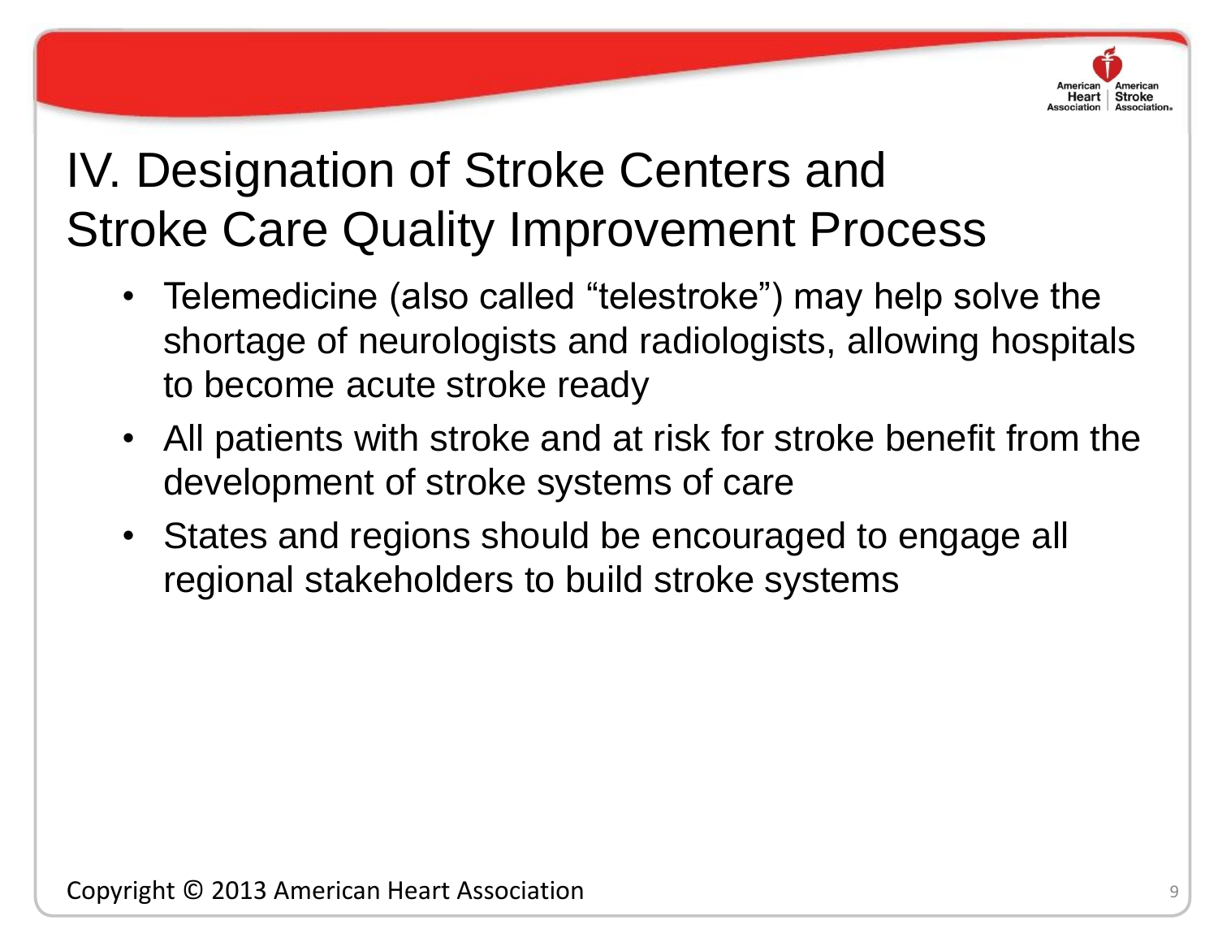# IV. Designation of Stroke Centers and Stroke Care Quality Improvement Process

- Telemedicine (also called “telestroke”) may help solve the shortage of neurologists and radiologists, allowing hospitals to become acute stroke ready
- All patients with stroke and at risk for stroke benefit from the development of stroke systems of care
- States and regions should be encouraged to engage all regional stakeholders to build stroke systems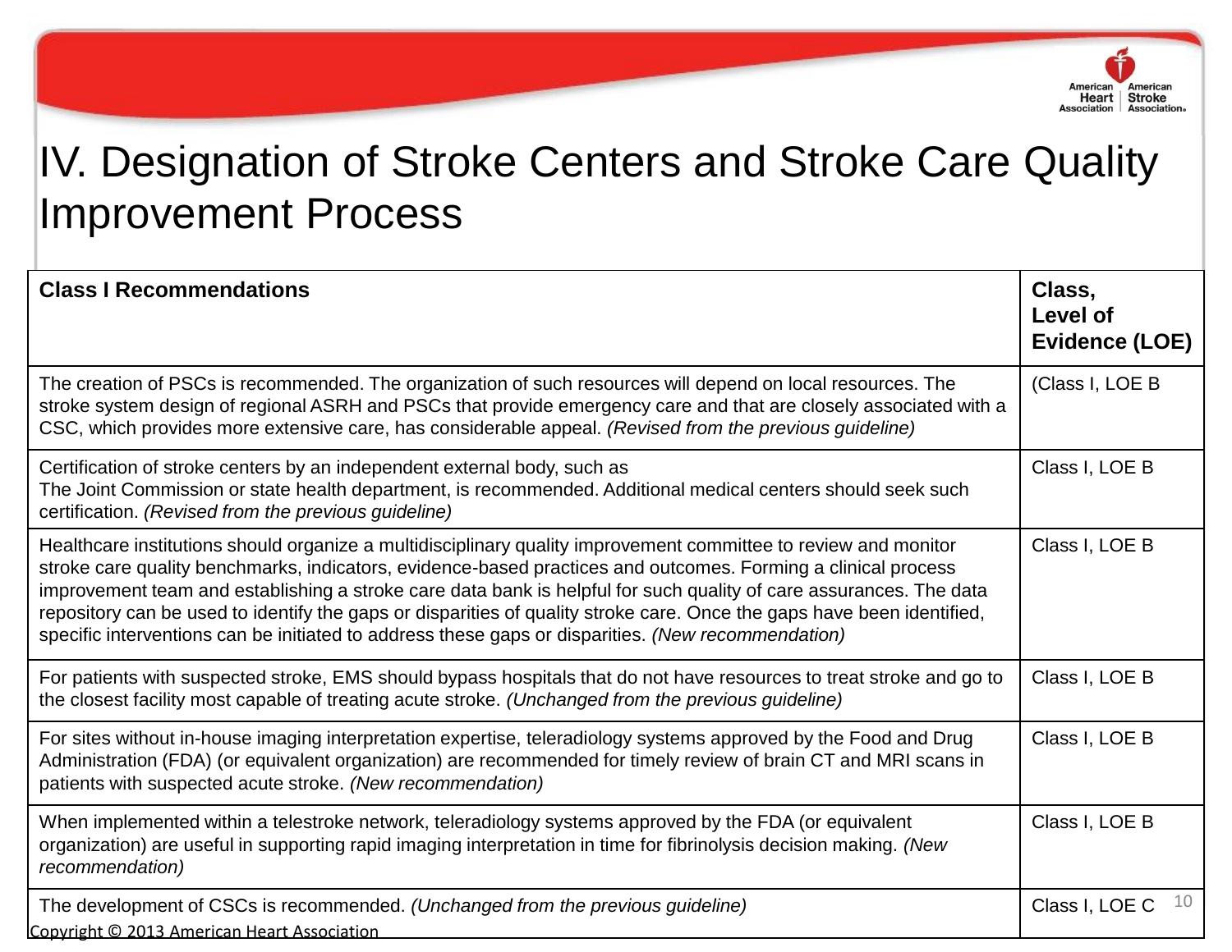# IV. Designation of Stroke Centers and Stroke Care Quality Improvement Process

| **Class I Recommendations** | **Class, Level of Evidence (LOE)** |
|---|---|
| The creation of PSCs is recommended. The organization of such resources will depend on local resources. The stroke system design of regional ASRH and PSCs that provide emergency care and that are closely associated with a CSC, which provides more extensive care, has considerable appeal. *(Revised from the previous guideline)* | (Class I, LOE B |
| Certification of stroke centers by an independent external body, such as The Joint Commission or state health department, is recommended. Additional medical centers should seek such certification. *(Revised from the previous guideline)* | Class I, LOE B |
| Healthcare institutions should organize a multidisciplinary quality improvement committee to review and monitor stroke care quality benchmarks, indicators, evidence-based practices and outcomes. Forming a clinical process improvement team and establishing a stroke care data bank is helpful for such quality of care assurances. The data repository can be used to identify the gaps or disparities of quality stroke care. Once the gaps have been identified, specific interventions can be initiated to address these gaps or disparities. *(New recommendation)* | Class I, LOE B |
| For patients with suspected stroke, EMS should bypass hospitals that do not have resources to treat stroke and go to the closest facility most capable of treating acute stroke. *(Unchanged from the previous guideline)* | Class I, LOE B |
| For sites without in-house imaging interpretation expertise, teleradiology systems approved by the Food and Drug Administration (FDA) (or equivalent organization) are recommended for timely review of brain CT and MRI scans in patients with suspected acute stroke. *(New recommendation)* | Class I, LOE B |
| When implemented within a telestroke network, teleradiology systems approved by the FDA (or equivalent organization) are useful in supporting rapid imaging interpretation in time for fibrinolysis decision making. *(New recommendation)* | Class I, LOE B |
| The development of CSCs is recommended. *(Unchanged from the previous guideline)* | Class I, LOE C |

Copyright © 2013 American Heart Association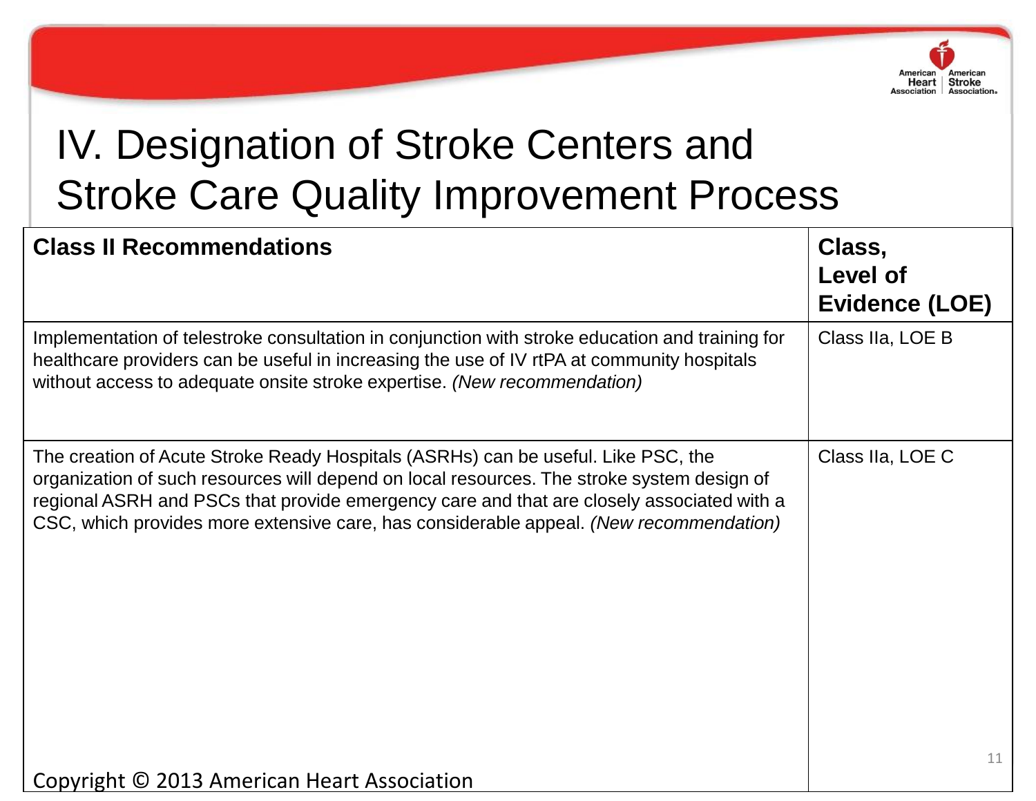# IV. Designation of Stroke Centers and Stroke Care Quality Improvement Process

| Class II Recommendations | Class, Level of Evidence (LOE) |
| --- | --- |
| Implementation of telestroke consultation in conjunction with stroke education and training for healthcare providers can be useful in increasing the use of IV rtPA at community hospitals without access to adequate onsite stroke expertise. *(New recommendation)* | Class IIa, LOE B |
| The creation of Acute Stroke Ready Hospitals (ASRHs) can be useful. Like PSC, the organization of such resources will depend on local resources. The stroke system design of regional ASRH and PSCs that provide emergency care and that are closely associated with a CSC, which provides more extensive care, has considerable appeal. *(New recommendation)* | Class IIa, LOE C |

Copyright © 2013 American Heart Association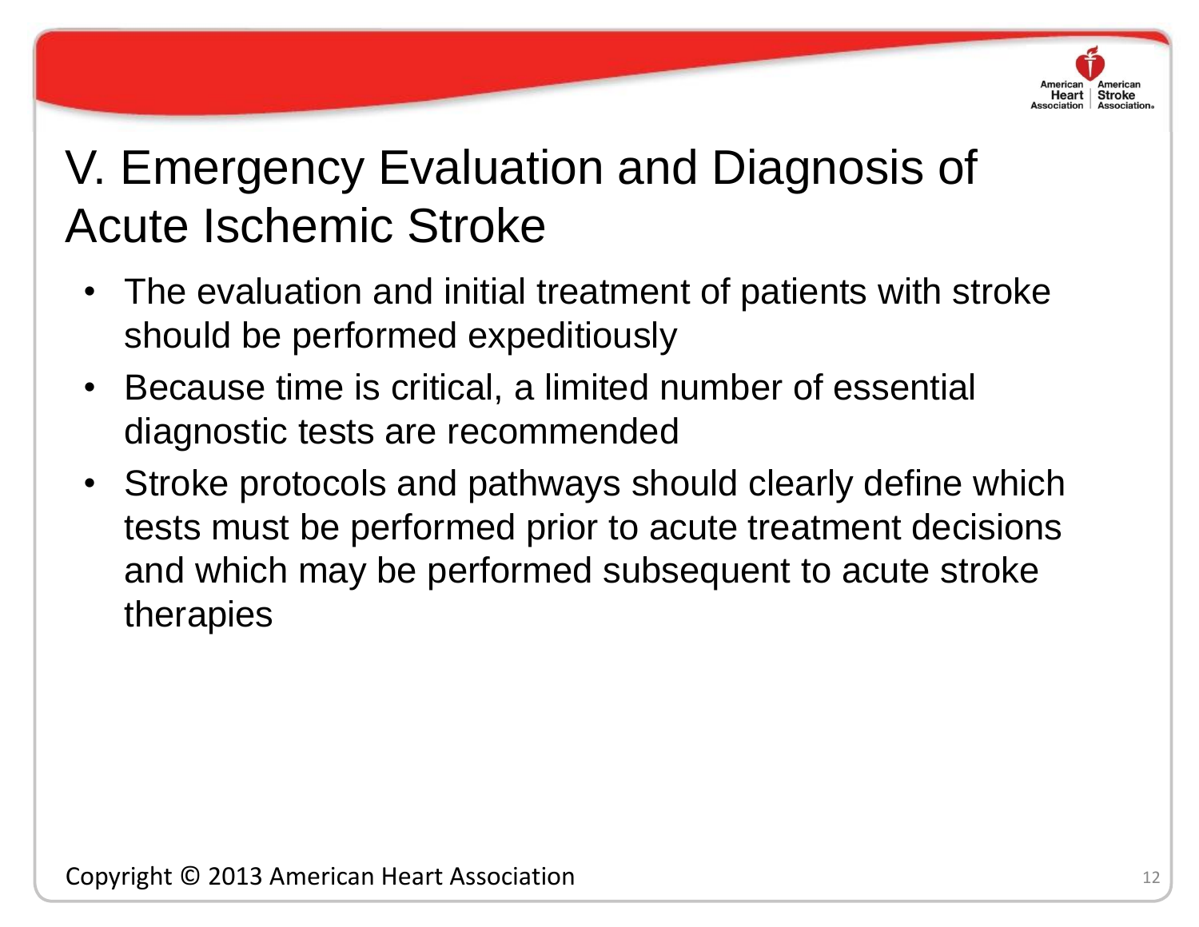# V. Emergency Evaluation and Diagnosis of Acute Ischemic Stroke

- The evaluation and initial treatment of patients with stroke should be performed expeditiously
- Because time is critical, a limited number of essential diagnostic tests are recommended
- Stroke protocols and pathways should clearly define which tests must be performed prior to acute treatment decisions and which may be performed subsequent to acute stroke therapies

Copyright © 2013 American Heart Association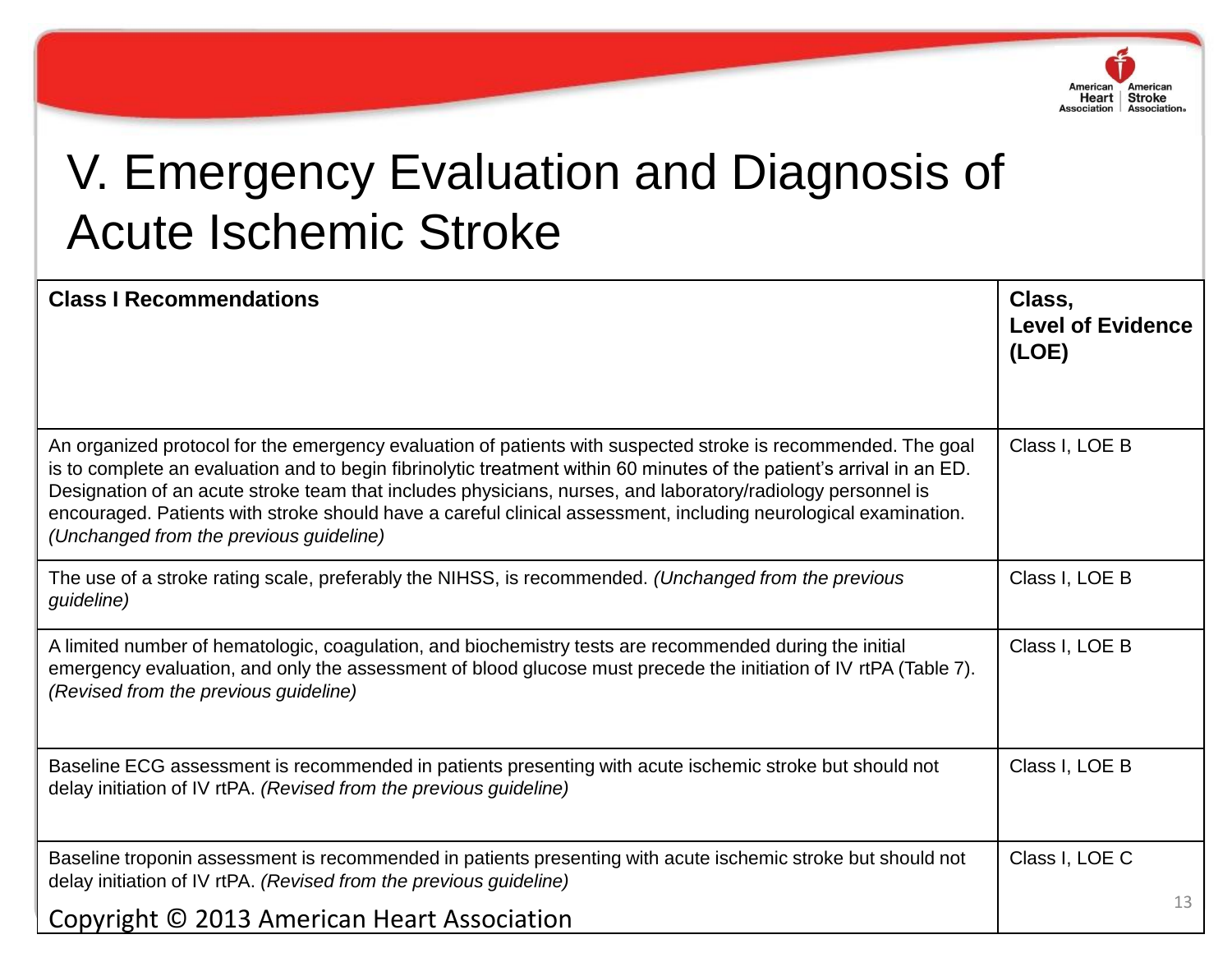# V. Emergency Evaluation and Diagnosis of Acute Ischemic Stroke

| **Class I Recommendations** | **Class, Level of Evidence (LOE)** |
|---|---|
| An organized protocol for the emergency evaluation of patients with suspected stroke is recommended. The goal is to complete an evaluation and to begin fibrinolytic treatment within 60 minutes of the patient's arrival in an ED. Designation of an acute stroke team that includes physicians, nurses, and laboratory/radiology personnel is encouraged. Patients with stroke should have a careful clinical assessment, including neurological examination. *(Unchanged from the previous guideline)* | Class I, LOE B |
| The use of a stroke rating scale, preferably the NIHSS, is recommended. *(Unchanged from the previous guideline)* | Class I, LOE B |
| A limited number of hematologic, coagulation, and biochemistry tests are recommended during the initial emergency evaluation, and only the assessment of blood glucose must precede the initiation of IV rtPA (Table 7). *(Revised from the previous guideline)* | Class I, LOE B |
| Baseline ECG assessment is recommended in patients presenting with acute ischemic stroke but should not delay initiation of IV rtPA. *(Revised from the previous guideline)* | Class I, LOE B |
| Baseline troponin assessment is recommended in patients presenting with acute ischemic stroke but should not delay initiation of IV rtPA. *(Revised from the previous guideline)* | Class I, LOE C |

Copyright © 2013 American Heart Association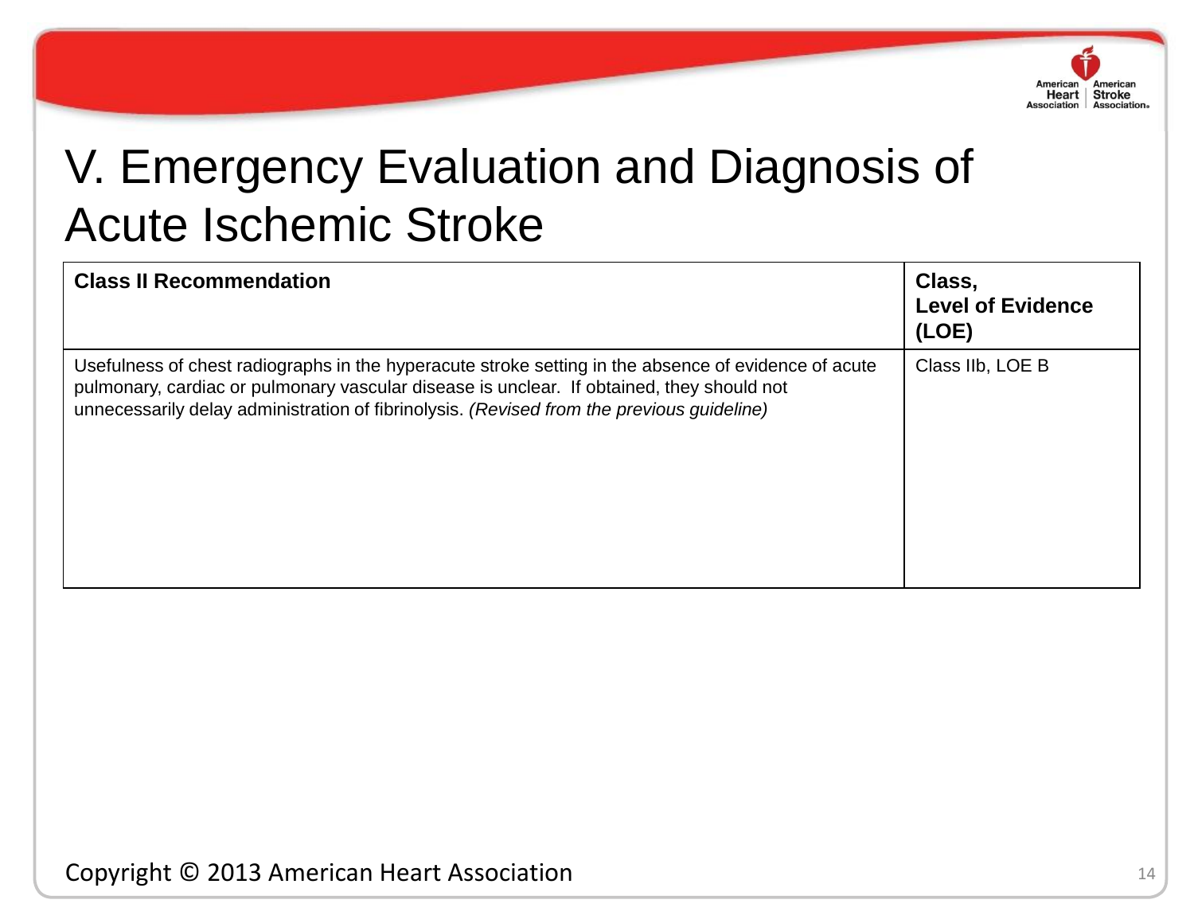# V. Emergency Evaluation and Diagnosis of Acute Ischemic Stroke

| **Class II Recommendation** | **Class, Level of Evidence (LOE)** |
| --- | --- |
| Usefulness of chest radiographs in the hyperacute stroke setting in the absence of evidence of acute pulmonary, cardiac or pulmonary vascular disease is unclear. If obtained, they should not unnecessarily delay administration of fibrinolysis. *(Revised from the previous guideline)* | Class IIb, LOE B |

Copyright © 2013 American Heart Association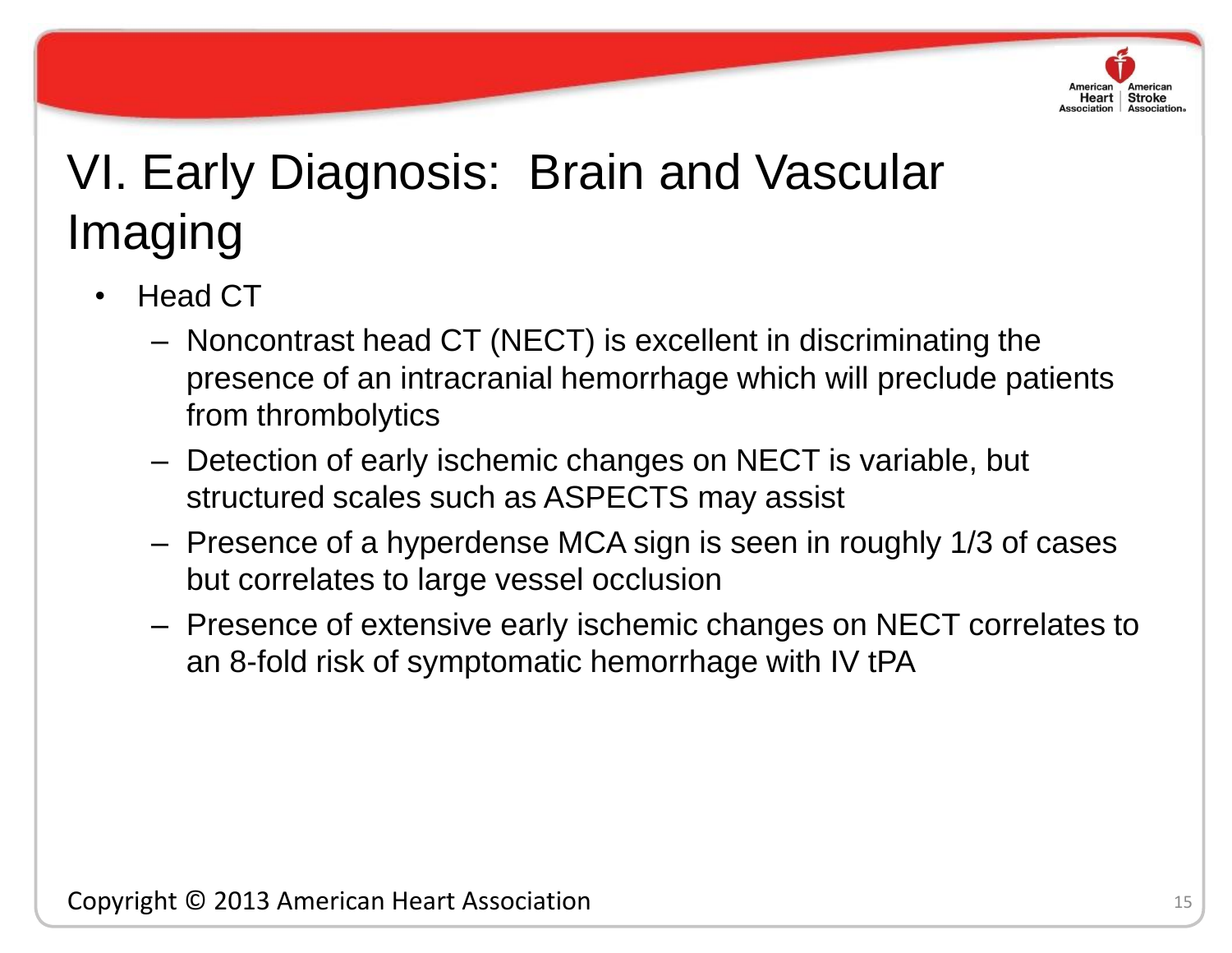# VI. Early Diagnosis: Brain and Vascular Imaging

- Head CT
  - Noncontrast head CT (NECT) is excellent in discriminating the presence of an intracranial hemorrhage which will preclude patients from thrombolytics
  - Detection of early ischemic changes on NECT is variable, but structured scales such as ASPECTS may assist
  - Presence of a hyperdense MCA sign is seen in roughly 1/3 of cases but correlates to large vessel occlusion
  - Presence of extensive early ischemic changes on NECT correlates to an 8-fold risk of symptomatic hemorrhage with IV tPA

Copyright © 2013 American Heart Association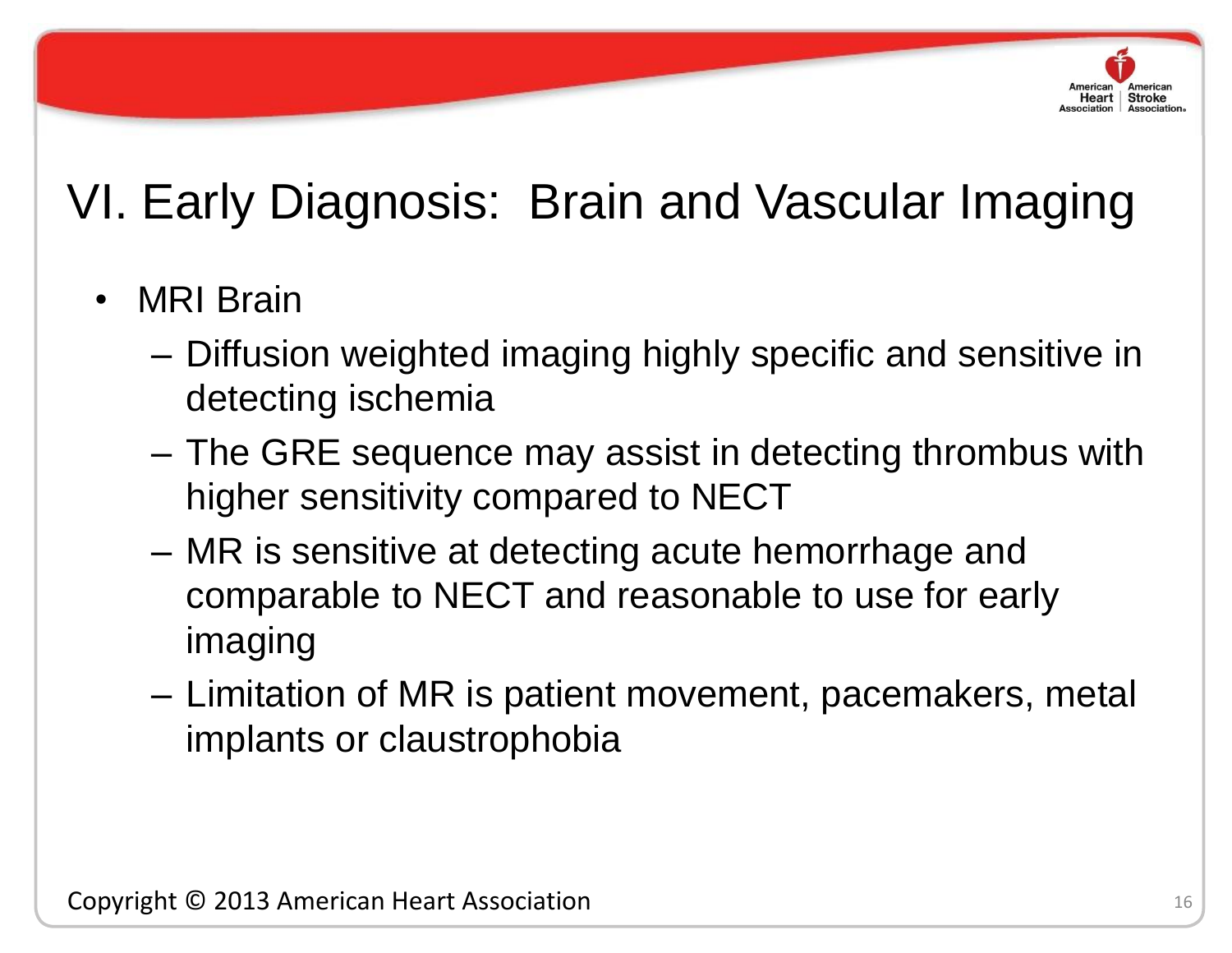# VI. Early Diagnosis: Brain and Vascular Imaging

- MRI Brain
  - Diffusion weighted imaging highly specific and sensitive in detecting ischemia
  - The GRE sequence may assist in detecting thrombus with higher sensitivity compared to NECT
  - MR is sensitive at detecting acute hemorrhage and comparable to NECT and reasonable to use for early imaging
  - Limitation of MR is patient movement, pacemakers, metal implants or claustrophobia

Copyright © 2013 American Heart Association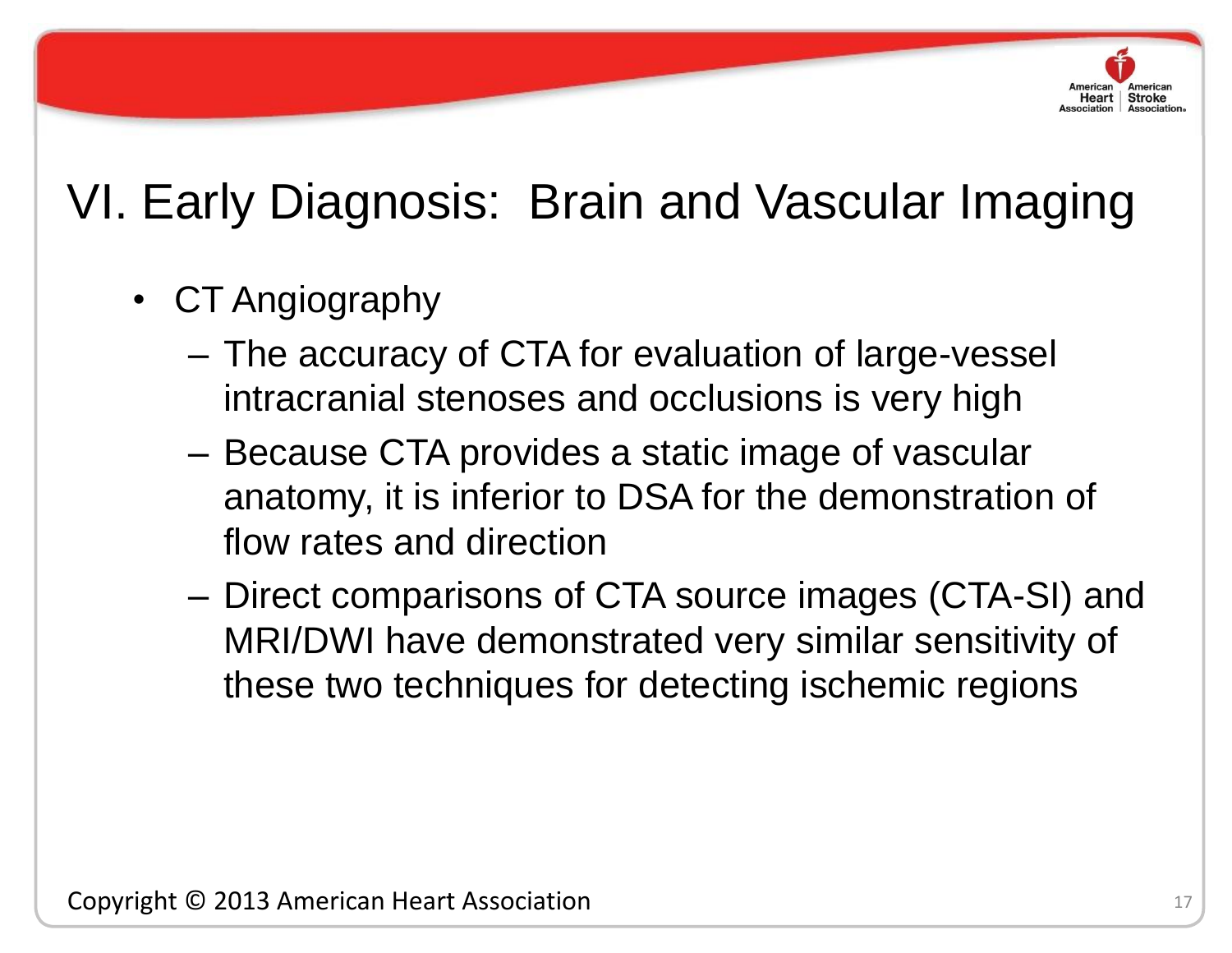# VI. Early Diagnosis: Brain and Vascular Imaging

- CT Angiography
  - The accuracy of CTA for evaluation of large-vessel intracranial stenoses and occlusions is very high
  - Because CTA provides a static image of vascular anatomy, it is inferior to DSA for the demonstration of flow rates and direction
  - Direct comparisons of CTA source images (CTA-SI) and MRI/DWI have demonstrated very similar sensitivity of these two techniques for detecting ischemic regions

Copyright © 2013 American Heart Association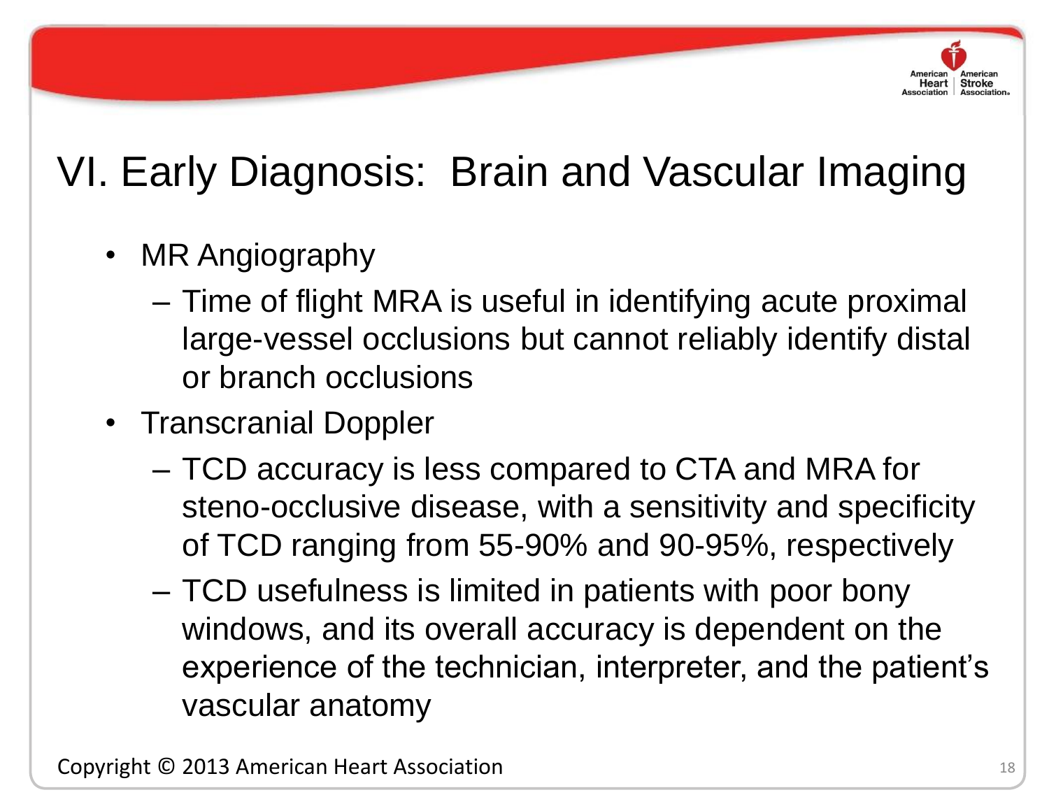# VI. Early Diagnosis: Brain and Vascular Imaging

- MR Angiography
  - Time of flight MRA is useful in identifying acute proximal large-vessel occlusions but cannot reliably identify distal or branch occlusions
- Transcranial Doppler
  - TCD accuracy is less compared to CTA and MRA for steno-occlusive disease, with a sensitivity and specificity of TCD ranging from 55-90% and 90-95%, respectively
  - TCD usefulness is limited in patients with poor bony windows, and its overall accuracy is dependent on the experience of the technician, interpreter, and the patient's vascular anatomy

Copyright © 2013 American Heart Association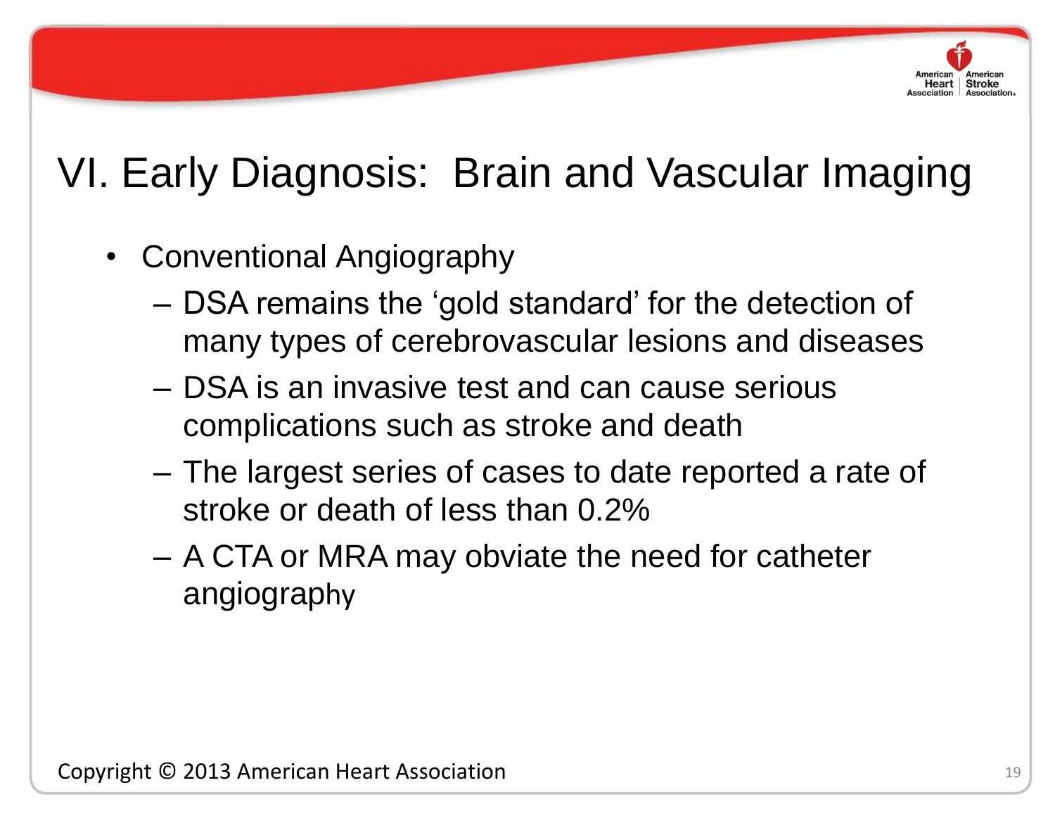# VI. Early Diagnosis: Brain and Vascular Imaging

- Conventional Angiography
  - DSA remains the ‘gold standard’ for the detection of many types of cerebrovascular lesions and diseases
  - DSA is an invasive test and can cause serious complications such as stroke and death
  - The largest series of cases to date reported a rate of stroke or death of less than 0.2%
  - A CTA or MRA may obviate the need for catheter angiography

Copyright © 2013 American Heart Association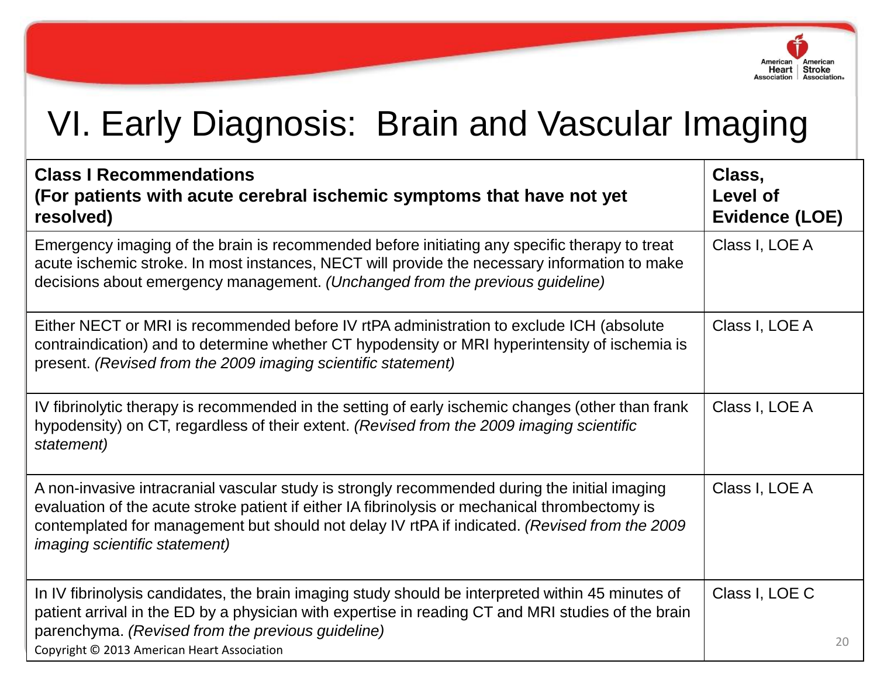# VI. Early Diagnosis: Brain and Vascular Imaging

| **Class I Recommendations**<br>**(For patients with acute cerebral ischemic symptoms that have not yet resolved)** | **Class, Level of Evidence (LOE)** |
| --- | --- |
| Emergency imaging of the brain is recommended before initiating any specific therapy to treat acute ischemic stroke. In most instances, NECT will provide the necessary information to make decisions about emergency management. *(Unchanged from the previous guideline)* | Class I, LOE A |
| Either NECT or MRI is recommended before IV rtPA administration to exclude ICH (absolute contraindication) and to determine whether CT hypodensity or MRI hyperintensity of ischemia is present. *(Revised from the 2009 imaging scientific statement)* | Class I, LOE A |
| IV fibrinolytic therapy is recommended in the setting of early ischemic changes (other than frank hypodensity) on CT, regardless of their extent. *(Revised from the 2009 imaging scientific statement)* | Class I, LOE A |
| A non-invasive intracranial vascular study is strongly recommended during the initial imaging evaluation of the acute stroke patient if either IA fibrinolysis or mechanical thrombectomy is contemplated for management but should not delay IV rtPA if indicated. *(Revised from the 2009 imaging scientific statement)* | Class I, LOE A |
| In IV fibrinolysis candidates, the brain imaging study should be interpreted within 45 minutes of patient arrival in the ED by a physician with expertise in reading CT and MRI studies of the brain parenchyma. *(Revised from the previous guideline)* | Class I, LOE C |

Copyright © 2013 American Heart Association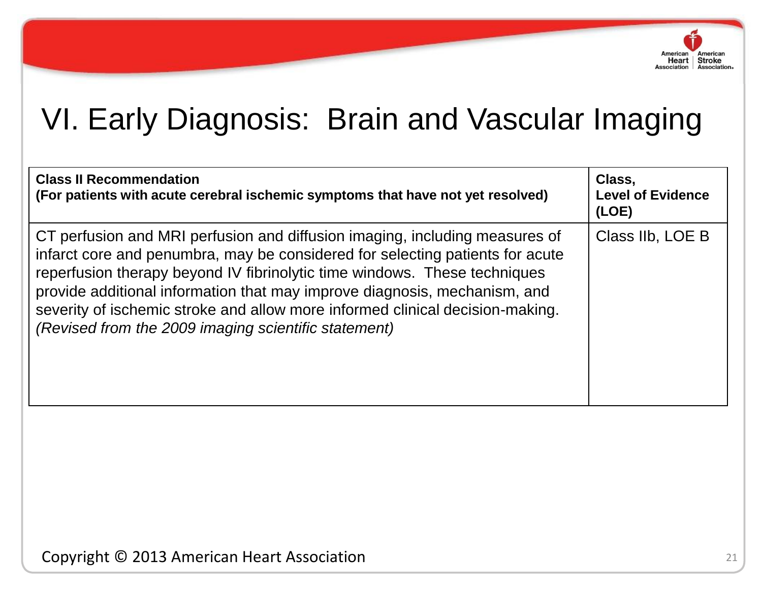# VI. Early Diagnosis: Brain and Vascular Imaging

| **Class II Recommendation (For patients with acute cerebral ischemic symptoms that have not yet resolved)** | **Class, Level of Evidence (LOE)** |
|---|---|
| CT perfusion and MRI perfusion and diffusion imaging, including measures of infarct core and penumbra, may be considered for selecting patients for acute reperfusion therapy beyond IV fibrinolytic time windows. These techniques provide additional information that may improve diagnosis, mechanism, and severity of ischemic stroke and allow more informed clinical decision-making. *(Revised from the 2009 imaging scientific statement)* | Class IIb, LOE B |

Copyright © 2013 American Heart Association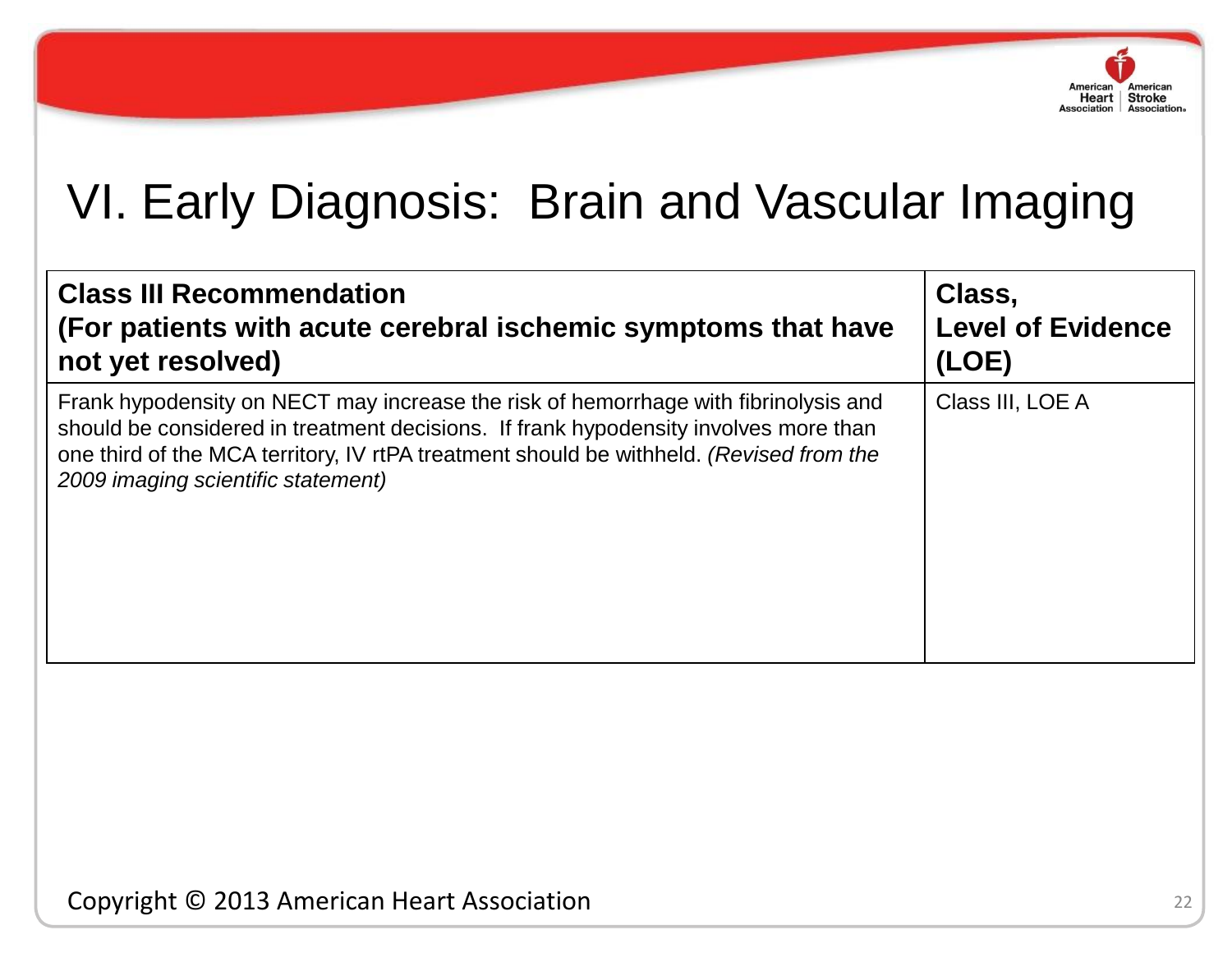# VI. Early Diagnosis: Brain and Vascular Imaging

| **Class III Recommendation (For patients with acute cerebral ischemic symptoms that have not yet resolved)** | **Class, Level of Evidence (LOE)** |
| --- | --- |
| Frank hypodensity on NECT may increase the risk of hemorrhage with fibrinolysis and should be considered in treatment decisions. If frank hypodensity involves more than one third of the MCA territory, IV rtPA treatment should be withheld. *(Revised from the 2009 imaging scientific statement)* | Class III, LOE A |

Copyright © 2013 American Heart Association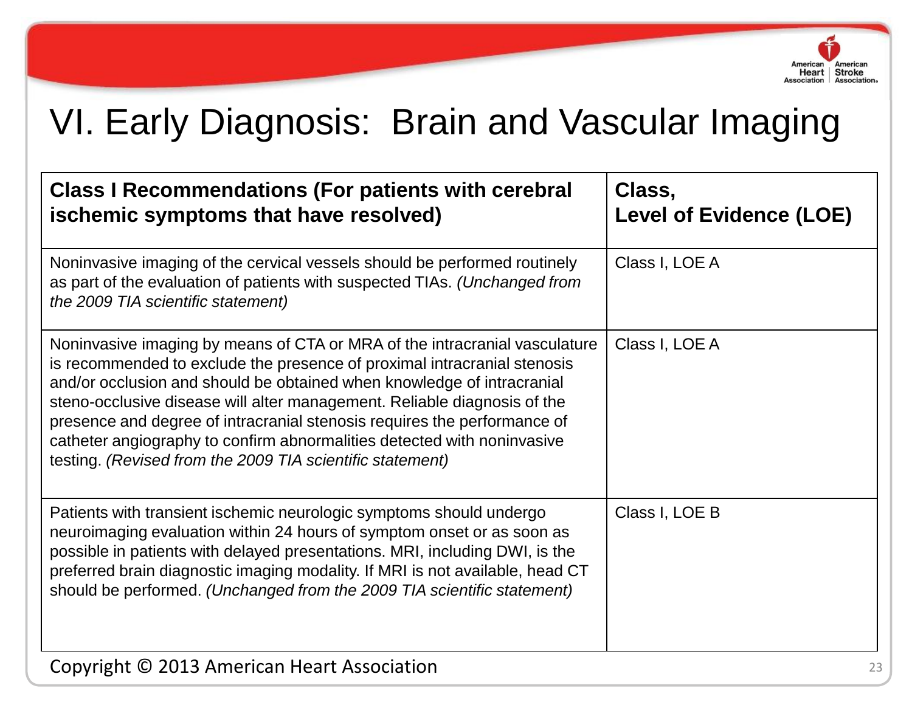# VI. Early Diagnosis: Brain and Vascular Imaging

| **Class I Recommendations (For patients with cerebral ischemic symptoms that have resolved)** | **Class, Level of Evidence (LOE)** |
|---|---|
| Noninvasive imaging of the cervical vessels should be performed routinely as part of the evaluation of patients with suspected TIAs. *(Unchanged from the 2009 TIA scientific statement)* | Class I, LOE A |
| Noninvasive imaging by means of CTA or MRA of the intracranial vasculature is recommended to exclude the presence of proximal intracranial stenosis and/or occlusion and should be obtained when knowledge of intracranial steno-occlusive disease will alter management. Reliable diagnosis of the presence and degree of intracranial stenosis requires the performance of catheter angiography to confirm abnormalities detected with noninvasive testing. *(Revised from the 2009 TIA scientific statement)* | Class I, LOE A |
| Patients with transient ischemic neurologic symptoms should undergo neuroimaging evaluation within 24 hours of symptom onset or as soon as possible in patients with delayed presentations. MRI, including DWI, is the preferred brain diagnostic imaging modality. If MRI is not available, head CT should be performed. *(Unchanged from the 2009 TIA scientific statement)* | Class I, LOE B |

Copyright © 2013 American Heart Association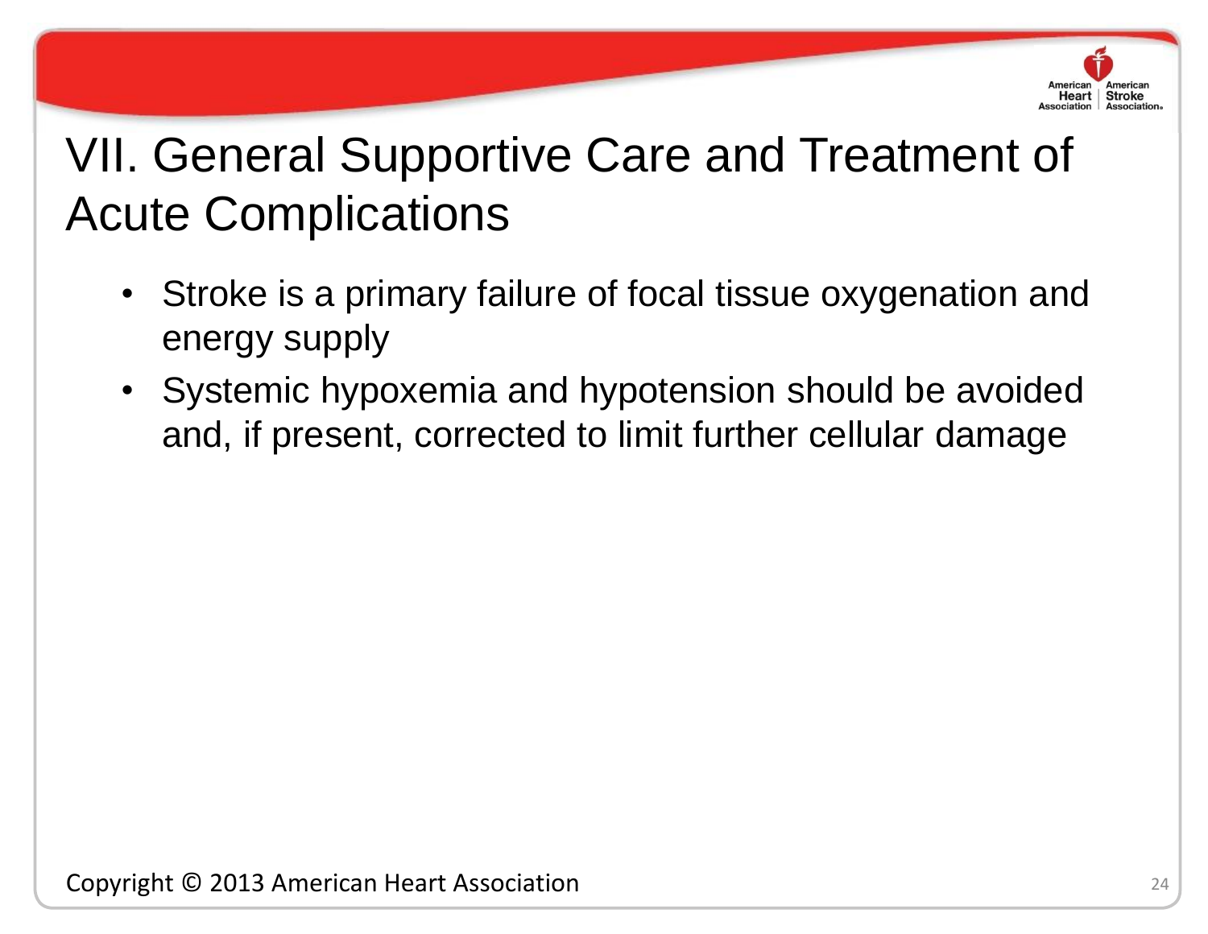# VII. General Supportive Care and Treatment of Acute Complications

- Stroke is a primary failure of focal tissue oxygenation and energy supply
- Systemic hypoxemia and hypotension should be avoided and, if present, corrected to limit further cellular damage

Copyright © 2013 American Heart Association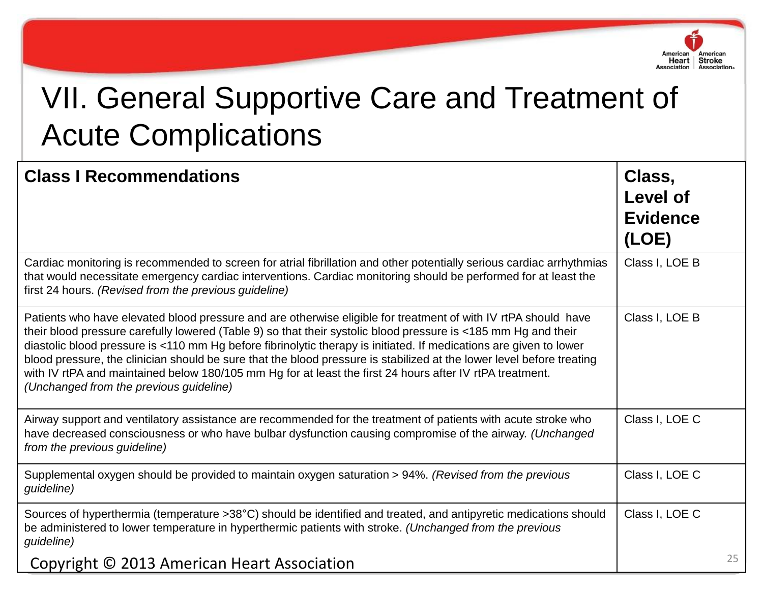# VII. General Supportive Care and Treatment of Acute Complications

| Class I Recommendations | Class, Level of Evidence (LOE) |
| --- | --- |
| Cardiac monitoring is recommended to screen for atrial fibrillation and other potentially serious cardiac arrhythmias that would necessitate emergency cardiac interventions. Cardiac monitoring should be performed for at least the first 24 hours. *(Revised from the previous guideline)* | Class I, LOE B |
| Patients who have elevated blood pressure and are otherwise eligible for treatment of with IV rtPA should have their blood pressure carefully lowered (Table 9) so that their systolic blood pressure is <185 mm Hg and their diastolic blood pressure is <110 mm Hg before fibrinolytic therapy is initiated. If medications are given to lower blood pressure, the clinician should be sure that the blood pressure is stabilized at the lower level before treating with IV rtPA and maintained below 180/105 mm Hg for at least the first 24 hours after IV rtPA treatment. *(Unchanged from the previous guideline)* | Class I, LOE B |
| Airway support and ventilatory assistance are recommended for the treatment of patients with acute stroke who have decreased consciousness or who have bulbar dysfunction causing compromise of the airway. *(Unchanged from the previous guideline)* | Class I, LOE C |
| Supplemental oxygen should be provided to maintain oxygen saturation > 94%. *(Revised from the previous guideline)* | Class I, LOE C |
| Sources of hyperthermia (temperature >38°C) should be identified and treated, and antipyretic medications should be administered to lower temperature in hyperthermic patients with stroke. *(Unchanged from the previous guideline)* | Class I, LOE C |

Copyright © 2013 American Heart Association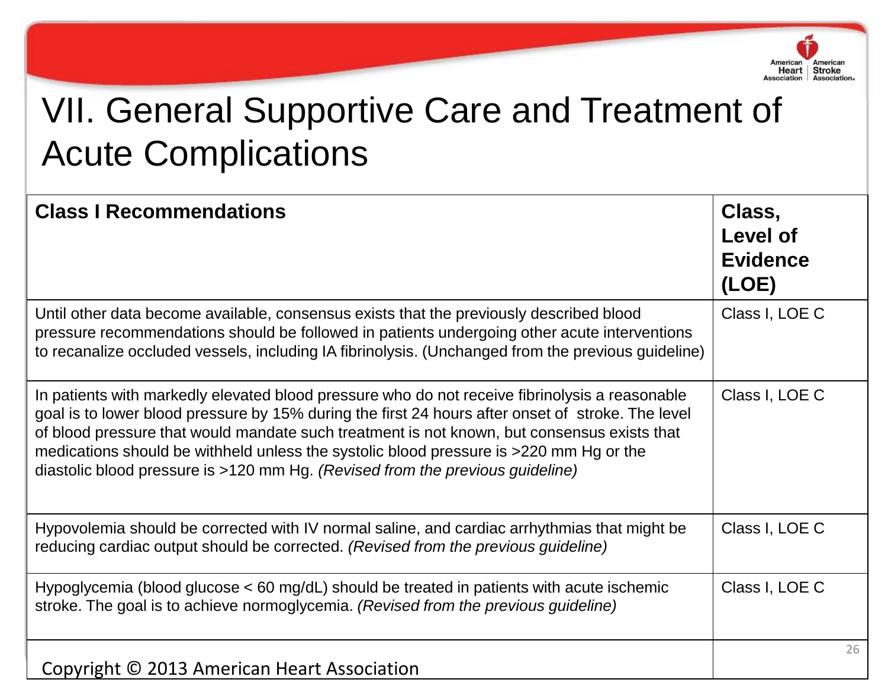# VII. General Supportive Care and Treatment of Acute Complications

| **Class I Recommendations** | **Class, Level of Evidence (LOE)** |
|---|---|
| Until other data become available, consensus exists that the previously described blood pressure recommendations should be followed in patients undergoing other acute interventions to recanalize occluded vessels, including IA fibrinolysis. (Unchanged from the previous guideline) | Class I, LOE C |
| In patients with markedly elevated blood pressure who do not receive fibrinolysis a reasonable goal is to lower blood pressure by 15% during the first 24 hours after onset of stroke. The level of blood pressure that would mandate such treatment is not known, but consensus exists that medications should be withheld unless the systolic blood pressure is >220 mm Hg or the diastolic blood pressure is >120 mm Hg. *(Revised from the previous guideline)* | Class I, LOE C |
| Hypovolemia should be corrected with IV normal saline, and cardiac arrhythmias that might be reducing cardiac output should be corrected. *(Revised from the previous guideline)* | Class I, LOE C |
| Hypoglycemia (blood glucose < 60 mg/dL) should be treated in patients with acute ischemic stroke. The goal is to achieve normoglycemia. *(Revised from the previous guideline)* | Class I, LOE C |

Copyright © 2013 American Heart Association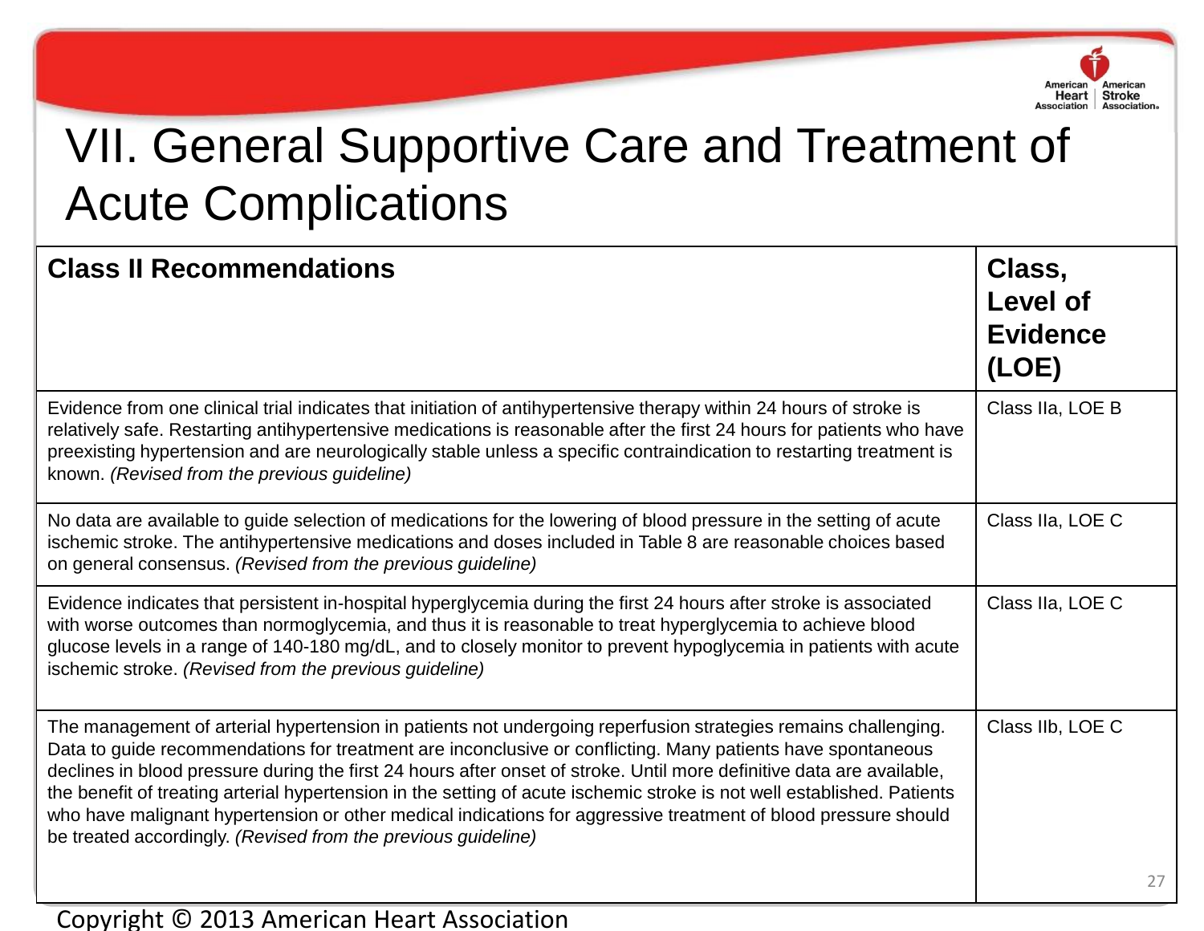# VII. General Supportive Care and Treatment of Acute Complications

| **Class II Recommendations** | **Class, Level of Evidence (LOE)** |
|---|---|
| Evidence from one clinical trial indicates that initiation of antihypertensive therapy within 24 hours of stroke is relatively safe. Restarting antihypertensive medications is reasonable after the first 24 hours for patients who have preexisting hypertension and are neurologically stable unless a specific contraindication to restarting treatment is known. *(Revised from the previous guideline)* | Class IIa, LOE B |
| No data are available to guide selection of medications for the lowering of blood pressure in the setting of acute ischemic stroke. The antihypertensive medications and doses included in Table 8 are reasonable choices based on general consensus. *(Revised from the previous guideline)* | Class IIa, LOE C |
| Evidence indicates that persistent in-hospital hyperglycemia during the first 24 hours after stroke is associated with worse outcomes than normoglycemia, and thus it is reasonable to treat hyperglycemia to achieve blood glucose levels in a range of 140-180 mg/dL, and to closely monitor to prevent hypoglycemia in patients with acute ischemic stroke. *(Revised from the previous guideline)* | Class IIa, LOE C |
| The management of arterial hypertension in patients not undergoing reperfusion strategies remains challenging. Data to guide recommendations for treatment are inconclusive or conflicting. Many patients have spontaneous declines in blood pressure during the first 24 hours after onset of stroke. Until more definitive data are available, the benefit of treating arterial hypertension in the setting of acute ischemic stroke is not well established. Patients who have malignant hypertension or other medical indications for aggressive treatment of blood pressure should be treated accordingly. *(Revised from the previous guideline)* | Class IIb, LOE C |

Copyright © 2013 American Heart Association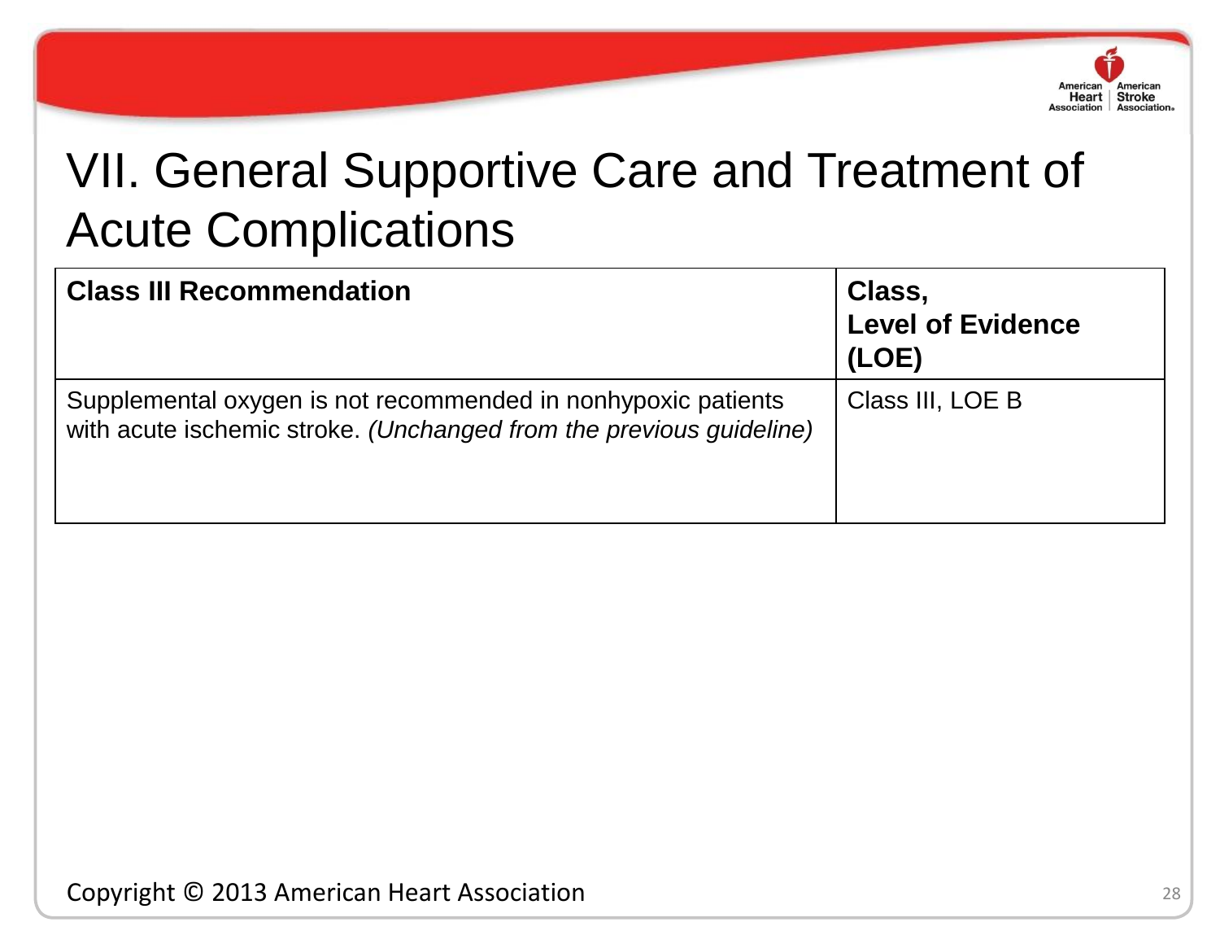# VII. General Supportive Care and Treatment of Acute Complications

| **Class III Recommendation** | **Class, Level of Evidence (LOE)** |
| --- | --- |
| Supplemental oxygen is not recommended in nonhypoxic patients with acute ischemic stroke. *(Unchanged from the previous guideline)* | Class III, LOE B |

Copyright © 2013 American Heart Association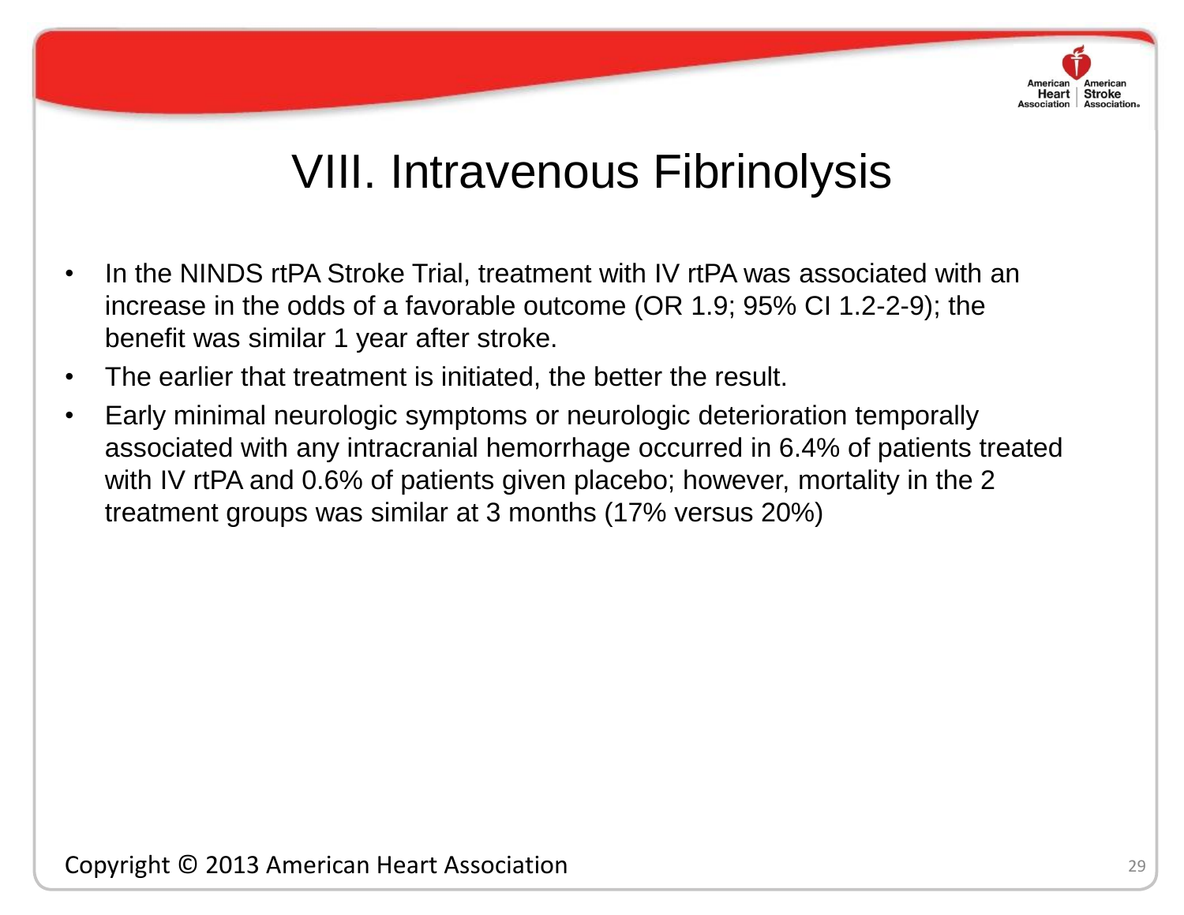# VIII. Intravenous Fibrinolysis

- In the NINDS rtPA Stroke Trial, treatment with IV rtPA was associated with an increase in the odds of a favorable outcome (OR 1.9; 95% CI 1.2-2-9); the benefit was similar 1 year after stroke.
- The earlier that treatment is initiated, the better the result.
- Early minimal neurologic symptoms or neurologic deterioration temporally associated with any intracranial hemorrhage occurred in 6.4% of patients treated with IV rtPA and 0.6% of patients given placebo; however, mortality in the 2 treatment groups was similar at 3 months (17% versus 20%)

Copyright © 2013 American Heart Association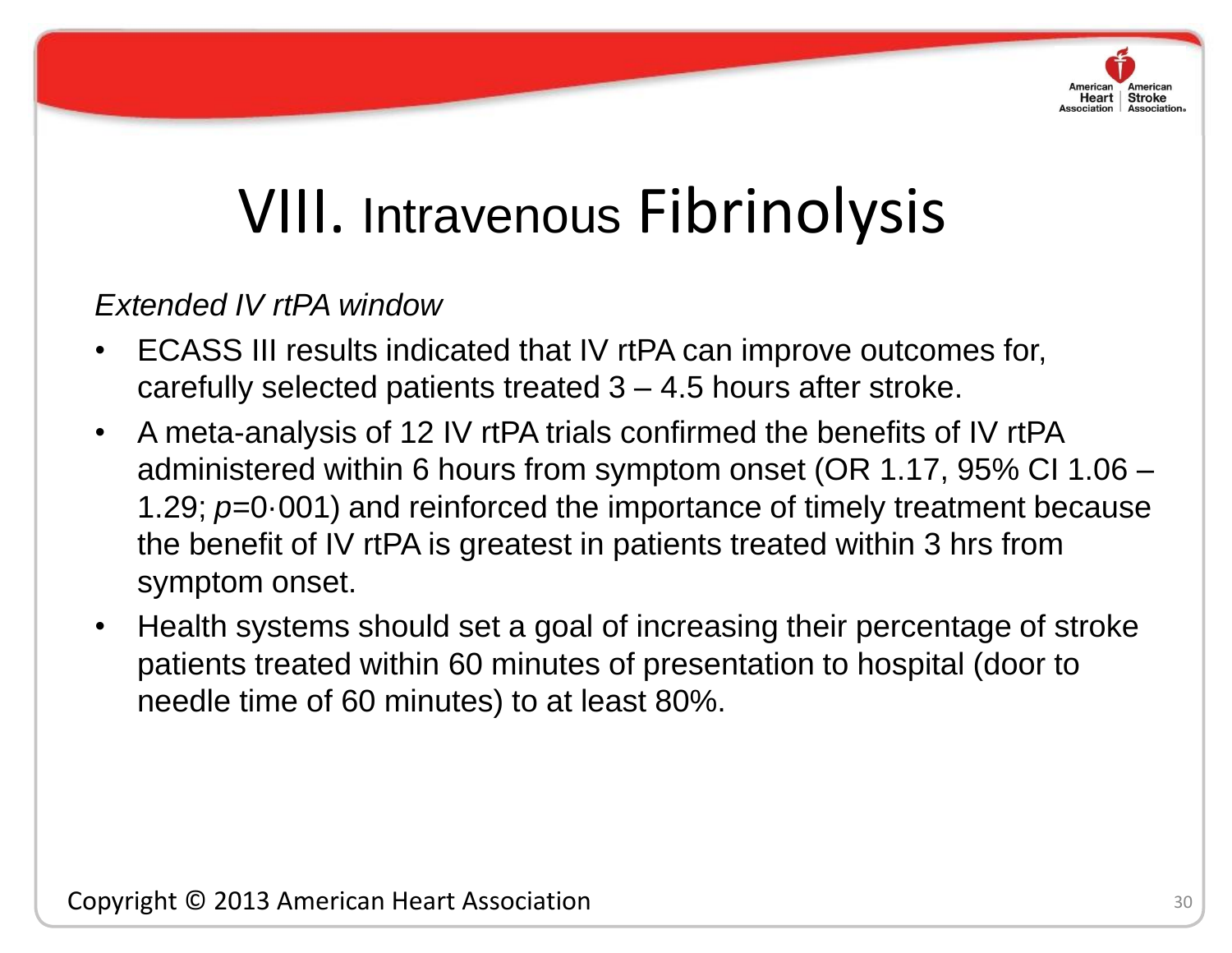# VIII. Intravenous Fibrinolysis

*Extended IV rtPA window*

- ECASS III results indicated that IV rtPA can improve outcomes for, carefully selected patients treated 3 – 4.5 hours after stroke.
- A meta-analysis of 12 IV rtPA trials confirmed the benefits of IV rtPA administered within 6 hours from symptom onset (OR 1.17, 95% CI 1.06 – 1.29; $p$=0·001) and reinforced the importance of timely treatment because the benefit of IV rtPA is greatest in patients treated within 3 hrs from symptom onset.
- Health systems should set a goal of increasing their percentage of stroke patients treated within 60 minutes of presentation to hospital (door to needle time of 60 minutes) to at least 80%.

Copyright © 2013 American Heart Association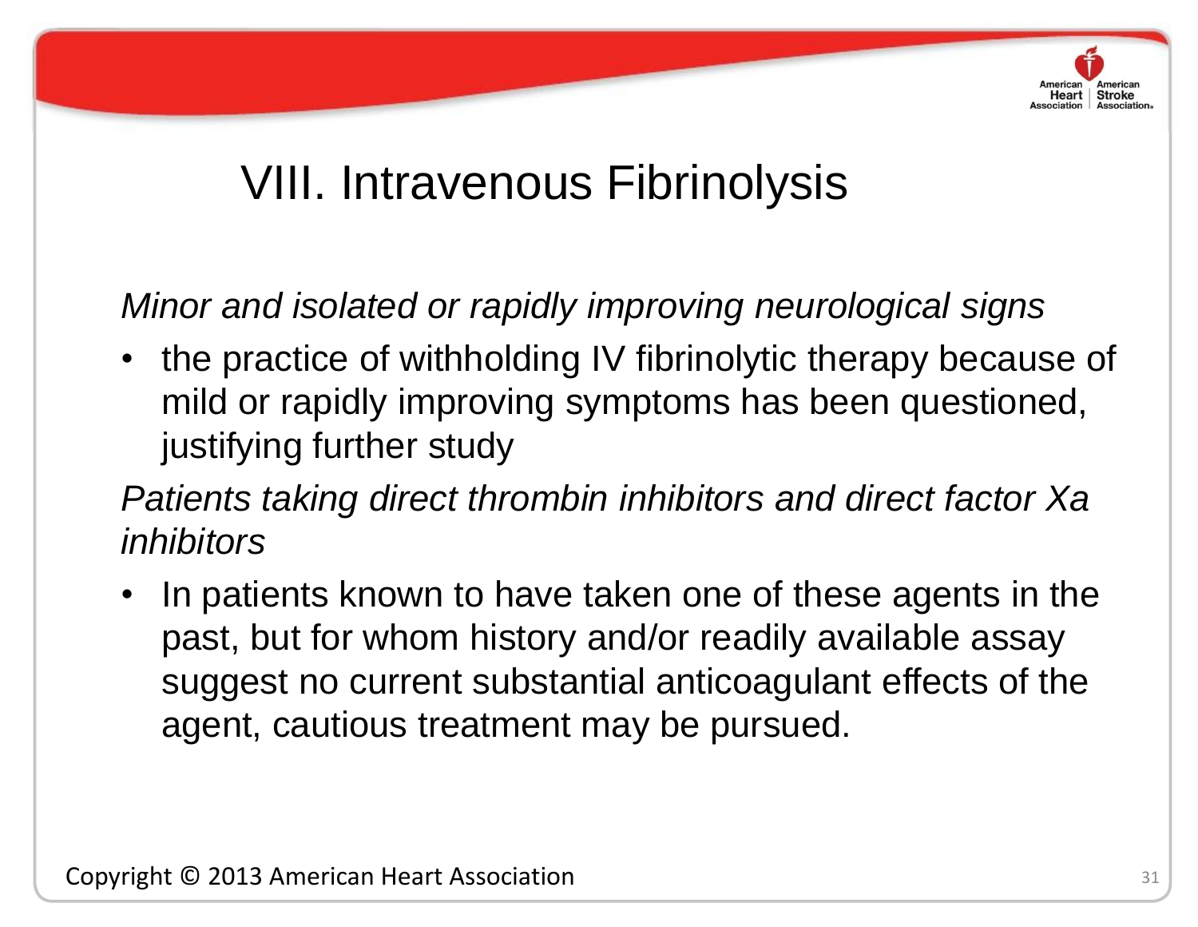# VIII. Intravenous Fibrinolysis

*Minor and isolated or rapidly improving neurological signs*

- the practice of withholding IV fibrinolytic therapy because of mild or rapidly improving symptoms has been questioned, justifying further study

*Patients taking direct thrombin inhibitors and direct factor Xa inhibitors*

- In patients known to have taken one of these agents in the past, but for whom history and/or readily available assay suggest no current substantial anticoagulant effects of the agent, cautious treatment may be pursued.

Copyright © 2013 American Heart Association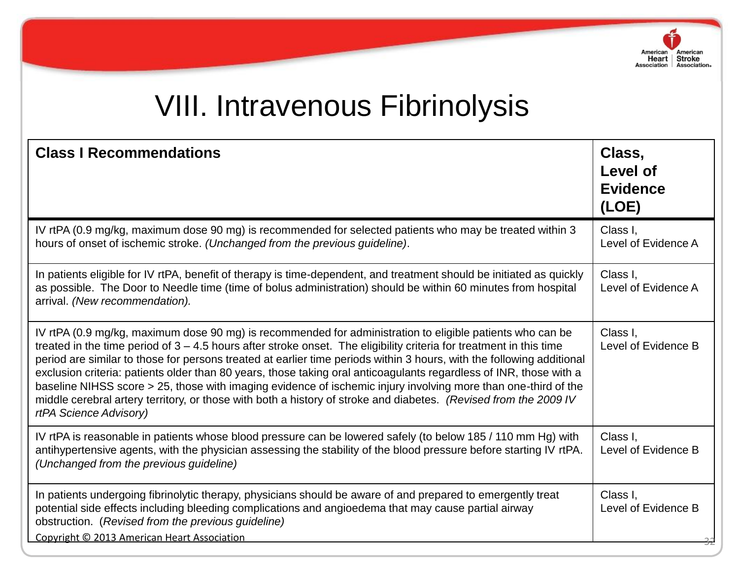# VIII. Intravenous Fibrinolysis

| **Class I Recommendations** | **Class, Level of Evidence (LOE)** |
|---|---|
| IV rtPA (0.9 mg/kg, maximum dose 90 mg) is recommended for selected patients who may be treated within 3 hours of onset of ischemic stroke. *(Unchanged from the previous guideline)*. | Class I, Level of Evidence A |
| In patients eligible for IV rtPA, benefit of therapy is time-dependent, and treatment should be initiated as quickly as possible. The Door to Needle time (time of bolus administration) should be within 60 minutes from hospital arrival. *(New recommendation).* | Class I, Level of Evidence A |
| IV rtPA (0.9 mg/kg, maximum dose 90 mg) is recommended for administration to eligible patients who can be treated in the time period of 3 – 4.5 hours after stroke onset. The eligibility criteria for treatment in this time period are similar to those for persons treated at earlier time periods within 3 hours, with the following additional exclusion criteria: patients older than 80 years, those taking oral anticoagulants regardless of INR, those with a baseline NIHSS score > 25, those with imaging evidence of ischemic injury involving more than one-third of the middle cerebral artery territory, or those with both a history of stroke and diabetes. *(Revised from the 2009 IV rtPA Science Advisory)* | Class I, Level of Evidence B |
| IV rtPA is reasonable in patients whose blood pressure can be lowered safely (to below 185 / 110 mm Hg) with antihypertensive agents, with the physician assessing the stability of the blood pressure before starting IV rtPA. *(Unchanged from the previous guideline)* | Class I, Level of Evidence B |
| In patients undergoing fibrinolytic therapy, physicians should be aware of and prepared to emergently treat potential side effects including bleeding complications and angioedema that may cause partial airway obstruction. (*Revised from the previous guideline)* | Class I, Level of Evidence B |

Copyright © 2013 American Heart Association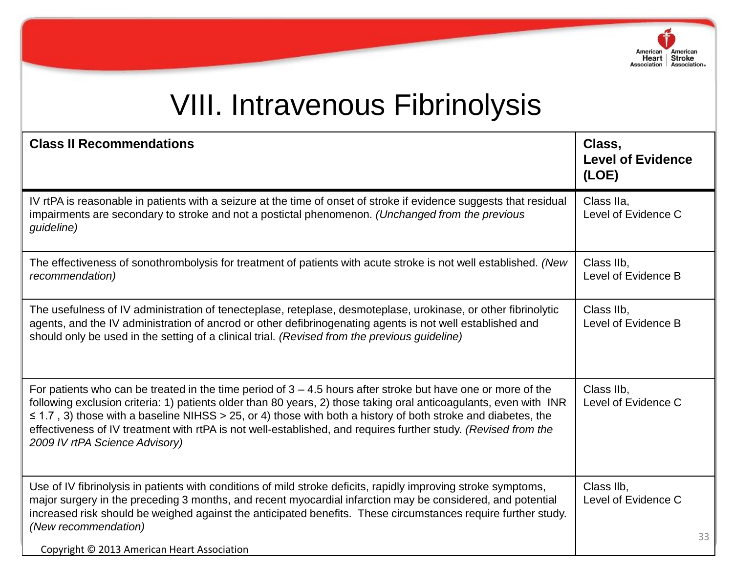# VIII. Intravenous Fibrinolysis

| **Class II Recommendations** | **Class, Level of Evidence (LOE)** |
|---|---|
| IV rtPA is reasonable in patients with a seizure at the time of onset of stroke if evidence suggests that residual impairments are secondary to stroke and not a postictal phenomenon. *(Unchanged from the previous guideline)* | Class IIa, Level of Evidence C |
| The effectiveness of sonothrombolysis for treatment of patients with acute stroke is not well established. *(New recommendation)* | Class IIb, Level of Evidence B |
| The usefulness of IV administration of tenecteplase, reteplase, desmoteplase, urokinase, or other fibrinolytic agents, and the IV administration of ancrod or other defibrinogenating agents is not well established and should only be used in the setting of a clinical trial. *(Revised from the previous guideline)* | Class IIb, Level of Evidence B |
| For patients who can be treated in the time period of 3 – 4.5 hours after stroke but have one or more of the following exclusion criteria: 1) patients older than 80 years, 2) those taking oral anticoagulants, even with INR ≤ 1.7 , 3) those with a baseline NIHSS > 25, or 4) those with both a history of both stroke and diabetes, the effectiveness of IV treatment with rtPA is not well-established, and requires further study. *(Revised from the 2009 IV rtPA Science Advisory)* | Class IIb, Level of Evidence C |
| Use of IV fibrinolysis in patients with conditions of mild stroke deficits, rapidly improving stroke symptoms, major surgery in the preceding 3 months, and recent myocardial infarction may be considered, and potential increased risk should be weighed against the anticipated benefits. These circumstances require further study. *(New recommendation)* | Class IIb, Level of Evidence C |

Copyright © 2013 American Heart Association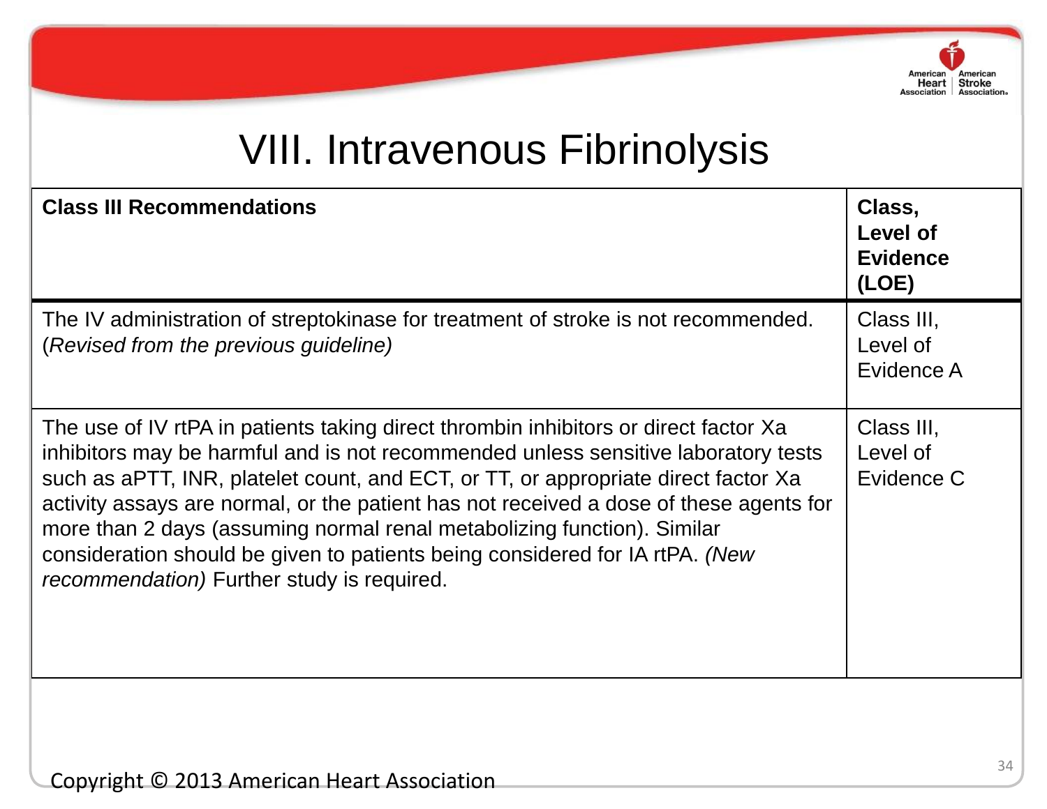# VIII. Intravenous Fibrinolysis

| **Class III Recommendations** | **Class, Level of Evidence (LOE)** |
| --- | --- |
| The IV administration of streptokinase for treatment of stroke is not recommended. (*Revised from the previous guideline)* | Class III, Level of Evidence A |
| The use of IV rtPA in patients taking direct thrombin inhibitors or direct factor Xa inhibitors may be harmful and is not recommended unless sensitive laboratory tests such as aPTT, INR, platelet count, and ECT, or TT, or appropriate direct factor Xa activity assays are normal, or the patient has not received a dose of these agents for more than 2 days (assuming normal renal metabolizing function). Similar consideration should be given to patients being considered for IA rtPA. *(New recommendation)* Further study is required. | Class III, Level of Evidence C |

Copyright © 2013 American Heart Association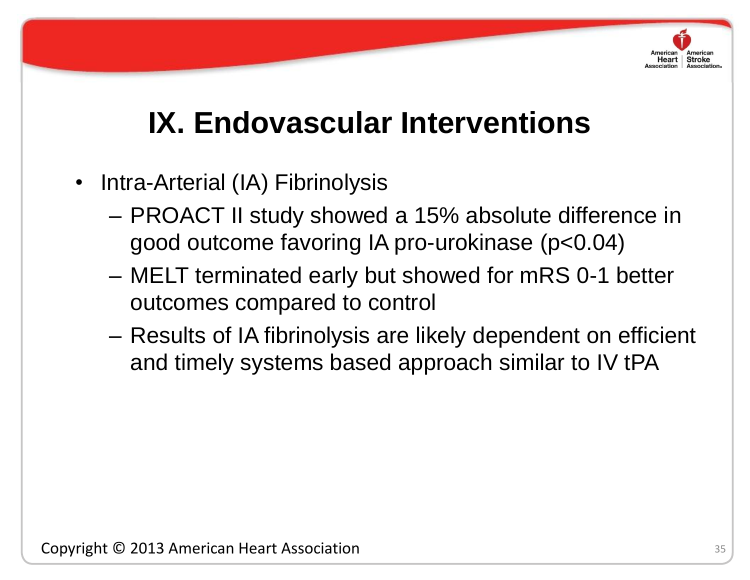# IX. Endovascular Interventions

- Intra-Arterial (IA) Fibrinolysis
  - PROACT II study showed a 15% absolute difference in good outcome favoring IA pro-urokinase ($p<0.04$)
  - MELT terminated early but showed for mRS 0-1 better outcomes compared to control
  - Results of IA fibrinolysis are likely dependent on efficient and timely systems based approach similar to IV tPA

Copyright © 2013 American Heart Association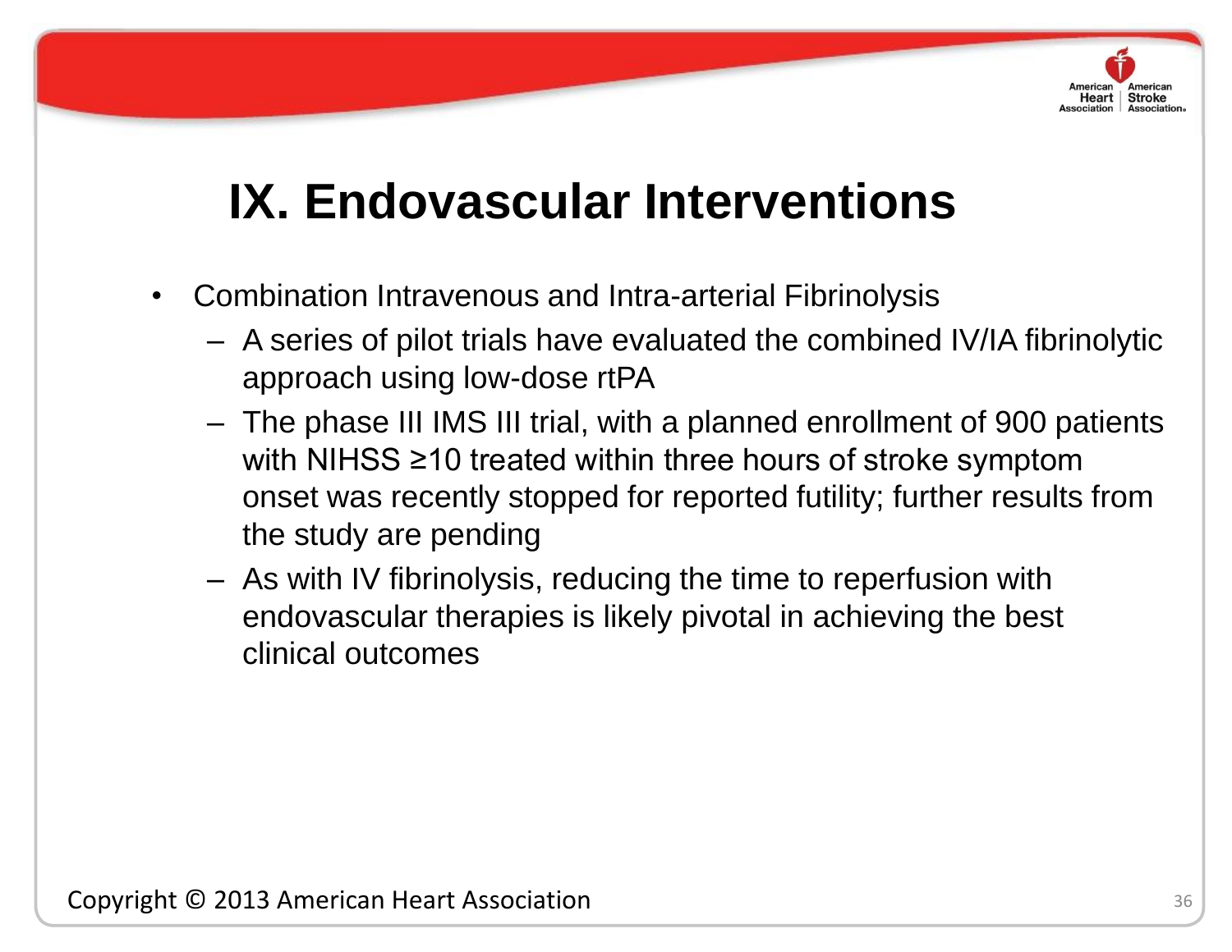# IX. Endovascular Interventions

- Combination Intravenous and Intra-arterial Fibrinolysis
  - A series of pilot trials have evaluated the combined IV/IA fibrinolytic approach using low-dose rtPA
  - The phase III IMS III trial, with a planned enrollment of 900 patients with NIHSS ≥10 treated within three hours of stroke symptom onset was recently stopped for reported futility; further results from the study are pending
  - As with IV fibrinolysis, reducing the time to reperfusion with endovascular therapies is likely pivotal in achieving the best clinical outcomes

Copyright © 2013 American Heart Association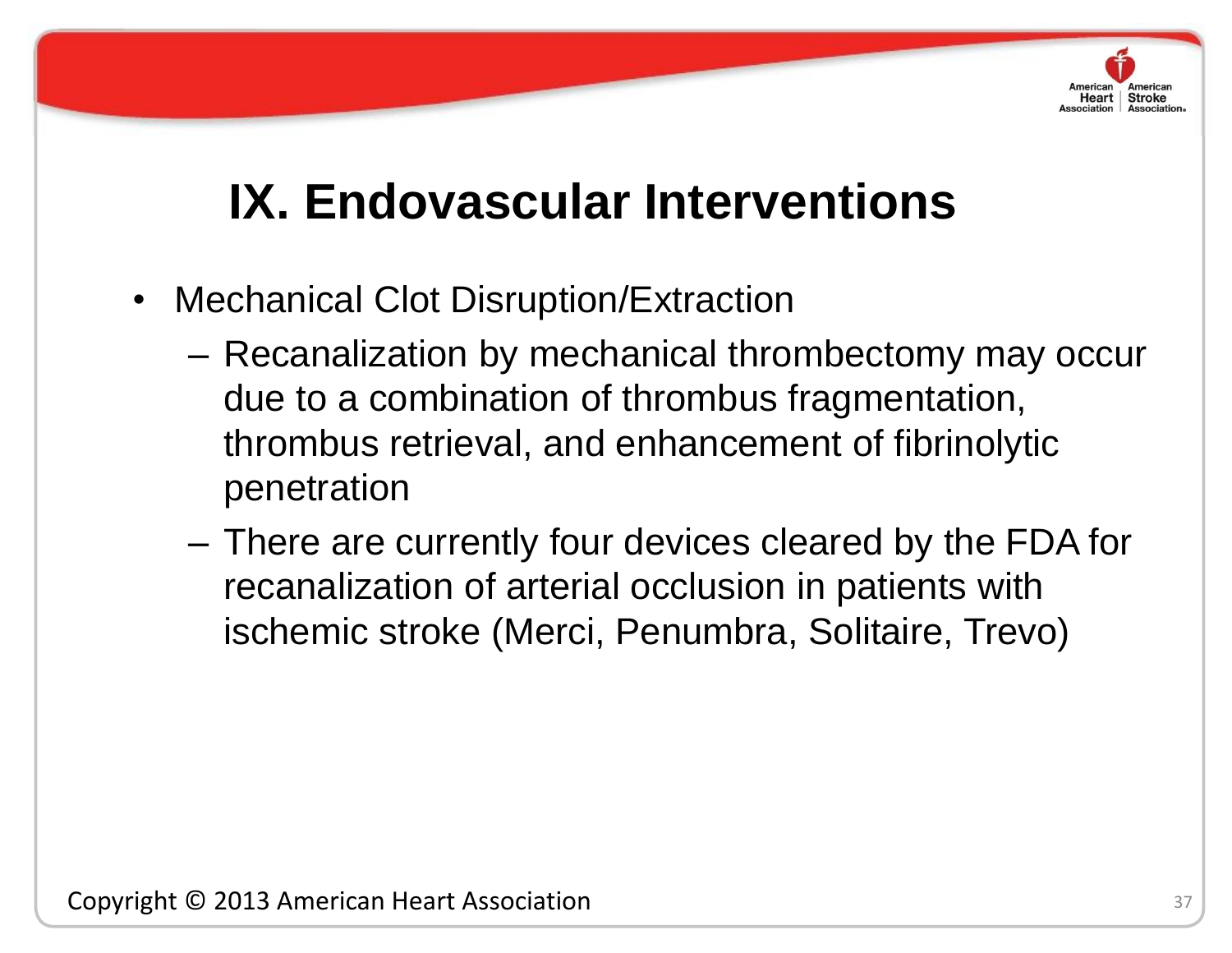# IX. Endovascular Interventions

- Mechanical Clot Disruption/Extraction
  - Recanalization by mechanical thrombectomy may occur due to a combination of thrombus fragmentation, thrombus retrieval, and enhancement of fibrinolytic penetration
  - There are currently four devices cleared by the FDA for recanalization of arterial occlusion in patients with ischemic stroke (Merci, Penumbra, Solitaire, Trevo)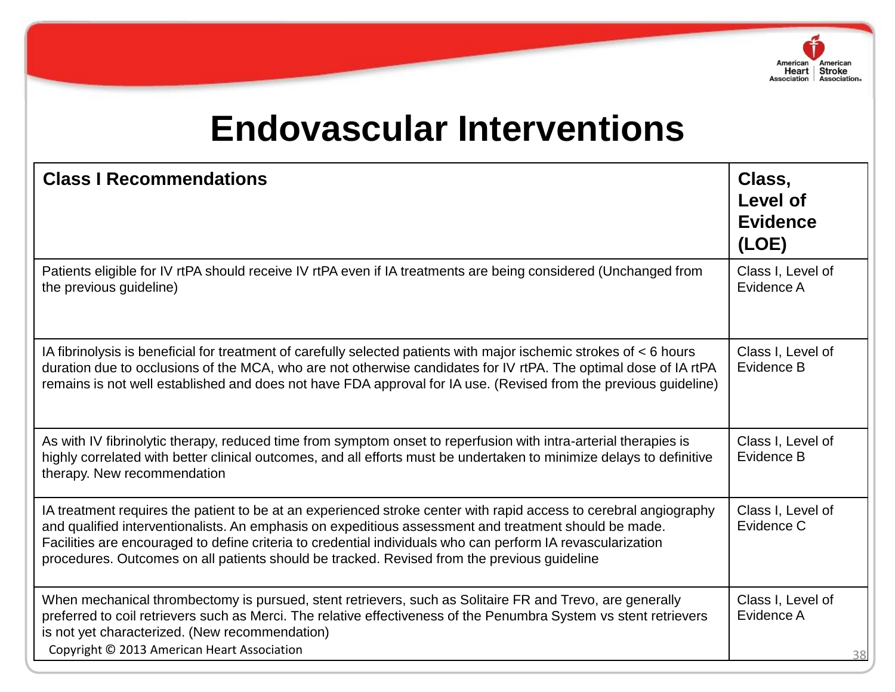# Endovascular Interventions

| Class I Recommendations | Class, Level of Evidence (LOE) |
|---|---|
| Patients eligible for IV rtPA should receive IV rtPA even if IA treatments are being considered (Unchanged from the previous guideline) | Class I, Level of Evidence A |
| IA fibrinolysis is beneficial for treatment of carefully selected patients with major ischemic strokes of < 6 hours duration due to occlusions of the MCA, who are not otherwise candidates for IV rtPA. The optimal dose of IA rtPA remains is not well established and does not have FDA approval for IA use. (Revised from the previous guideline) | Class I, Level of Evidence B |
| As with IV fibrinolytic therapy, reduced time from symptom onset to reperfusion with intra-arterial therapies is highly correlated with better clinical outcomes, and all efforts must be undertaken to minimize delays to definitive therapy. New recommendation | Class I, Level of Evidence B |
| IA treatment requires the patient to be at an experienced stroke center with rapid access to cerebral angiography and qualified interventionalists. An emphasis on expeditious assessment and treatment should be made. Facilities are encouraged to define criteria to credential individuals who can perform IA revascularization procedures. Outcomes on all patients should be tracked. Revised from the previous guideline | Class I, Level of Evidence C |
| When mechanical thrombectomy is pursued, stent retrievers, such as Solitaire FR and Trevo, are generally preferred to coil retrievers such as Merci. The relative effectiveness of the Penumbra System vs stent retrievers is not yet characterized. (New recommendation) | Class I, Level of Evidence A |

Copyright © 2013 American Heart Association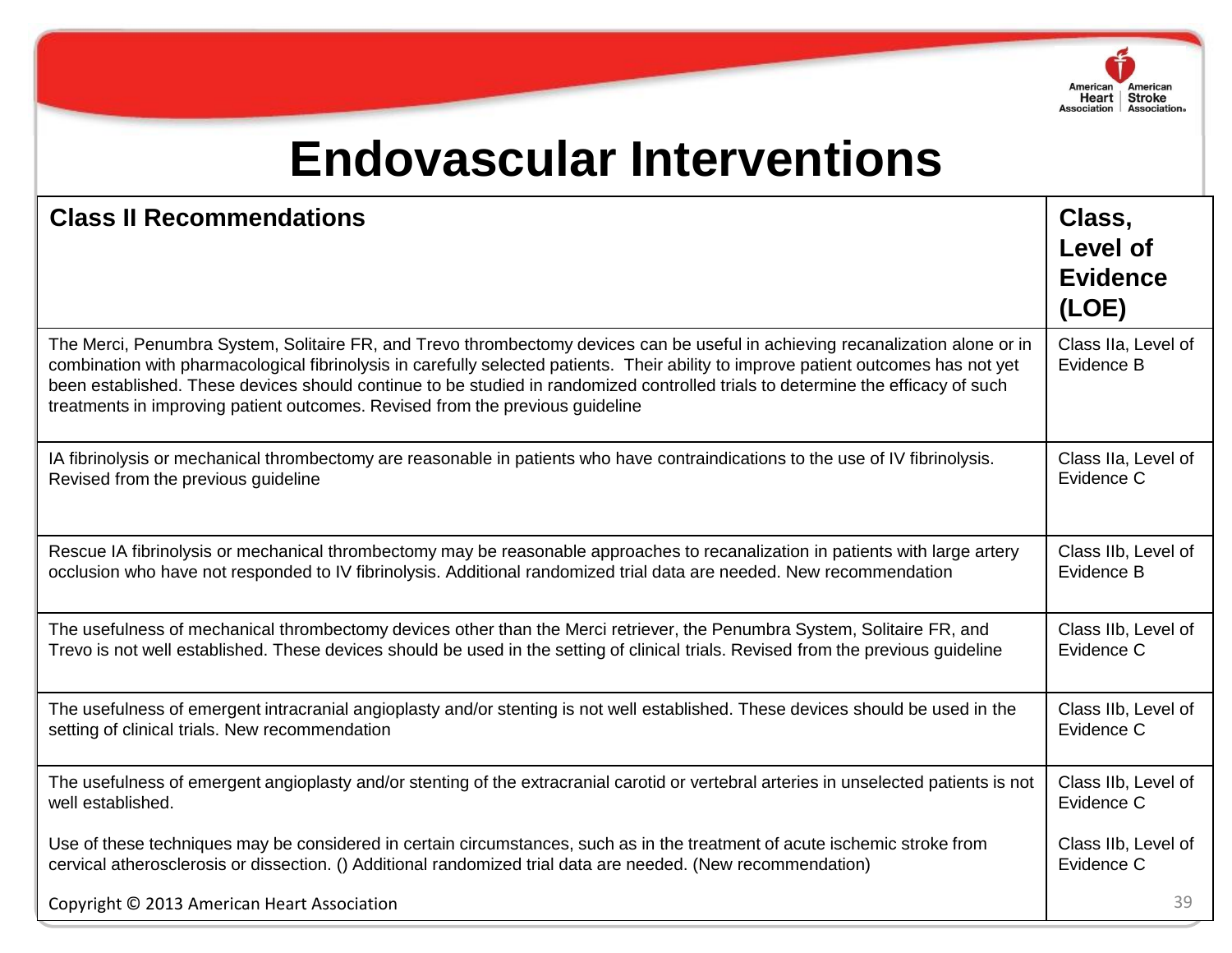# Endovascular Interventions

| Class II Recommendations | Class, Level of Evidence (LOE) |
|---|---|
| The Merci, Penumbra System, Solitaire FR, and Trevo thrombectomy devices can be useful in achieving recanalization alone or in combination with pharmacological fibrinolysis in carefully selected patients. Their ability to improve patient outcomes has not yet been established. These devices should continue to be studied in randomized controlled trials to determine the efficacy of such treatments in improving patient outcomes. Revised from the previous guideline | Class IIa, Level of Evidence B |
| IA fibrinolysis or mechanical thrombectomy are reasonable in patients who have contraindications to the use of IV fibrinolysis. Revised from the previous guideline | Class IIa, Level of Evidence C |
| Rescue IA fibrinolysis or mechanical thrombectomy may be reasonable approaches to recanalization in patients with large artery occlusion who have not responded to IV fibrinolysis. Additional randomized trial data are needed. New recommendation | Class IIb, Level of Evidence B |
| The usefulness of mechanical thrombectomy devices other than the Merci retriever, the Penumbra System, Solitaire FR, and Trevo is not well established. These devices should be used in the setting of clinical trials. Revised from the previous guideline | Class IIb, Level of Evidence C |
| The usefulness of emergent intracranial angioplasty and/or stenting is not well established. These devices should be used in the setting of clinical trials. New recommendation | Class IIb, Level of Evidence C |
| The usefulness of emergent angioplasty and/or stenting of the extracranial carotid or vertebral arteries in unselected patients is not well established. | Class IIb, Level of Evidence C |
| Use of these techniques may be considered in certain circumstances, such as in the treatment of acute ischemic stroke from cervical atherosclerosis or dissection. () Additional randomized trial data are needed. (New recommendation) | Class IIb, Level of Evidence C |

Copyright © 2013 American Heart Association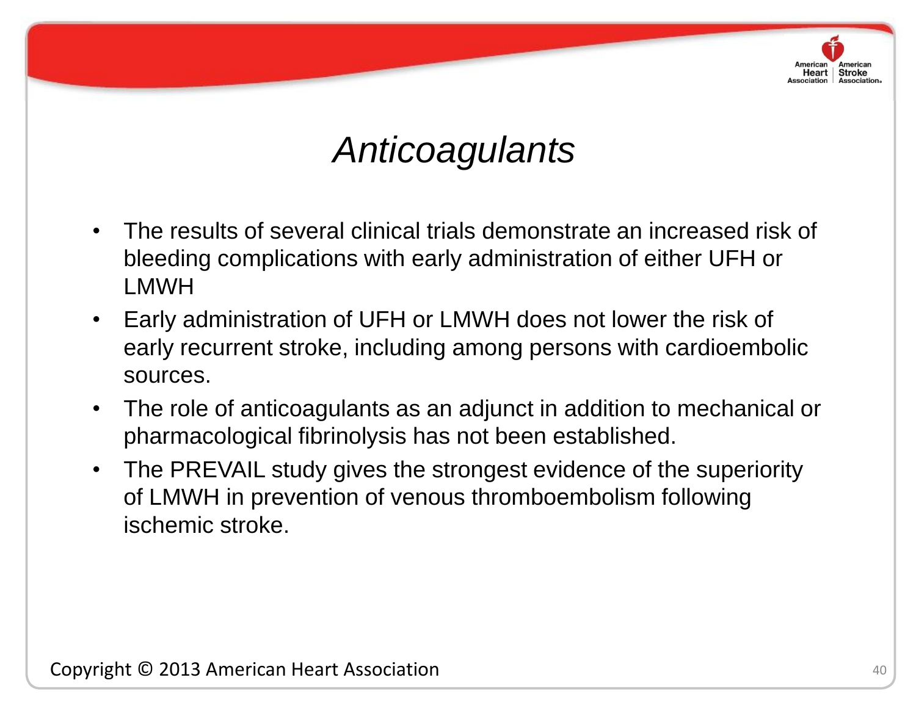# *Anticoagulants*

- The results of several clinical trials demonstrate an increased risk of bleeding complications with early administration of either UFH or LMWH
- Early administration of UFH or LMWH does not lower the risk of early recurrent stroke, including among persons with cardioembolic sources.
- The role of anticoagulants as an adjunct in addition to mechanical or pharmacological fibrinolysis has not been established.
- The PREVAIL study gives the strongest evidence of the superiority of LMWH in prevention of venous thromboembolism following ischemic stroke.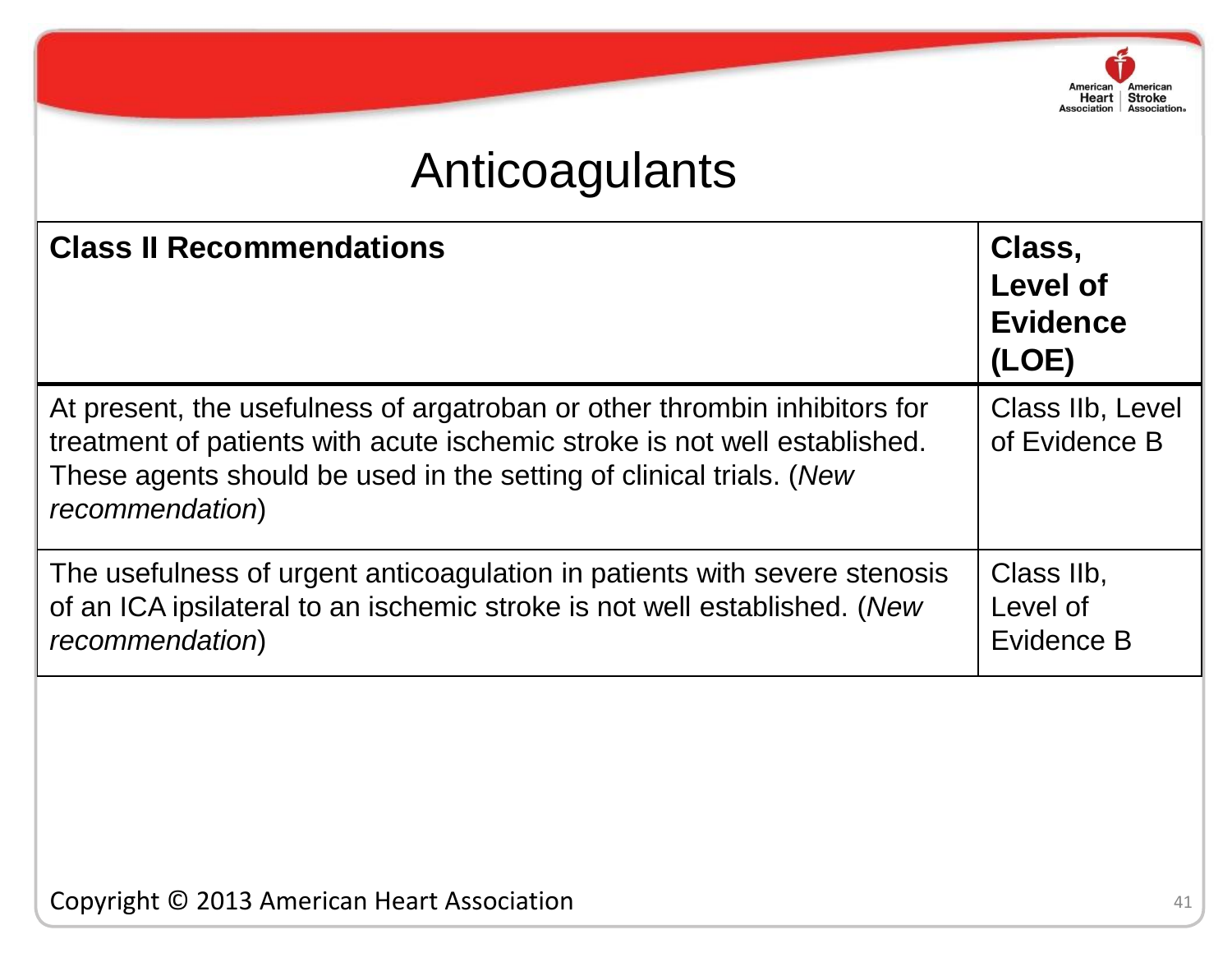# Anticoagulants

| **Class II Recommendations** | **Class, Level of Evidence (LOE)** |
|---|---|
| At present, the usefulness of argatroban or other thrombin inhibitors for treatment of patients with acute ischemic stroke is not well established. These agents should be used in the setting of clinical trials. (*New recommendation*) | Class IIb, Level of Evidence B |
| The usefulness of urgent anticoagulation in patients with severe stenosis of an ICA ipsilateral to an ischemic stroke is not well established. (*New recommendation*) | Class IIb, Level of Evidence B |

Copyright © 2013 American Heart Association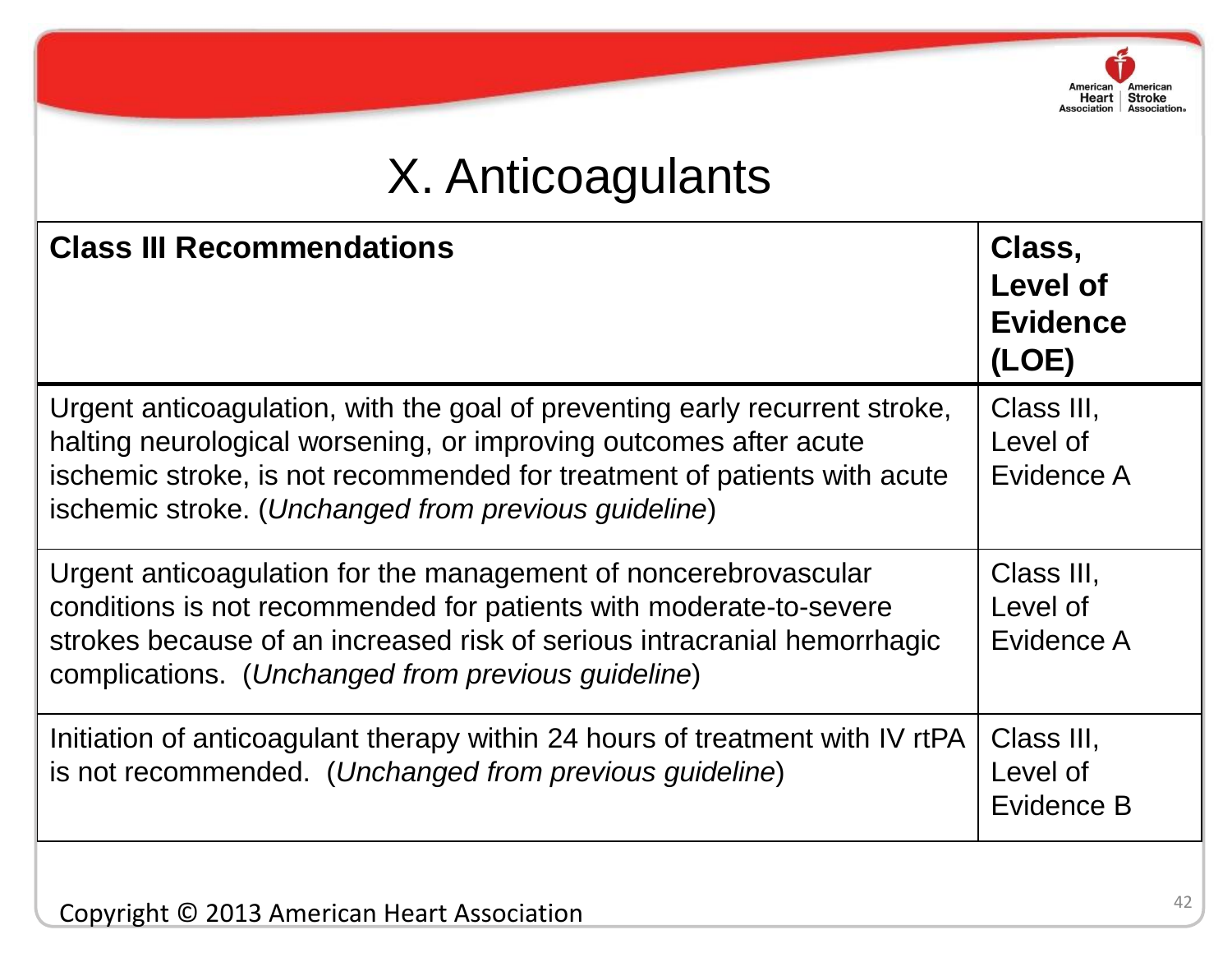# X. Anticoagulants

| **Class III Recommendations** | **Class, Level of Evidence (LOE)** |
|---|---|
| Urgent anticoagulation, with the goal of preventing early recurrent stroke, halting neurological worsening, or improving outcomes after acute ischemic stroke, is not recommended for treatment of patients with acute ischemic stroke. (*Unchanged from previous guideline*) | Class III, Level of Evidence A |
| Urgent anticoagulation for the management of noncerebrovascular conditions is not recommended for patients with moderate-to-severe strokes because of an increased risk of serious intracranial hemorrhagic complications. (*Unchanged from previous guideline*) | Class III, Level of Evidence A |
| Initiation of anticoagulant therapy within 24 hours of treatment with IV rtPA is not recommended. (*Unchanged from previous guideline*) | Class III, Level of Evidence B |

Copyright © 2013 American Heart Association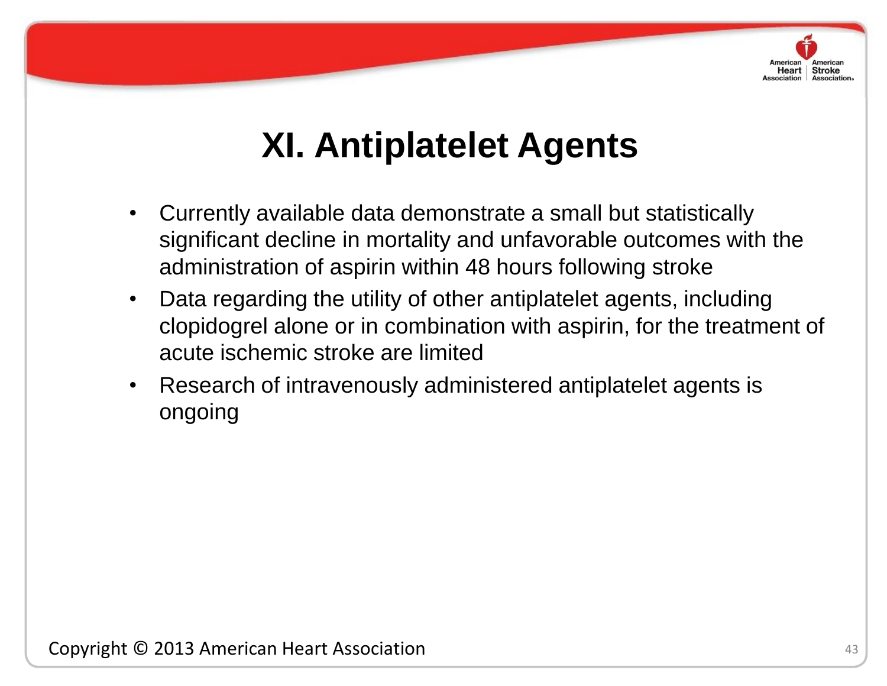# XI. Antiplatelet Agents

- Currently available data demonstrate a small but statistically significant decline in mortality and unfavorable outcomes with the administration of aspirin within 48 hours following stroke
- Data regarding the utility of other antiplatelet agents, including clopidogrel alone or in combination with aspirin, for the treatment of acute ischemic stroke are limited
- Research of intravenously administered antiplatelet agents is ongoing

Copyright © 2013 American Heart Association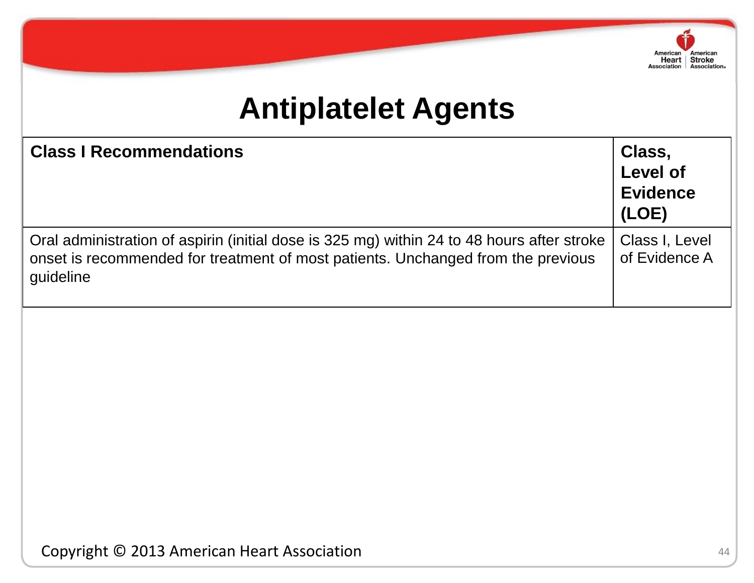# Antiplatelet Agents

| Class I Recommendations | Class, Level of Evidence (LOE) |
| --- | --- |
| Oral administration of aspirin (initial dose is 325 mg) within 24 to 48 hours after stroke onset is recommended for treatment of most patients. Unchanged from the previous guideline | Class I, Level of Evidence A |

Copyright © 2013 American Heart Association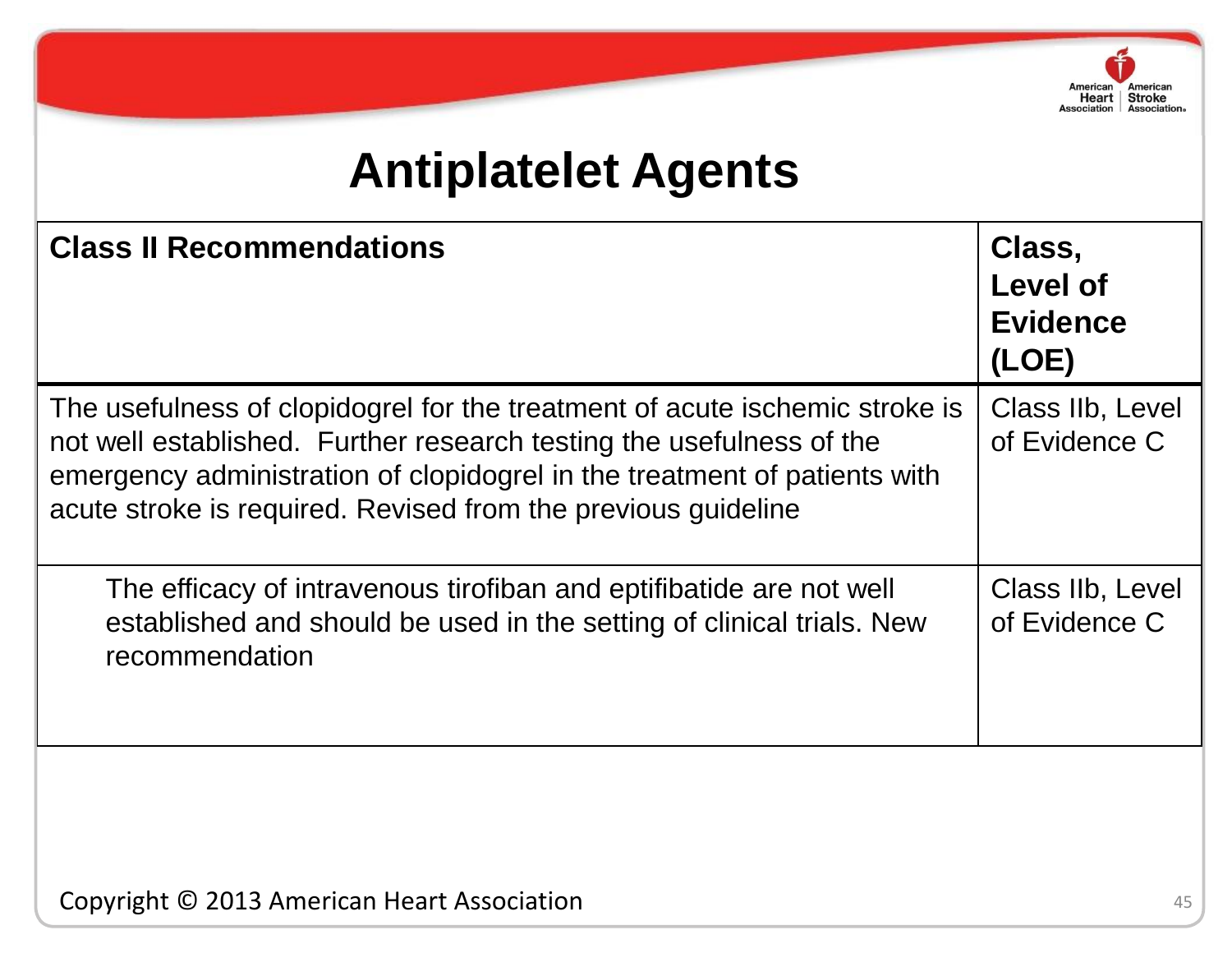# Antiplatelet Agents

| Class II Recommendations | Class, Level of Evidence (LOE) |
| --- | --- |
| The usefulness of clopidogrel for the treatment of acute ischemic stroke is not well established. Further research testing the usefulness of the emergency administration of clopidogrel in the treatment of patients with acute stroke is required. Revised from the previous guideline | Class IIb, Level of Evidence C |
| The efficacy of intravenous tirofiban and eptifibatide are not well established and should be used in the setting of clinical trials. New recommendation | Class IIb, Level of Evidence C |

Copyright © 2013 American Heart Association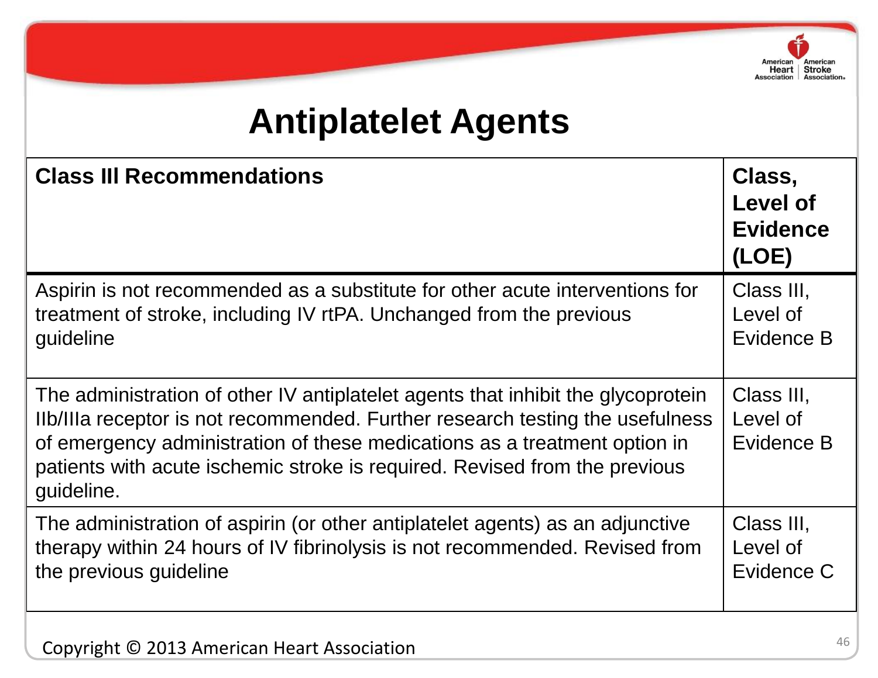# Antiplatelet Agents

| Class III Recommendations | Class, Level of Evidence (LOE) |
| --- | --- |
| Aspirin is not recommended as a substitute for other acute interventions for treatment of stroke, including IV rtPA. Unchanged from the previous guideline | Class III, Level of Evidence B |
| The administration of other IV antiplatelet agents that inhibit the glycoprotein IIb/IIIa receptor is not recommended. Further research testing the usefulness of emergency administration of these medications as a treatment option in patients with acute ischemic stroke is required. Revised from the previous guideline. | Class III, Level of Evidence B |
| The administration of aspirin (or other antiplatelet agents) as an adjunctive therapy within 24 hours of IV fibrinolysis is not recommended. Revised from the previous guideline | Class III, Level of Evidence C |

Copyright © 2013 American Heart Association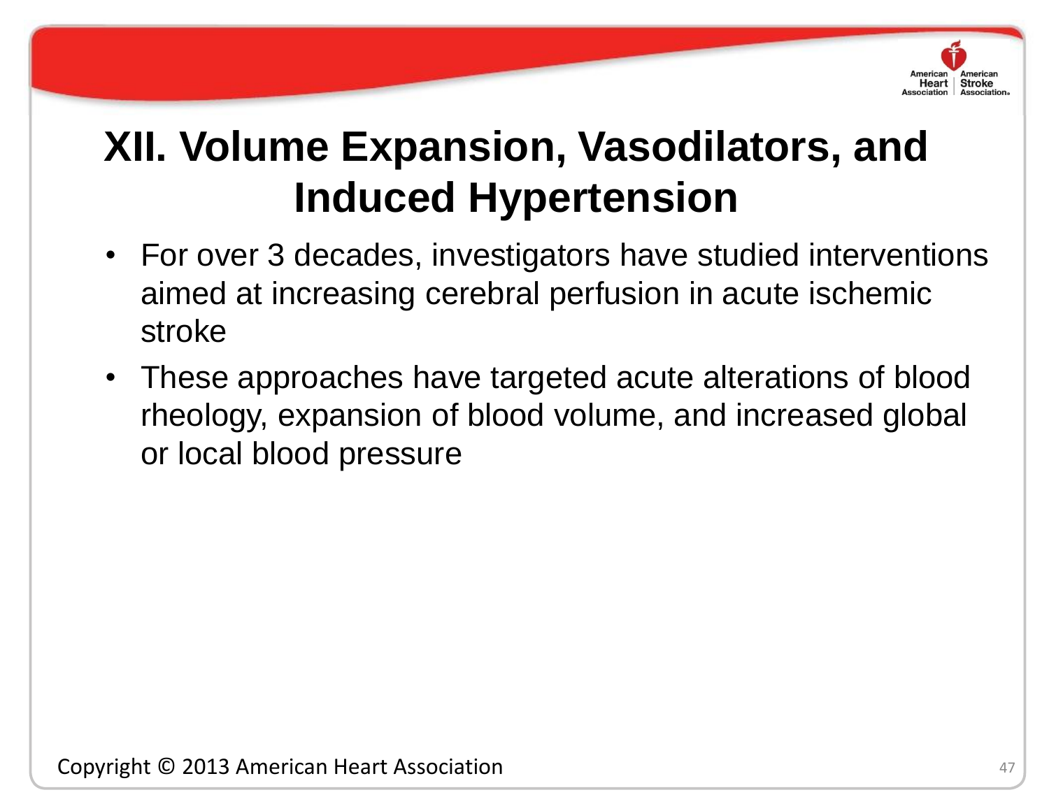# XII. Volume Expansion, Vasodilators, and Induced Hypertension

- For over 3 decades, investigators have studied interventions aimed at increasing cerebral perfusion in acute ischemic stroke
- These approaches have targeted acute alterations of blood rheology, expansion of blood volume, and increased global or local blood pressure

Copyright © 2013 American Heart Association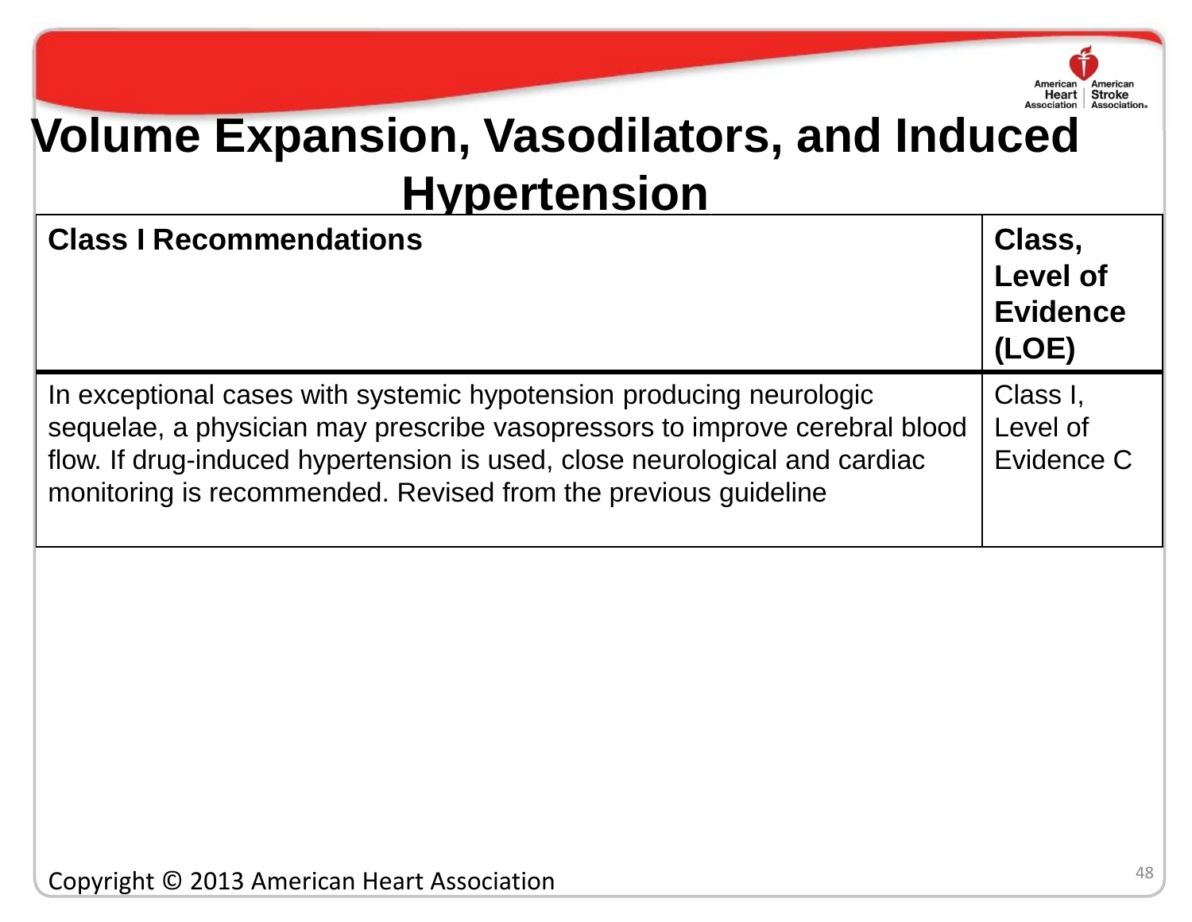# Volume Expansion, Vasodilators, and Induced Hypertension

| Class I Recommendations | Class, Level of Evidence (LOE) |
|---|---|
| In exceptional cases with systemic hypotension producing neurologic sequelae, a physician may prescribe vasopressors to improve cerebral blood flow. If drug-induced hypertension is used, close neurological and cardiac monitoring is recommended. Revised from the previous guideline | Class I, Level of Evidence C |

Copyright © 2013 American Heart Association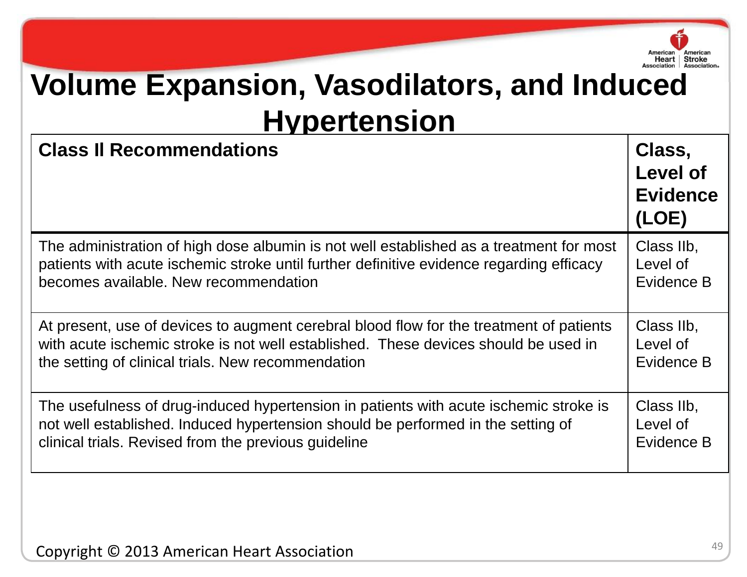# Volume Expansion, Vasodilators, and Induced Hypertension

| Class II Recommendations | Class, Level of Evidence (LOE) |
|---|---|
| The administration of high dose albumin is not well established as a treatment for most patients with acute ischemic stroke until further definitive evidence regarding efficacy becomes available. New recommendation | Class IIb, Level of Evidence B |
| At present, use of devices to augment cerebral blood flow for the treatment of patients with acute ischemic stroke is not well established. These devices should be used in the setting of clinical trials. New recommendation | Class IIb, Level of Evidence B |
| The usefulness of drug-induced hypertension in patients with acute ischemic stroke is not well established. Induced hypertension should be performed in the setting of clinical trials. Revised from the previous guideline | Class IIb, Level of Evidence B |

Copyright © 2013 American Heart Association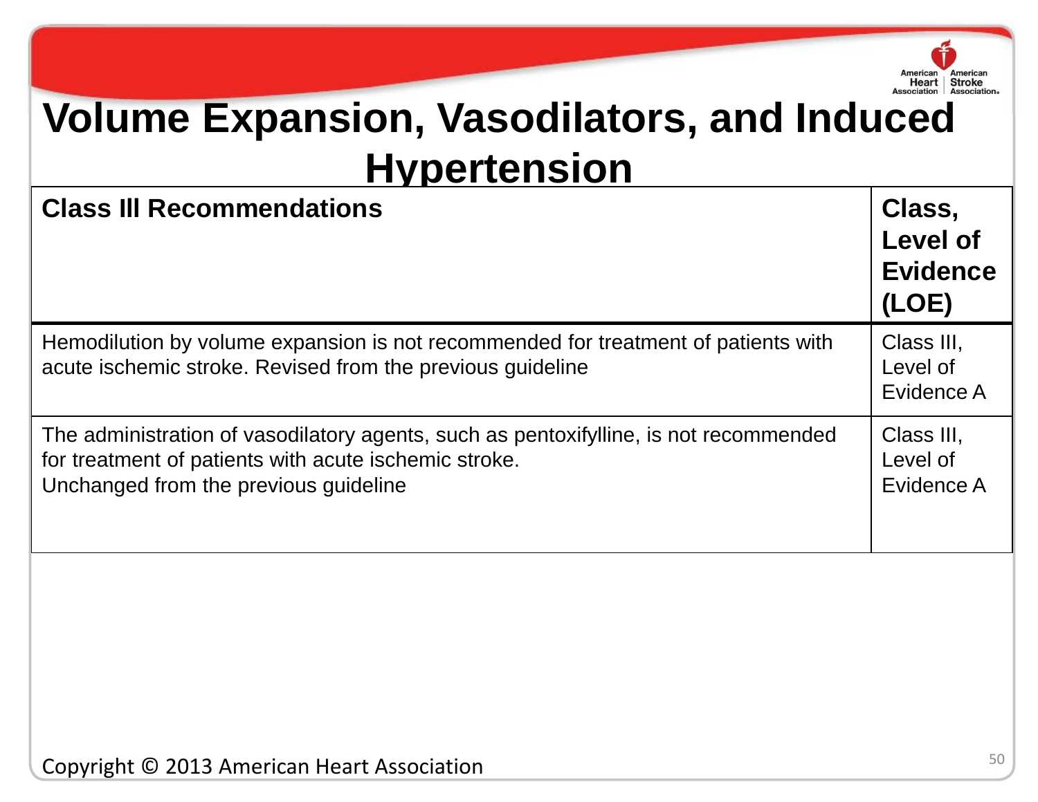# Volume Expansion, Vasodilators, and Induced Hypertension

| Class III Recommendations | Class, Level of Evidence (LOE) |
| --- | --- |
| Hemodilution by volume expansion is not recommended for treatment of patients with acute ischemic stroke. Revised from the previous guideline | Class III, Level of Evidence A |
| The administration of vasodilatory agents, such as pentoxifylline, is not recommended for treatment of patients with acute ischemic stroke. Unchanged from the previous guideline | Class III, Level of Evidence A |

Copyright © 2013 American Heart Association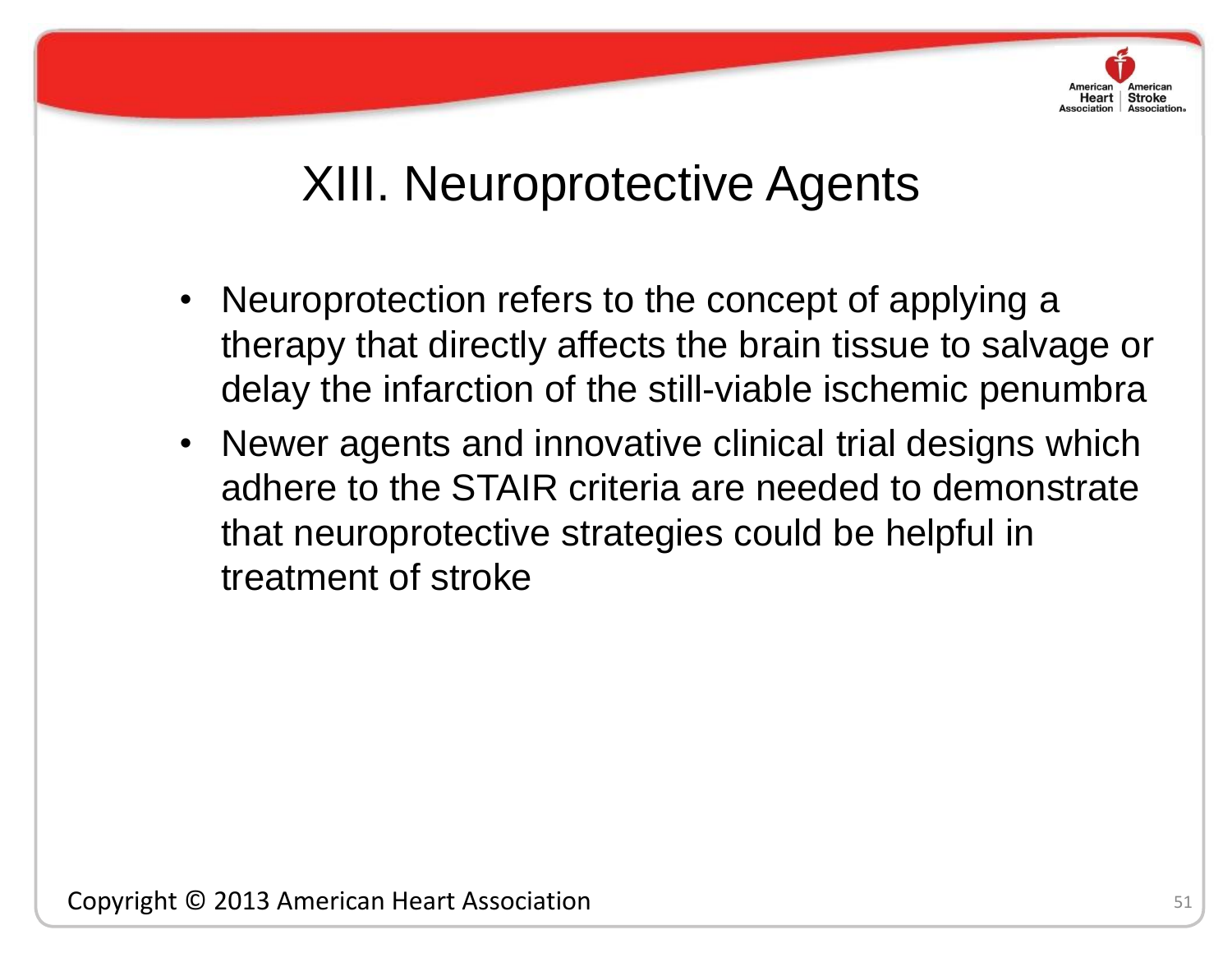# XIII. Neuroprotective Agents

- Neuroprotection refers to the concept of applying a therapy that directly affects the brain tissue to salvage or delay the infarction of the still-viable ischemic penumbra
- Newer agents and innovative clinical trial designs which adhere to the STAIR criteria are needed to demonstrate that neuroprotective strategies could be helpful in treatment of stroke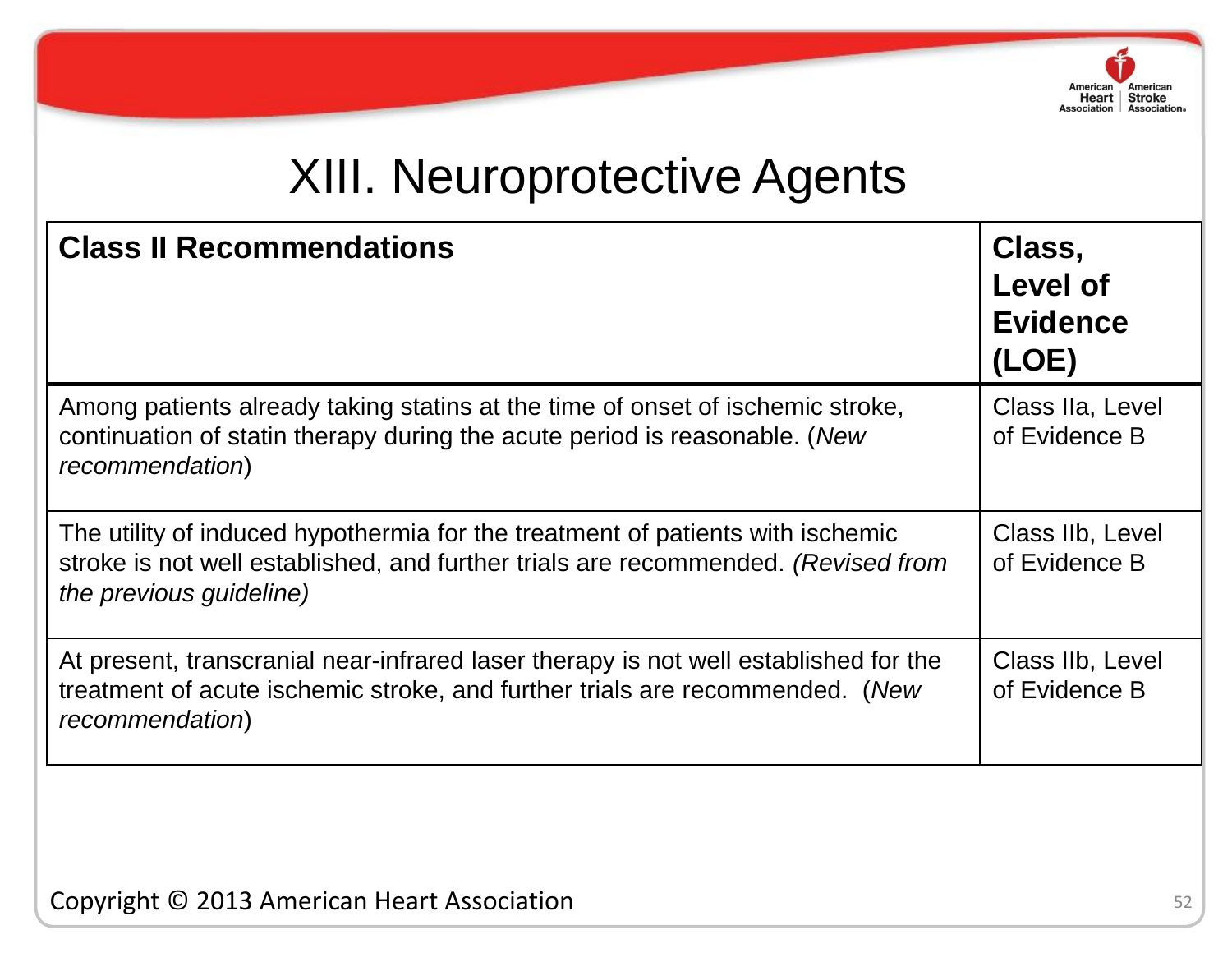# XIII. Neuroprotective Agents

| **Class II Recommendations** | **Class, Level of Evidence (LOE)** |
| --- | --- |
| Among patients already taking statins at the time of onset of ischemic stroke, continuation of statin therapy during the acute period is reasonable. (*New recommendation*) | Class IIa, Level of Evidence B |
| The utility of induced hypothermia for the treatment of patients with ischemic stroke is not well established, and further trials are recommended. *(Revised from the previous guideline)* | Class IIb, Level of Evidence B |
| At present, transcranial near-infrared laser therapy is not well established for the treatment of acute ischemic stroke, and further trials are recommended. (*New recommendation*) | Class IIb, Level of Evidence B |

Copyright © 2013 American Heart Association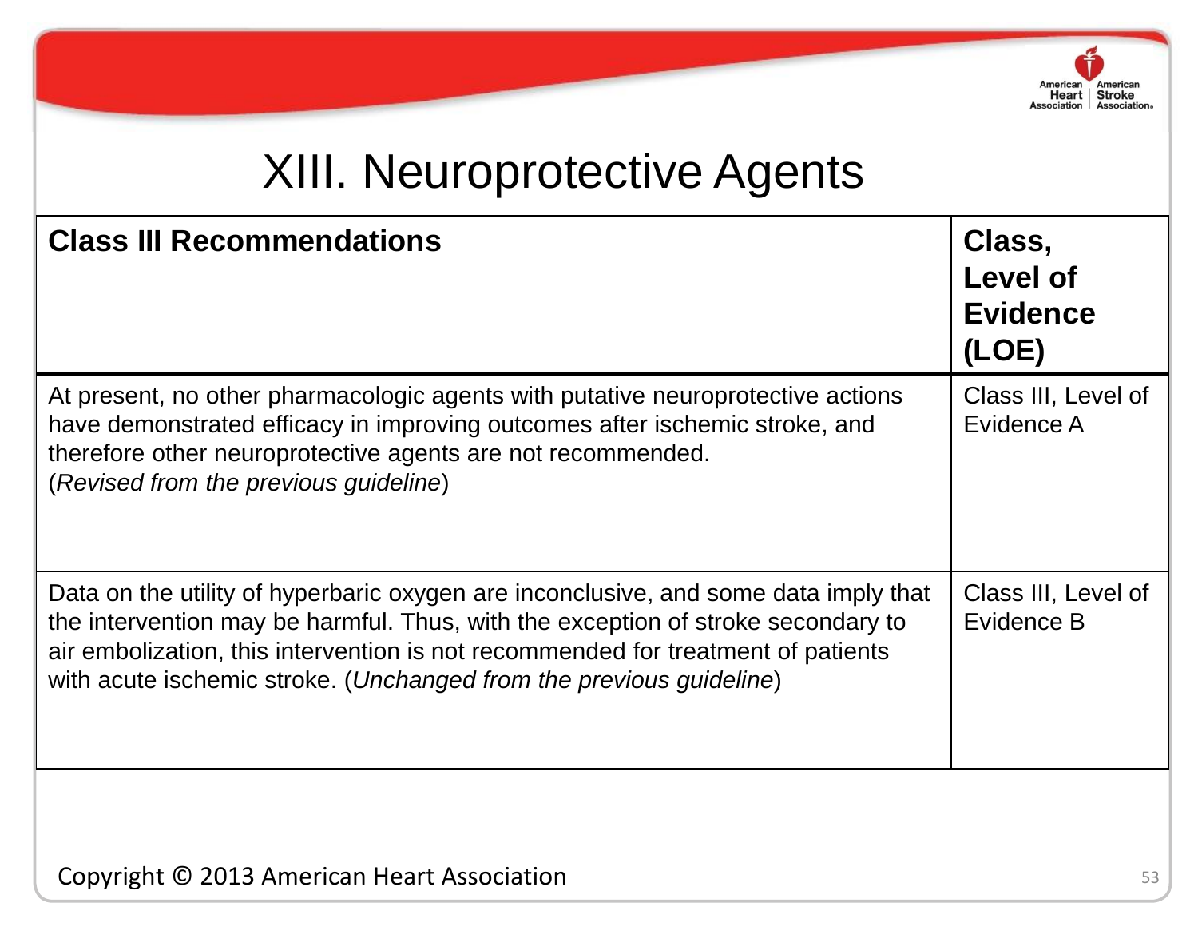# XIII. Neuroprotective Agents

| Class III Recommendations | Class, Level of Evidence (LOE) |
| --- | --- |
| At present, no other pharmacologic agents with putative neuroprotective actions have demonstrated efficacy in improving outcomes after ischemic stroke, and therefore other neuroprotective agents are not recommended. (*Revised from the previous guideline*) | Class III, Level of Evidence A |
| Data on the utility of hyperbaric oxygen are inconclusive, and some data imply that the intervention may be harmful. Thus, with the exception of stroke secondary to air embolization, this intervention is not recommended for treatment of patients with acute ischemic stroke. (*Unchanged from the previous guideline*) | Class III, Level of Evidence B |

Copyright © 2013 American Heart Association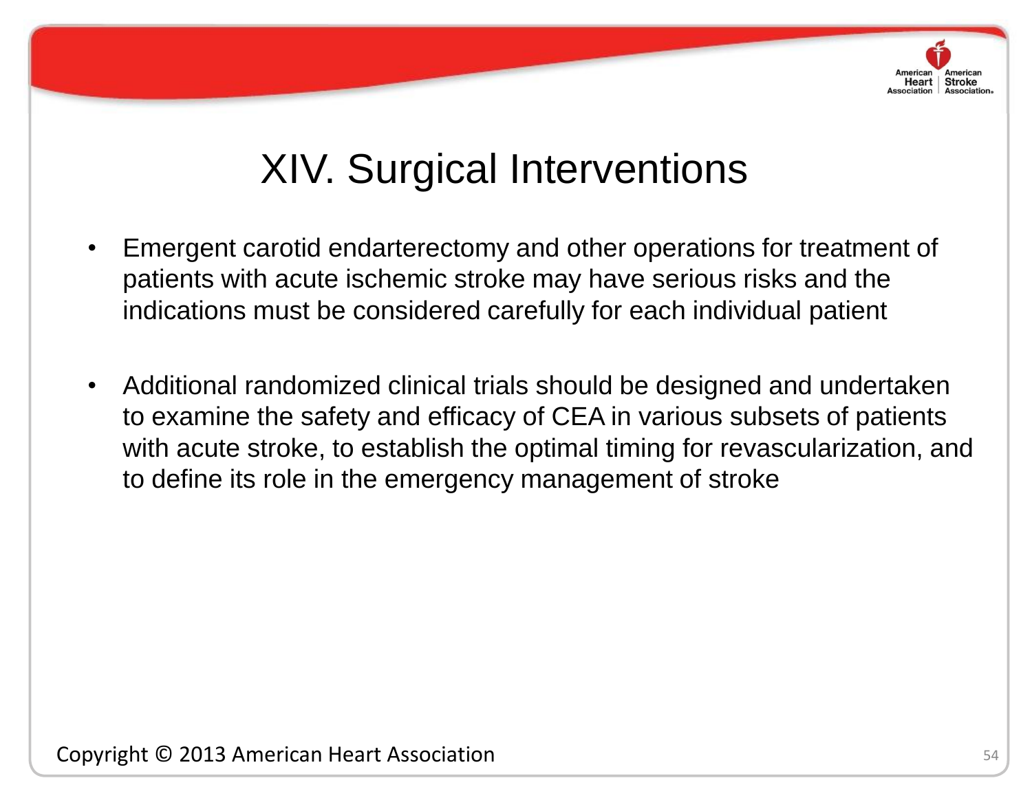# XIV. Surgical Interventions

- Emergent carotid endarterectomy and other operations for treatment of patients with acute ischemic stroke may have serious risks and the indications must be considered carefully for each individual patient

- Additional randomized clinical trials should be designed and undertaken to examine the safety and efficacy of CEA in various subsets of patients with acute stroke, to establish the optimal timing for revascularization, and to define its role in the emergency management of stroke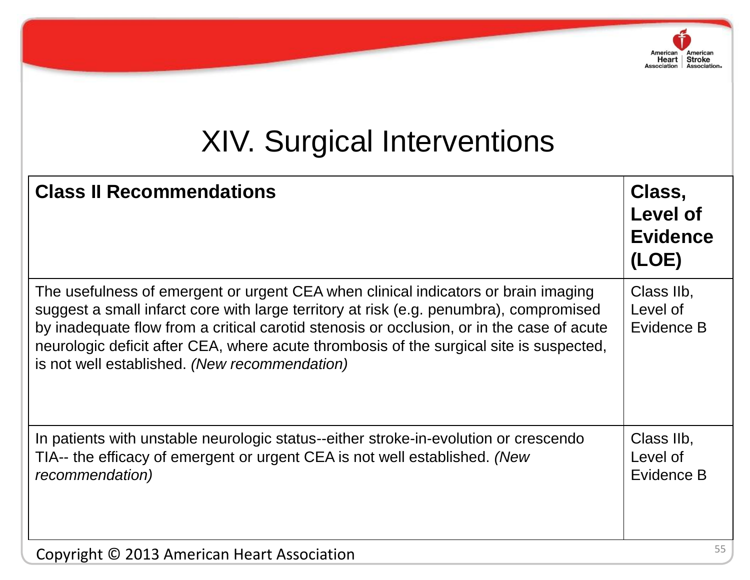# XIV. Surgical Interventions

| **Class II Recommendations** | **Class, Level of Evidence (LOE)** |
|---|---|
| The usefulness of emergent or urgent CEA when clinical indicators or brain imaging suggest a small infarct core with large territory at risk (e.g. penumbra), compromised by inadequate flow from a critical carotid stenosis or occlusion, or in the case of acute neurologic deficit after CEA, where acute thrombosis of the surgical site is suspected, is not well established. *(New recommendation)* | Class IIb, Level of Evidence B |
| In patients with unstable neurologic status--either stroke-in-evolution or crescendo TIA-- the efficacy of emergent or urgent CEA is not well established. *(New recommendation)* | Class IIb, Level of Evidence B |

Copyright © 2013 American Heart Association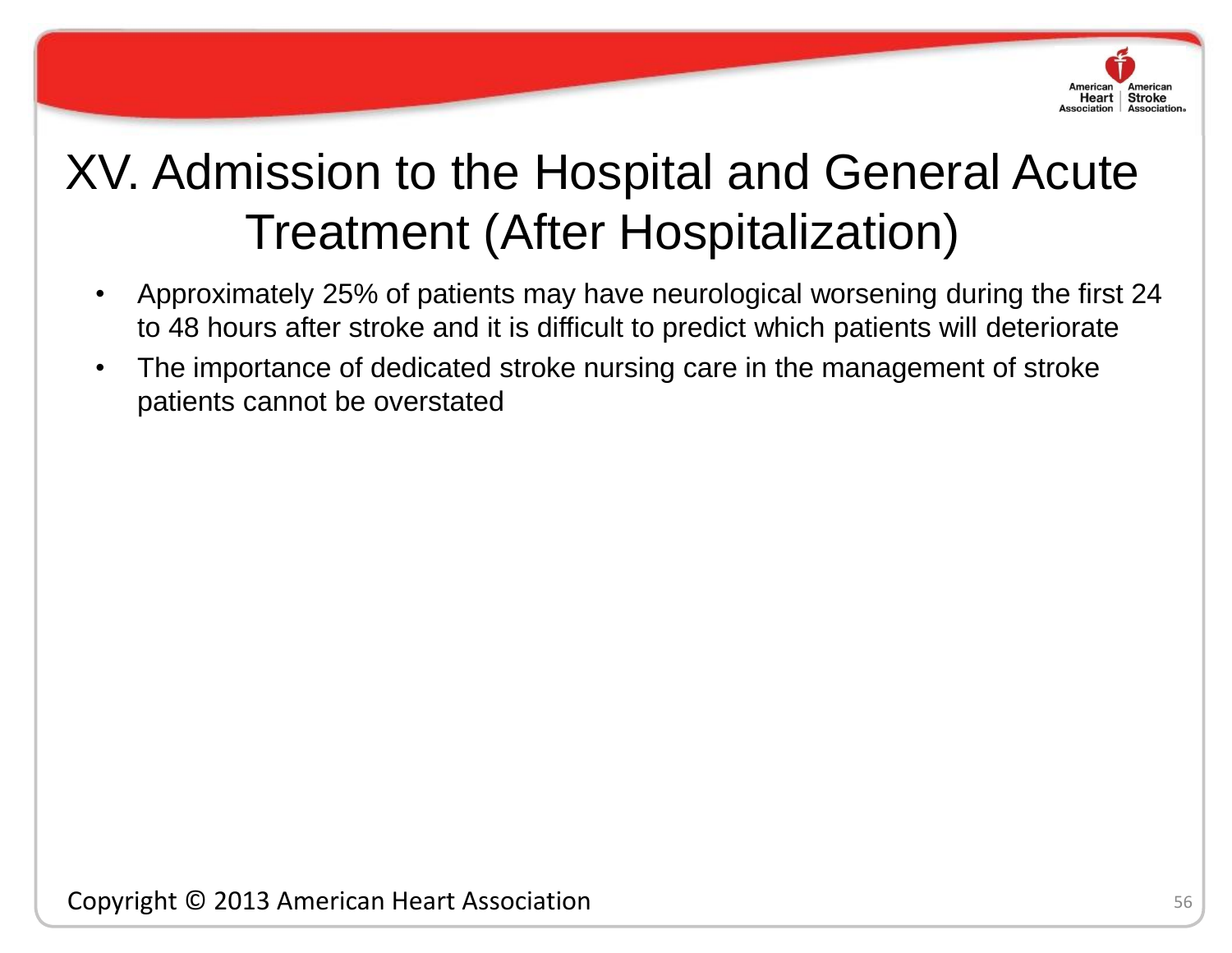# XV. Admission to the Hospital and General Acute Treatment (After Hospitalization)

- Approximately 25% of patients may have neurological worsening during the first 24 to 48 hours after stroke and it is difficult to predict which patients will deteriorate
- The importance of dedicated stroke nursing care in the management of stroke patients cannot be overstated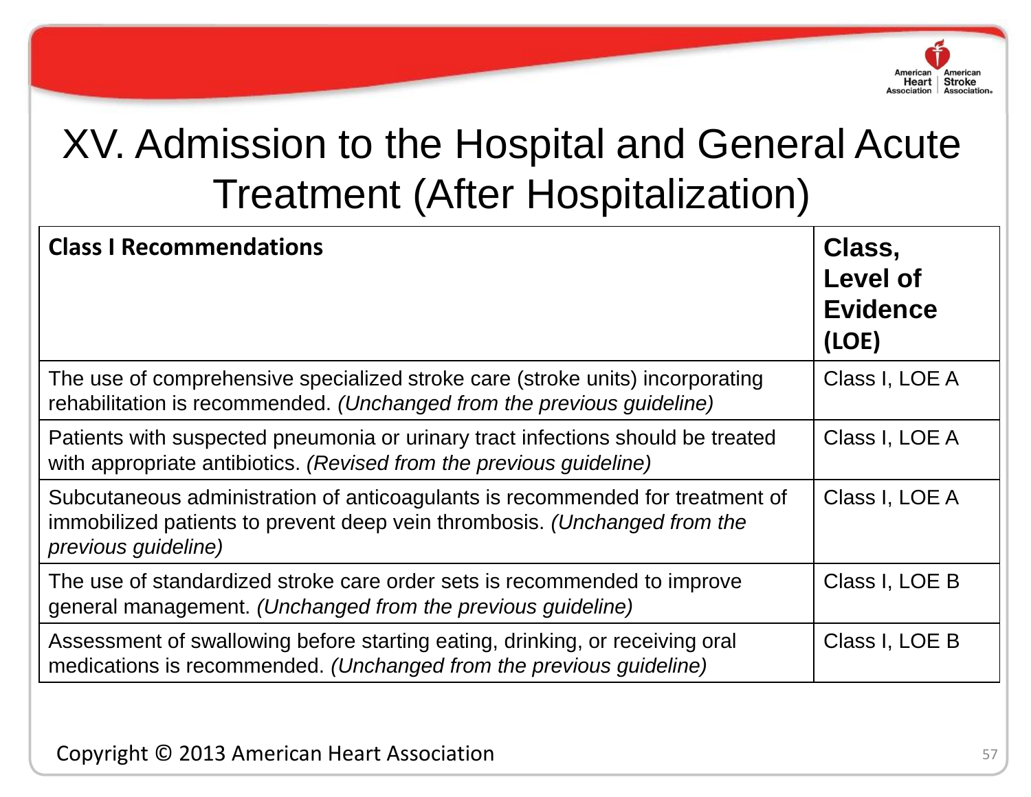# XV. Admission to the Hospital and General Acute Treatment (After Hospitalization)

| **Class I Recommendations** | **Class, Level of Evidence (LOE)** |
| --- | --- |
| The use of comprehensive specialized stroke care (stroke units) incorporating rehabilitation is recommended. *(Unchanged from the previous guideline)* | Class I, LOE A |
| Patients with suspected pneumonia or urinary tract infections should be treated with appropriate antibiotics. *(Revised from the previous guideline)* | Class I, LOE A |
| Subcutaneous administration of anticoagulants is recommended for treatment of immobilized patients to prevent deep vein thrombosis. *(Unchanged from the previous guideline)* | Class I, LOE A |
| The use of standardized stroke care order sets is recommended to improve general management. *(Unchanged from the previous guideline)* | Class I, LOE B |
| Assessment of swallowing before starting eating, drinking, or receiving oral medications is recommended. *(Unchanged from the previous guideline)* | Class I, LOE B |

Copyright © 2013 American Heart Association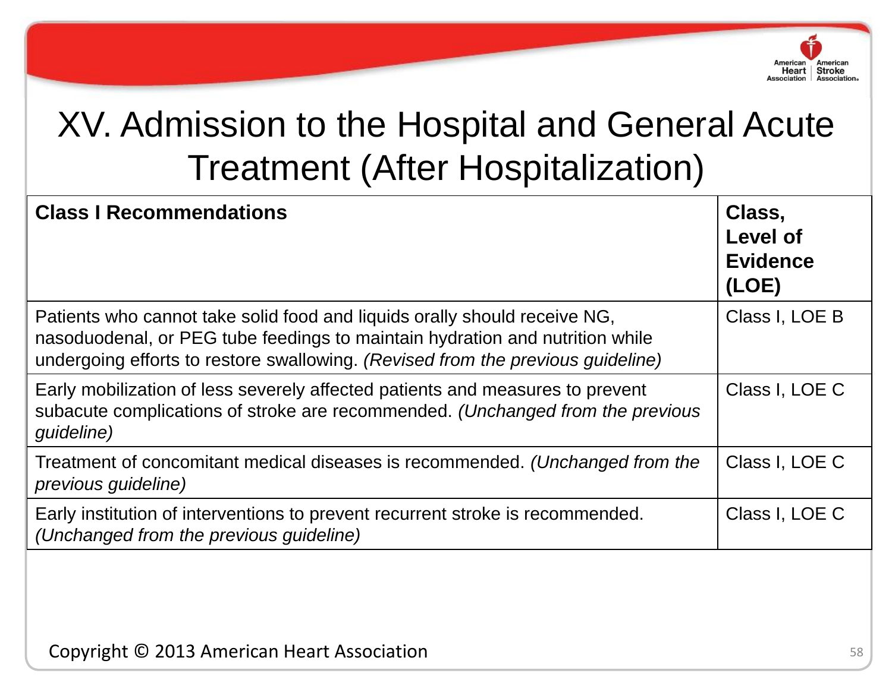# XV. Admission to the Hospital and General Acute Treatment (After Hospitalization)

| **Class I Recommendations** | **Class, Level of Evidence (LOE)** |
| --- | --- |
| Patients who cannot take solid food and liquids orally should receive NG, nasoduodenal, or PEG tube feedings to maintain hydration and nutrition while undergoing efforts to restore swallowing. *(Revised from the previous guideline)* | Class I, LOE B |
| Early mobilization of less severely affected patients and measures to prevent subacute complications of stroke are recommended. *(Unchanged from the previous guideline)* | Class I, LOE C |
| Treatment of concomitant medical diseases is recommended. *(Unchanged from the previous guideline)* | Class I, LOE C |
| Early institution of interventions to prevent recurrent stroke is recommended. *(Unchanged from the previous guideline)* | Class I, LOE C |

Copyright © 2013 American Heart Association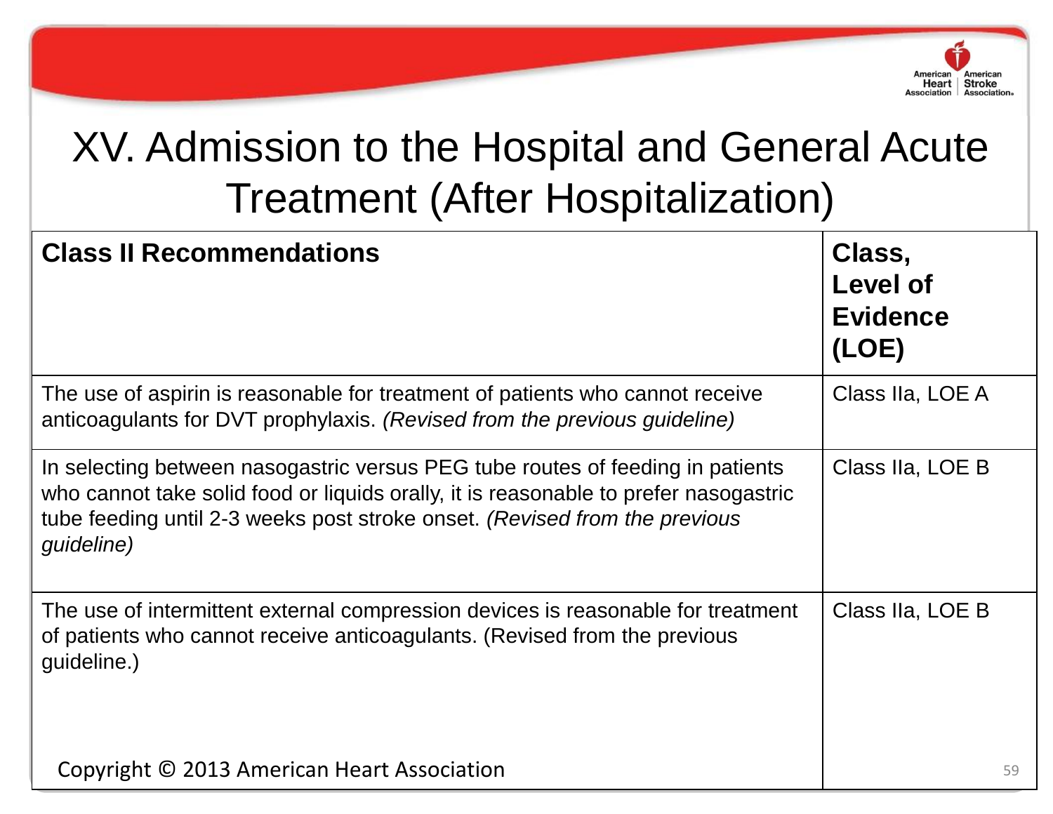# XV. Admission to the Hospital and General Acute Treatment (After Hospitalization)

| **Class II Recommendations** | **Class, Level of Evidence (LOE)** |
|---|---|
| The use of aspirin is reasonable for treatment of patients who cannot receive anticoagulants for DVT prophylaxis. *(Revised from the previous guideline)* | Class IIa, LOE A |
| In selecting between nasogastric versus PEG tube routes of feeding in patients who cannot take solid food or liquids orally, it is reasonable to prefer nasogastric tube feeding until 2-3 weeks post stroke onset. *(Revised from the previous guideline)* | Class IIa, LOE B |
| The use of intermittent external compression devices is reasonable for treatment of patients who cannot receive anticoagulants. (Revised from the previous guideline.) | Class IIa, LOE B |

Copyright © 2013 American Heart Association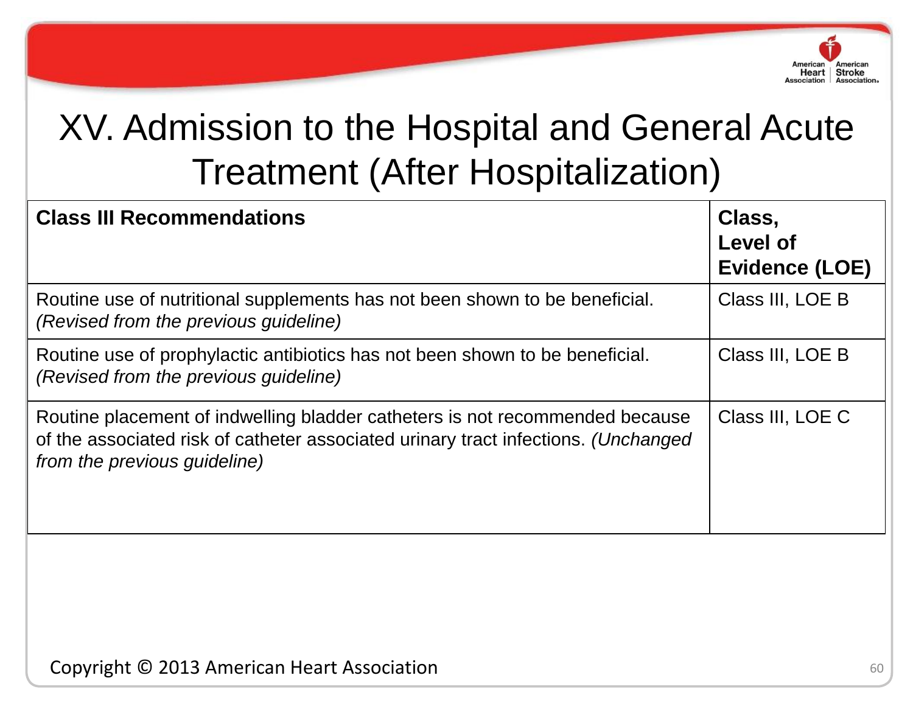# XV. Admission to the Hospital and General Acute Treatment (After Hospitalization)

| **Class III Recommendations** | **Class, Level of Evidence (LOE)** |
|---|---|
| Routine use of nutritional supplements has not been shown to be beneficial. *(Revised from the previous guideline)* | Class III, LOE B |
| Routine use of prophylactic antibiotics has not been shown to be beneficial. *(Revised from the previous guideline)* | Class III, LOE B |
| Routine placement of indwelling bladder catheters is not recommended because of the associated risk of catheter associated urinary tract infections. *(Unchanged from the previous guideline)* | Class III, LOE C |

Copyright © 2013 American Heart Association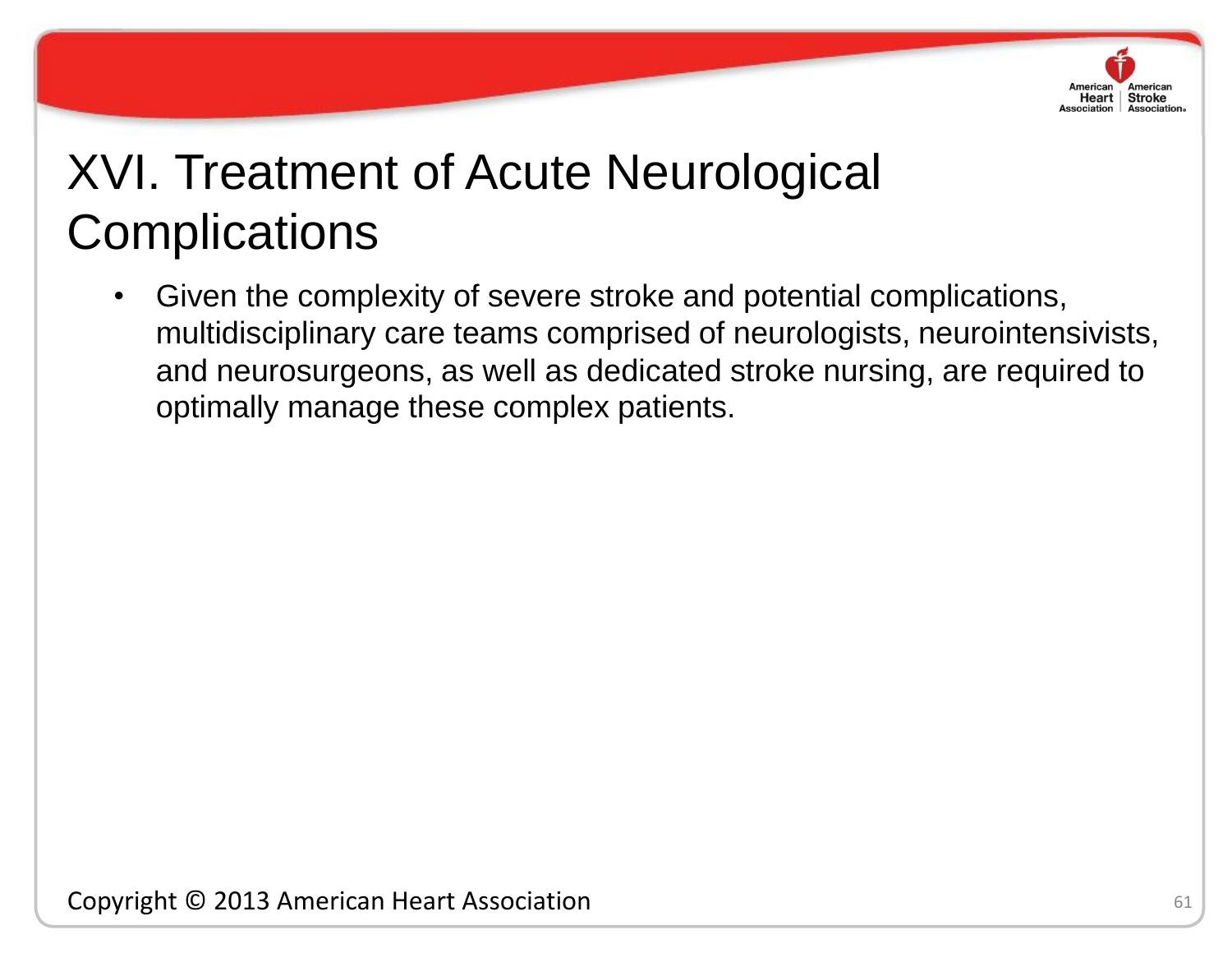# XVI. Treatment of Acute Neurological Complications

- Given the complexity of severe stroke and potential complications, multidisciplinary care teams comprised of neurologists, neurointensivists, and neurosurgeons, as well as dedicated stroke nursing, are required to optimally manage these complex patients.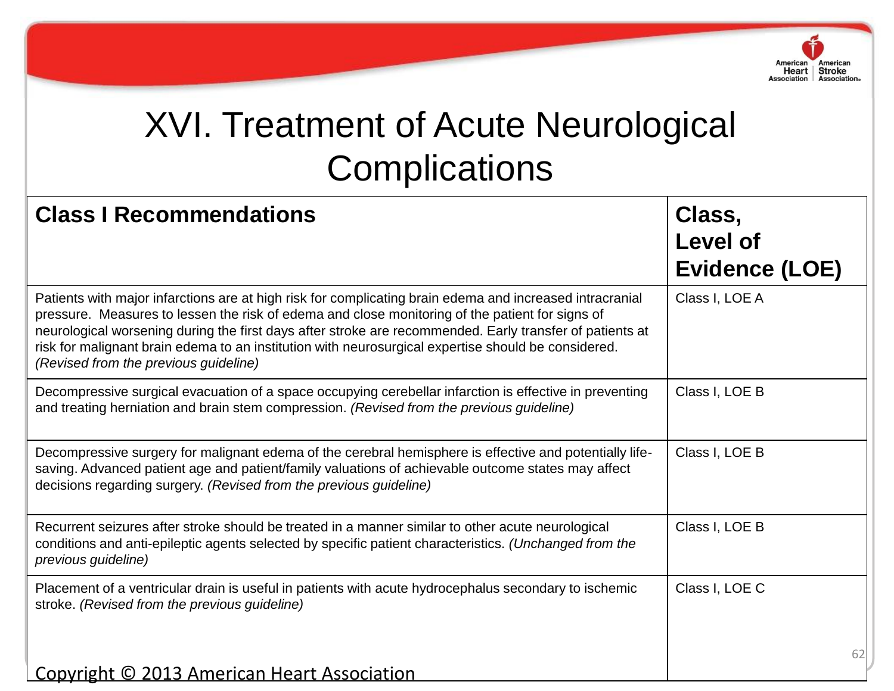# XVI. Treatment of Acute Neurological Complications

| Class I Recommendations | Class, Level of Evidence (LOE) |
|---|---|
| Patients with major infarctions are at high risk for complicating brain edema and increased intracranial pressure. Measures to lessen the risk of edema and close monitoring of the patient for signs of neurological worsening during the first days after stroke are recommended. Early transfer of patients at risk for malignant brain edema to an institution with neurosurgical expertise should be considered. *(Revised from the previous guideline)* | Class I, LOE A |
| Decompressive surgical evacuation of a space occupying cerebellar infarction is effective in preventing and treating herniation and brain stem compression. *(Revised from the previous guideline)* | Class I, LOE B |
| Decompressive surgery for malignant edema of the cerebral hemisphere is effective and potentially life-saving. Advanced patient age and patient/family valuations of achievable outcome states may affect decisions regarding surgery. *(Revised from the previous guideline)* | Class I, LOE B |
| Recurrent seizures after stroke should be treated in a manner similar to other acute neurological conditions and anti-epileptic agents selected by specific patient characteristics. *(Unchanged from the previous guideline)* | Class I, LOE B |
| Placement of a ventricular drain is useful in patients with acute hydrocephalus secondary to ischemic stroke. *(Revised from the previous guideline)* | Class I, LOE C |

Copyright © 2013 American Heart Association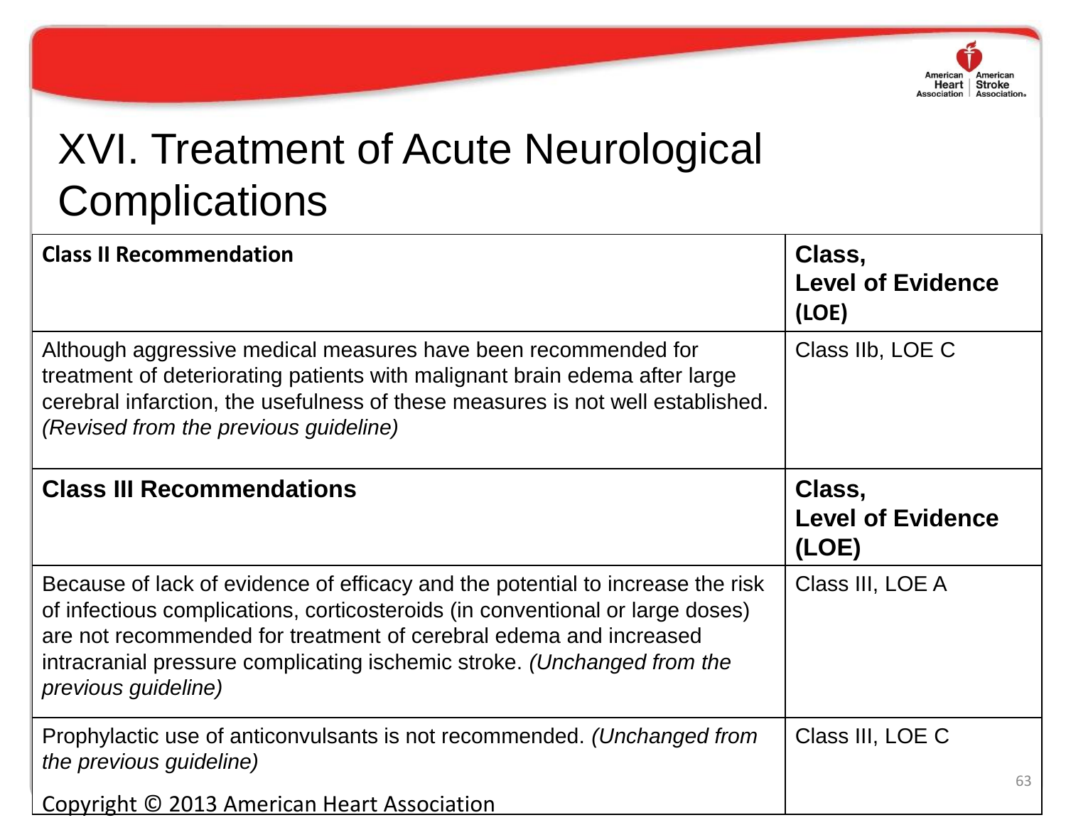# XVI. Treatment of Acute Neurological Complications

| **Class II Recommendation** | **Class, Level of Evidence (LOE)** |
|---|---|
| Although aggressive medical measures have been recommended for treatment of deteriorating patients with malignant brain edema after large cerebral infarction, the usefulness of these measures is not well established. *(Revised from the previous guideline)* | Class IIb, LOE C |
| **Class III Recommendations** | **Class, Level of Evidence (LOE)** |
| Because of lack of evidence of efficacy and the potential to increase the risk of infectious complications, corticosteroids (in conventional or large doses) are not recommended for treatment of cerebral edema and increased intracranial pressure complicating ischemic stroke. *(Unchanged from the previous guideline)* | Class III, LOE A |
| Prophylactic use of anticonvulsants is not recommended. *(Unchanged from the previous guideline)* | Class III, LOE C |

Copyright © 2013 American Heart Association